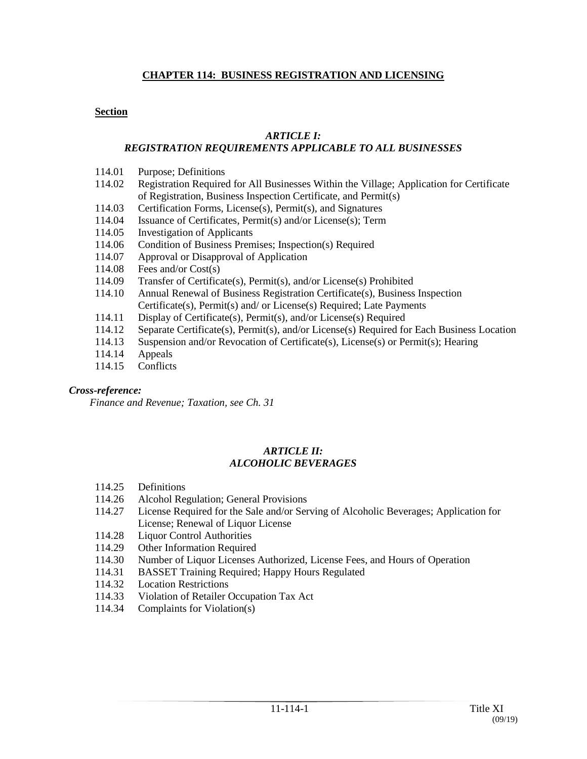# CHAPTER 114: BUSINESS REGISTRATION AND LICENSING

**Section**

## *ARTICLE I: REGISTRATION REQUIREMENTS APPLICABLE TO ALL BUSINESSES*

114.01 Purpose; Definitions
114.02 Registration Required for All Businesses Within the Village; Application for Certificate of Registration, Business Inspection Certificate, and Permit(s)
114.03 Certification Forms, License(s), Permit(s), and Signatures
114.04 Issuance of Certificates, Permit(s) and/or License(s); Term
114.05 Investigation of Applicants
114.06 Condition of Business Premises; Inspection(s) Required
114.07 Approval or Disapproval of Application
114.08 Fees and/or Cost(s)
114.09 Transfer of Certificate(s), Permit(s), and/or License(s) Prohibited
114.10 Annual Renewal of Business Registration Certificate(s), Business Inspection Certificate(s), Permit(s) and/ or License(s) Required; Late Payments
114.11 Display of Certificate(s), Permit(s), and/or License(s) Required
114.12 Separate Certificate(s), Permit(s), and/or License(s) Required for Each Business Location
114.13 Suspension and/or Revocation of Certificate(s), License(s) or Permit(s); Hearing
114.14 Appeals
114.15 Conflicts

***Cross-reference:***
*Finance and Revenue; Taxation, see Ch. 31*

## *ARTICLE II: ALCOHOLIC BEVERAGES*

114.25 Definitions
114.26 Alcohol Regulation; General Provisions
114.27 License Required for the Sale and/or Serving of Alcoholic Beverages; Application for License; Renewal of Liquor License
114.28 Liquor Control Authorities
114.29 Other Information Required
114.30 Number of Liquor Licenses Authorized, License Fees, and Hours of Operation
114.31 BASSET Training Required; Happy Hours Regulated
114.32 Location Restrictions
114.33 Violation of Retailer Occupation Tax Act
114.34 Complaints for Violation(s)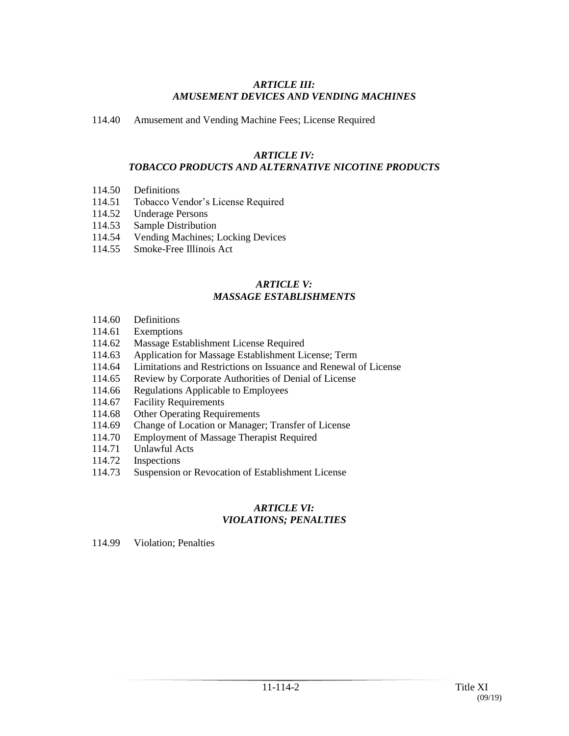### *ARTICLE III: AMUSEMENT DEVICES AND VENDING MACHINES*

114.40 Amusement and Vending Machine Fees; License Required

### *ARTICLE IV: TOBACCO PRODUCTS AND ALTERNATIVE NICOTINE PRODUCTS*

114.50 Definitions
114.51 Tobacco Vendor's License Required
114.52 Underage Persons
114.53 Sample Distribution
114.54 Vending Machines; Locking Devices
114.55 Smoke-Free Illinois Act

### *ARTICLE V: MASSAGE ESTABLISHMENTS*

114.60 Definitions
114.61 Exemptions
114.62 Massage Establishment License Required
114.63 Application for Massage Establishment License; Term
114.64 Limitations and Restrictions on Issuance and Renewal of License
114.65 Review by Corporate Authorities of Denial of License
114.66 Regulations Applicable to Employees
114.67 Facility Requirements
114.68 Other Operating Requirements
114.69 Change of Location or Manager; Transfer of License
114.70 Employment of Massage Therapist Required
114.71 Unlawful Acts
114.72 Inspections
114.73 Suspension or Revocation of Establishment License

### *ARTICLE VI: VIOLATIONS; PENALTIES*

114.99 Violation; Penalties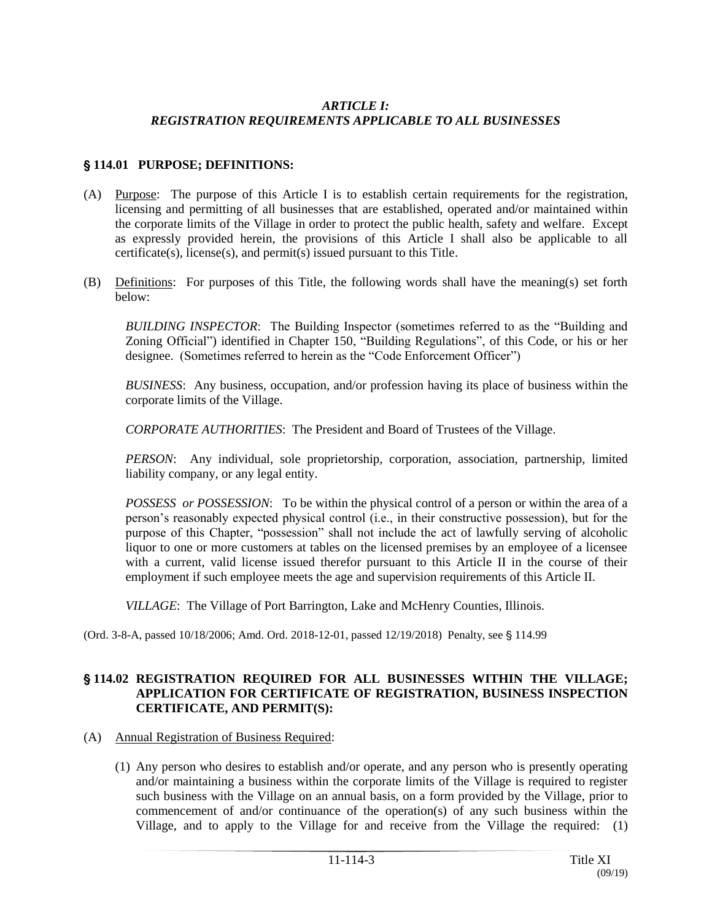### *ARTICLE I: REGISTRATION REQUIREMENTS APPLICABLE TO ALL BUSINESSES*

## § 114.01 PURPOSE; DEFINITIONS:

(A) Purpose: The purpose of this Article I is to establish certain requirements for the registration, licensing and permitting of all businesses that are established, operated and/or maintained within the corporate limits of the Village in order to protect the public health, safety and welfare. Except as expressly provided herein, the provisions of this Article I shall also be applicable to all certificate(s), license(s), and permit(s) issued pursuant to this Title.

(B) Definitions: For purposes of this Title, the following words shall have the meaning(s) set forth below:

*BUILDING INSPECTOR*: The Building Inspector (sometimes referred to as the "Building and Zoning Official") identified in Chapter 150, "Building Regulations", of this Code, or his or her designee. (Sometimes referred to herein as the "Code Enforcement Officer")

*BUSINESS*: Any business, occupation, and/or profession having its place of business within the corporate limits of the Village.

*CORPORATE AUTHORITIES*: The President and Board of Trustees of the Village.

*PERSON*: Any individual, sole proprietorship, corporation, association, partnership, limited liability company, or any legal entity.

*POSSESS or POSSESSION*: To be within the physical control of a person or within the area of a person's reasonably expected physical control (i.e., in their constructive possession), but for the purpose of this Chapter, "possession" shall not include the act of lawfully serving of alcoholic liquor to one or more customers at tables on the licensed premises by an employee of a licensee with a current, valid license issued therefor pursuant to this Article II in the course of their employment if such employee meets the age and supervision requirements of this Article II.

*VILLAGE*: The Village of Port Barrington, Lake and McHenry Counties, Illinois.

(Ord. 3-8-A, passed 10/18/2006; Amd. Ord. 2018-12-01, passed 12/19/2018) Penalty, see § 114.99

## § 114.02 REGISTRATION REQUIRED FOR ALL BUSINESSES WITHIN THE VILLAGE; APPLICATION FOR CERTIFICATE OF REGISTRATION, BUSINESS INSPECTION CERTIFICATE, AND PERMIT(S):

(A) Annual Registration of Business Required:

(1) Any person who desires to establish and/or operate, and any person who is presently operating and/or maintaining a business within the corporate limits of the Village is required to register such business with the Village on an annual basis, on a form provided by the Village, prior to commencement of and/or continuance of the operation(s) of any such business within the Village, and to apply to the Village for and receive from the Village the required: (1)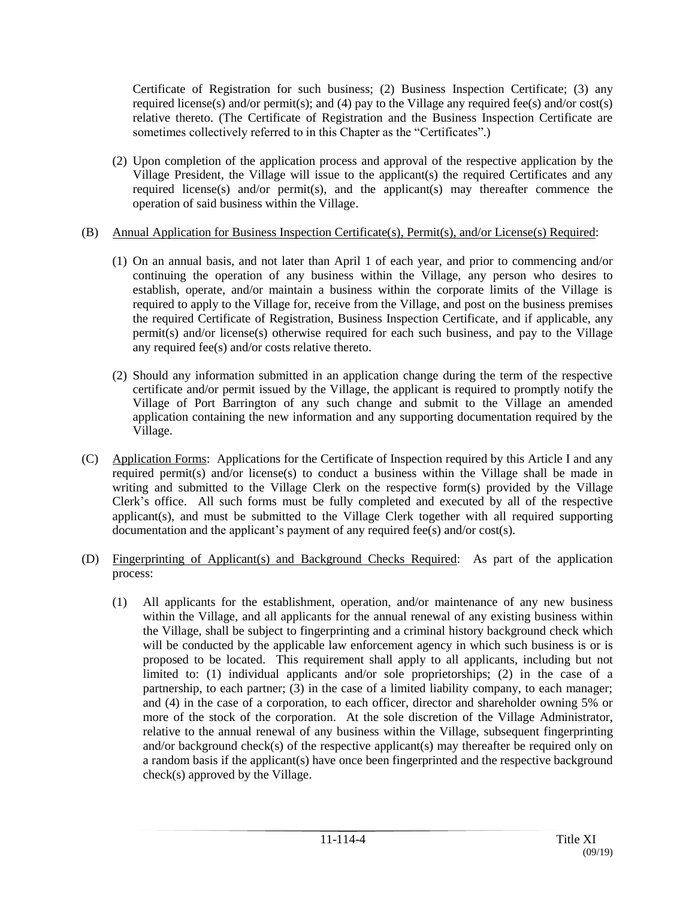Certificate of Registration for such business; (2) Business Inspection Certificate; (3) any required license(s) and/or permit(s); and (4) pay to the Village any required fee(s) and/or cost(s) relative thereto. (The Certificate of Registration and the Business Inspection Certificate are sometimes collectively referred to in this Chapter as the "Certificates".)

(2) Upon completion of the application process and approval of the respective application by the Village President, the Village will issue to the applicant(s) the required Certificates and any required license(s) and/or permit(s), and the applicant(s) may thereafter commence the operation of said business within the Village.

(B) Annual Application for Business Inspection Certificate(s), Permit(s), and/or License(s) Required:

(1) On an annual basis, and not later than April 1 of each year, and prior to commencing and/or continuing the operation of any business within the Village, any person who desires to establish, operate, and/or maintain a business within the corporate limits of the Village is required to apply to the Village for, receive from the Village, and post on the business premises the required Certificate of Registration, Business Inspection Certificate, and if applicable, any permit(s) and/or license(s) otherwise required for each such business, and pay to the Village any required fee(s) and/or costs relative thereto.

(2) Should any information submitted in an application change during the term of the respective certificate and/or permit issued by the Village, the applicant is required to promptly notify the Village of Port Barrington of any such change and submit to the Village an amended application containing the new information and any supporting documentation required by the Village.

(C) Application Forms: Applications for the Certificate of Inspection required by this Article I and any required permit(s) and/or license(s) to conduct a business within the Village shall be made in writing and submitted to the Village Clerk on the respective form(s) provided by the Village Clerk's office. All such forms must be fully completed and executed by all of the respective applicant(s), and must be submitted to the Village Clerk together with all required supporting documentation and the applicant's payment of any required fee(s) and/or cost(s).

(D) Fingerprinting of Applicant(s) and Background Checks Required: As part of the application process:

(1) All applicants for the establishment, operation, and/or maintenance of any new business within the Village, and all applicants for the annual renewal of any existing business within the Village, shall be subject to fingerprinting and a criminal history background check which will be conducted by the applicable law enforcement agency in which such business is or is proposed to be located. This requirement shall apply to all applicants, including but not limited to: (1) individual applicants and/or sole proprietorships; (2) in the case of a partnership, to each partner; (3) in the case of a limited liability company, to each manager; and (4) in the case of a corporation, to each officer, director and shareholder owning 5% or more of the stock of the corporation. At the sole discretion of the Village Administrator, relative to the annual renewal of any business within the Village, subsequent fingerprinting and/or background check(s) of the respective applicant(s) may thereafter be required only on a random basis if the applicant(s) have once been fingerprinted and the respective background check(s) approved by the Village.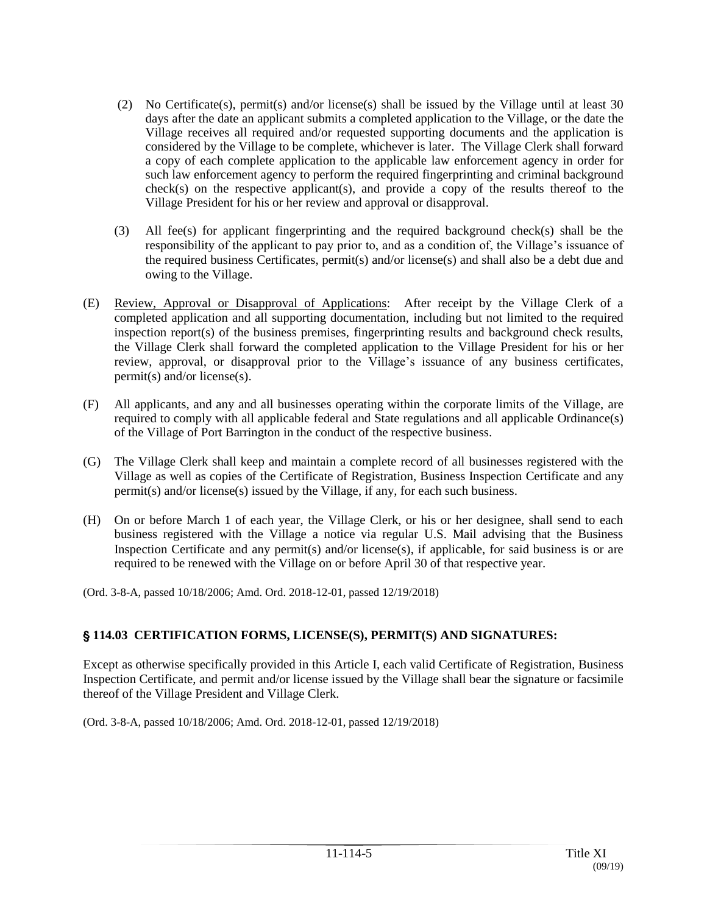(2) No Certificate(s), permit(s) and/or license(s) shall be issued by the Village until at least 30 days after the date an applicant submits a completed application to the Village, or the date the Village receives all required and/or requested supporting documents and the application is considered by the Village to be complete, whichever is later. The Village Clerk shall forward a copy of each complete application to the applicable law enforcement agency in order for such law enforcement agency to perform the required fingerprinting and criminal background check(s) on the respective applicant(s), and provide a copy of the results thereof to the Village President for his or her review and approval or disapproval.

(3) All fee(s) for applicant fingerprinting and the required background check(s) shall be the responsibility of the applicant to pay prior to, and as a condition of, the Village's issuance of the required business Certificates, permit(s) and/or license(s) and shall also be a debt due and owing to the Village.

(E) Review, Approval or Disapproval of Applications: After receipt by the Village Clerk of a completed application and all supporting documentation, including but not limited to the required inspection report(s) of the business premises, fingerprinting results and background check results, the Village Clerk shall forward the completed application to the Village President for his or her review, approval, or disapproval prior to the Village's issuance of any business certificates, permit(s) and/or license(s).

(F) All applicants, and any and all businesses operating within the corporate limits of the Village, are required to comply with all applicable federal and State regulations and all applicable Ordinance(s) of the Village of Port Barrington in the conduct of the respective business.

(G) The Village Clerk shall keep and maintain a complete record of all businesses registered with the Village as well as copies of the Certificate of Registration, Business Inspection Certificate and any permit(s) and/or license(s) issued by the Village, if any, for each such business.

(H) On or before March 1 of each year, the Village Clerk, or his or her designee, shall send to each business registered with the Village a notice via regular U.S. Mail advising that the Business Inspection Certificate and any permit(s) and/or license(s), if applicable, for said business is or are required to be renewed with the Village on or before April 30 of that respective year.

(Ord. 3-8-A, passed 10/18/2006; Amd. Ord. 2018-12-01, passed 12/19/2018)

## § 114.03 CERTIFICATION FORMS, LICENSE(S), PERMIT(S) AND SIGNATURES:

Except as otherwise specifically provided in this Article I, each valid Certificate of Registration, Business Inspection Certificate, and permit and/or license issued by the Village shall bear the signature or facsimile thereof of the Village President and Village Clerk.

(Ord. 3-8-A, passed 10/18/2006; Amd. Ord. 2018-12-01, passed 12/19/2018)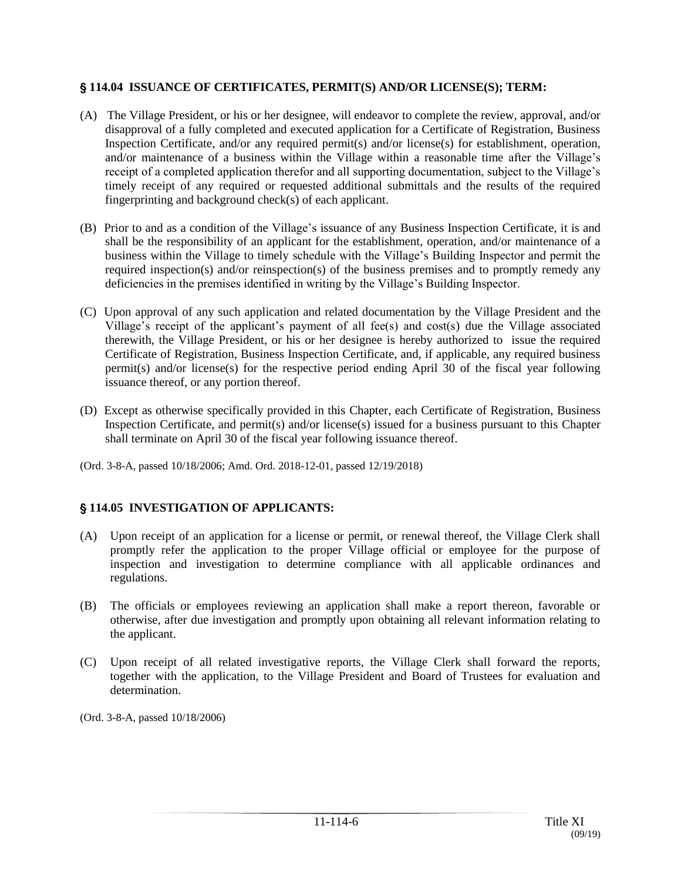## § 114.04 ISSUANCE OF CERTIFICATES, PERMIT(S) AND/OR LICENSE(S); TERM:

(A) The Village President, or his or her designee, will endeavor to complete the review, approval, and/or disapproval of a fully completed and executed application for a Certificate of Registration, Business Inspection Certificate, and/or any required permit(s) and/or license(s) for establishment, operation, and/or maintenance of a business within the Village within a reasonable time after the Village's receipt of a completed application therefor and all supporting documentation, subject to the Village's timely receipt of any required or requested additional submittals and the results of the required fingerprinting and background check(s) of each applicant.

(B) Prior to and as a condition of the Village's issuance of any Business Inspection Certificate, it is and shall be the responsibility of an applicant for the establishment, operation, and/or maintenance of a business within the Village to timely schedule with the Village's Building Inspector and permit the required inspection(s) and/or reinspection(s) of the business premises and to promptly remedy any deficiencies in the premises identified in writing by the Village's Building Inspector.

(C) Upon approval of any such application and related documentation by the Village President and the Village's receipt of the applicant's payment of all fee(s) and cost(s) due the Village associated therewith, the Village President, or his or her designee is hereby authorized to issue the required Certificate of Registration, Business Inspection Certificate, and, if applicable, any required business permit(s) and/or license(s) for the respective period ending April 30 of the fiscal year following issuance thereof, or any portion thereof.

(D) Except as otherwise specifically provided in this Chapter, each Certificate of Registration, Business Inspection Certificate, and permit(s) and/or license(s) issued for a business pursuant to this Chapter shall terminate on April 30 of the fiscal year following issuance thereof.

(Ord. 3-8-A, passed 10/18/2006; Amd. Ord. 2018-12-01, passed 12/19/2018)

## § 114.05 INVESTIGATION OF APPLICANTS:

(A) Upon receipt of an application for a license or permit, or renewal thereof, the Village Clerk shall promptly refer the application to the proper Village official or employee for the purpose of inspection and investigation to determine compliance with all applicable ordinances and regulations.

(B) The officials or employees reviewing an application shall make a report thereon, favorable or otherwise, after due investigation and promptly upon obtaining all relevant information relating to the applicant.

(C) Upon receipt of all related investigative reports, the Village Clerk shall forward the reports, together with the application, to the Village President and Board of Trustees for evaluation and determination.

(Ord. 3-8-A, passed 10/18/2006)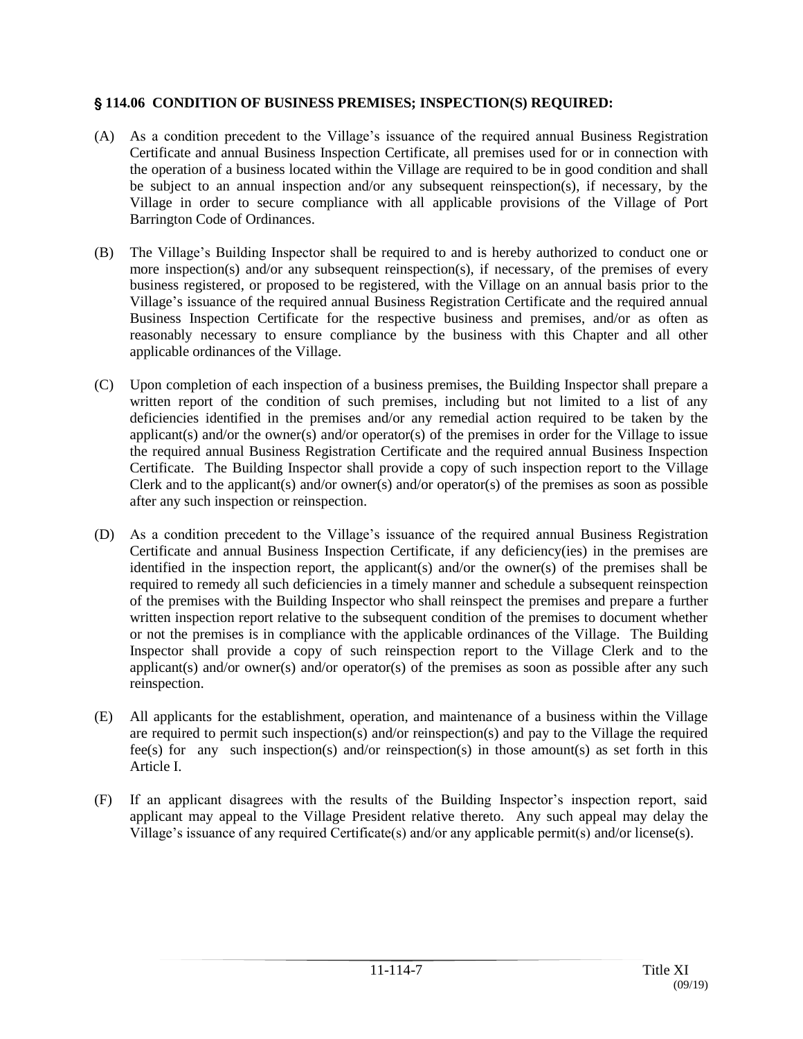### § 114.06 CONDITION OF BUSINESS PREMISES; INSPECTION(S) REQUIRED:

(A) As a condition precedent to the Village's issuance of the required annual Business Registration Certificate and annual Business Inspection Certificate, all premises used for or in connection with the operation of a business located within the Village are required to be in good condition and shall be subject to an annual inspection and/or any subsequent reinspection(s), if necessary, by the Village in order to secure compliance with all applicable provisions of the Village of Port Barrington Code of Ordinances.

(B) The Village's Building Inspector shall be required to and is hereby authorized to conduct one or more inspection(s) and/or any subsequent reinspection(s), if necessary, of the premises of every business registered, or proposed to be registered, with the Village on an annual basis prior to the Village's issuance of the required annual Business Registration Certificate and the required annual Business Inspection Certificate for the respective business and premises, and/or as often as reasonably necessary to ensure compliance by the business with this Chapter and all other applicable ordinances of the Village.

(C) Upon completion of each inspection of a business premises, the Building Inspector shall prepare a written report of the condition of such premises, including but not limited to a list of any deficiencies identified in the premises and/or any remedial action required to be taken by the applicant(s) and/or the owner(s) and/or operator(s) of the premises in order for the Village to issue the required annual Business Registration Certificate and the required annual Business Inspection Certificate. The Building Inspector shall provide a copy of such inspection report to the Village Clerk and to the applicant(s) and/or owner(s) and/or operator(s) of the premises as soon as possible after any such inspection or reinspection.

(D) As a condition precedent to the Village's issuance of the required annual Business Registration Certificate and annual Business Inspection Certificate, if any deficiency(ies) in the premises are identified in the inspection report, the applicant(s) and/or the owner(s) of the premises shall be required to remedy all such deficiencies in a timely manner and schedule a subsequent reinspection of the premises with the Building Inspector who shall reinspect the premises and prepare a further written inspection report relative to the subsequent condition of the premises to document whether or not the premises is in compliance with the applicable ordinances of the Village. The Building Inspector shall provide a copy of such reinspection report to the Village Clerk and to the applicant(s) and/or owner(s) and/or operator(s) of the premises as soon as possible after any such reinspection.

(E) All applicants for the establishment, operation, and maintenance of a business within the Village are required to permit such inspection(s) and/or reinspection(s) and pay to the Village the required fee(s) for any such inspection(s) and/or reinspection(s) in those amount(s) as set forth in this Article I.

(F) If an applicant disagrees with the results of the Building Inspector's inspection report, said applicant may appeal to the Village President relative thereto. Any such appeal may delay the Village's issuance of any required Certificate(s) and/or any applicable permit(s) and/or license(s).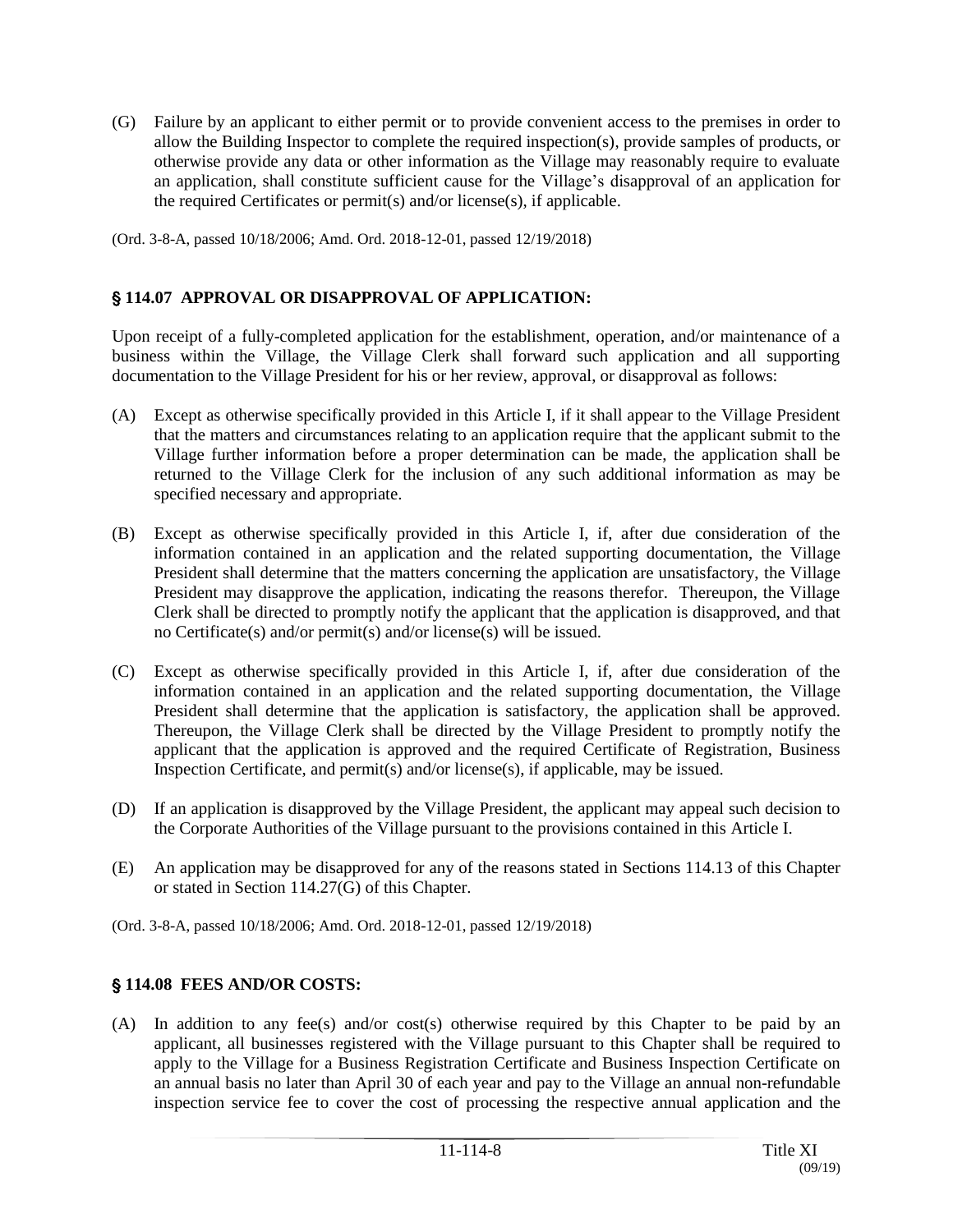(G) Failure by an applicant to either permit or to provide convenient access to the premises in order to allow the Building Inspector to complete the required inspection(s), provide samples of products, or otherwise provide any data or other information as the Village may reasonably require to evaluate an application, shall constitute sufficient cause for the Village's disapproval of an application for the required Certificates or permit(s) and/or license(s), if applicable.

(Ord. 3-8-A, passed 10/18/2006; Amd. Ord. 2018-12-01, passed 12/19/2018)

### § 114.07 APPROVAL OR DISAPPROVAL OF APPLICATION:

Upon receipt of a fully-completed application for the establishment, operation, and/or maintenance of a business within the Village, the Village Clerk shall forward such application and all supporting documentation to the Village President for his or her review, approval, or disapproval as follows:

(A) Except as otherwise specifically provided in this Article I, if it shall appear to the Village President that the matters and circumstances relating to an application require that the applicant submit to the Village further information before a proper determination can be made, the application shall be returned to the Village Clerk for the inclusion of any such additional information as may be specified necessary and appropriate.

(B) Except as otherwise specifically provided in this Article I, if, after due consideration of the information contained in an application and the related supporting documentation, the Village President shall determine that the matters concerning the application are unsatisfactory, the Village President may disapprove the application, indicating the reasons therefor. Thereupon, the Village Clerk shall be directed to promptly notify the applicant that the application is disapproved, and that no Certificate(s) and/or permit(s) and/or license(s) will be issued.

(C) Except as otherwise specifically provided in this Article I, if, after due consideration of the information contained in an application and the related supporting documentation, the Village President shall determine that the application is satisfactory, the application shall be approved. Thereupon, the Village Clerk shall be directed by the Village President to promptly notify the applicant that the application is approved and the required Certificate of Registration, Business Inspection Certificate, and permit(s) and/or license(s), if applicable, may be issued.

(D) If an application is disapproved by the Village President, the applicant may appeal such decision to the Corporate Authorities of the Village pursuant to the provisions contained in this Article I.

(E) An application may be disapproved for any of the reasons stated in Sections 114.13 of this Chapter or stated in Section 114.27(G) of this Chapter.

(Ord. 3-8-A, passed 10/18/2006; Amd. Ord. 2018-12-01, passed 12/19/2018)

### § 114.08 FEES AND/OR COSTS:

(A) In addition to any fee(s) and/or cost(s) otherwise required by this Chapter to be paid by an applicant, all businesses registered with the Village pursuant to this Chapter shall be required to apply to the Village for a Business Registration Certificate and Business Inspection Certificate on an annual basis no later than April 30 of each year and pay to the Village an annual non-refundable inspection service fee to cover the cost of processing the respective annual application and the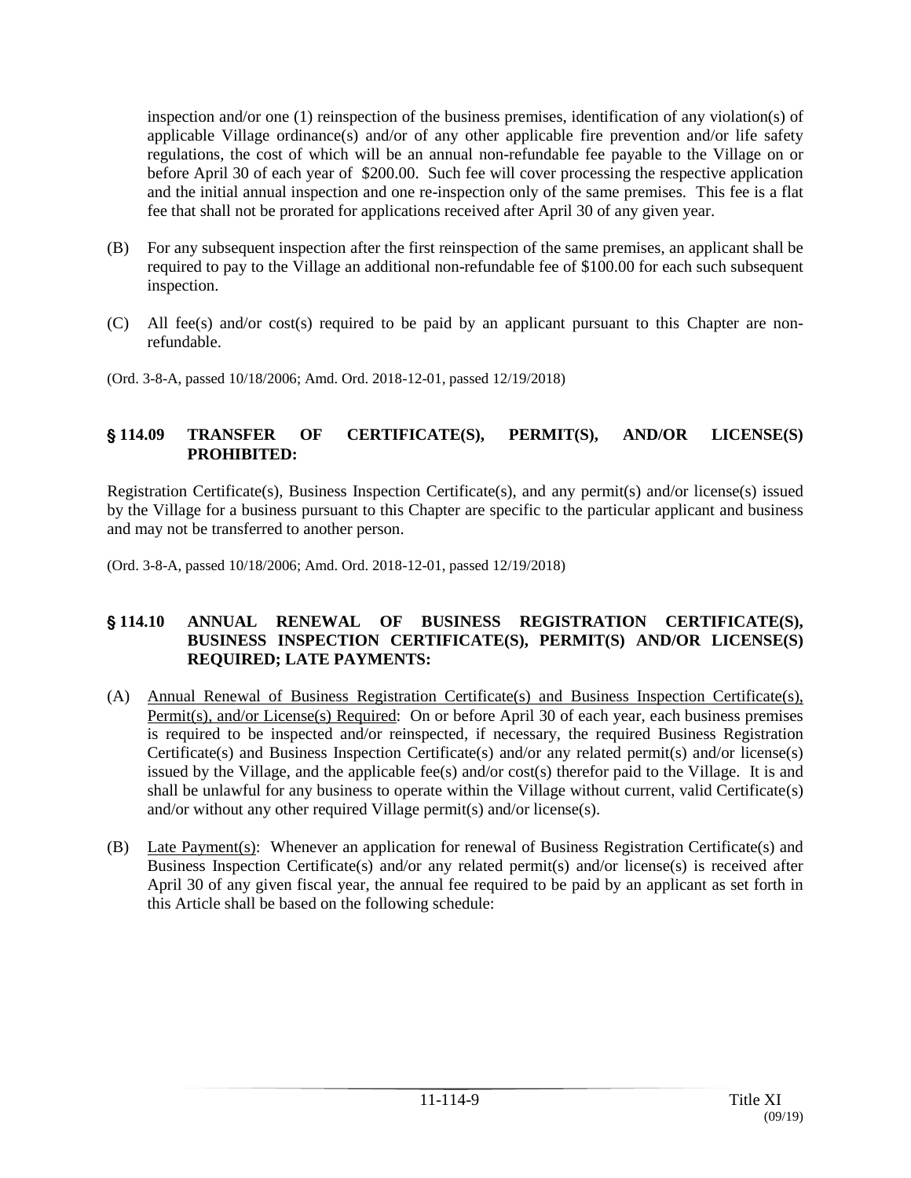inspection and/or one (1) reinspection of the business premises, identification of any violation(s) of applicable Village ordinance(s) and/or of any other applicable fire prevention and/or life safety regulations, the cost of which will be an annual non-refundable fee payable to the Village on or before April 30 of each year of $200.00. Such fee will cover processing the respective application and the initial annual inspection and one re-inspection only of the same premises. This fee is a flat fee that shall not be prorated for applications received after April 30 of any given year.

(B) For any subsequent inspection after the first reinspection of the same premises, an applicant shall be required to pay to the Village an additional non-refundable fee of $100.00 for each such subsequent inspection.

(C) All fee(s) and/or cost(s) required to be paid by an applicant pursuant to this Chapter are non-refundable.

(Ord. 3-8-A, passed 10/18/2006; Amd. Ord. 2018-12-01, passed 12/19/2018)

### § 114.09 TRANSFER OF CERTIFICATE(S), PERMIT(S), AND/OR LICENSE(S) PROHIBITED:

Registration Certificate(s), Business Inspection Certificate(s), and any permit(s) and/or license(s) issued by the Village for a business pursuant to this Chapter are specific to the particular applicant and business and may not be transferred to another person.

(Ord. 3-8-A, passed 10/18/2006; Amd. Ord. 2018-12-01, passed 12/19/2018)

### § 114.10 ANNUAL RENEWAL OF BUSINESS REGISTRATION CERTIFICATE(S), BUSINESS INSPECTION CERTIFICATE(S), PERMIT(S) AND/OR LICENSE(S) REQUIRED; LATE PAYMENTS:

(A) Annual Renewal of Business Registration Certificate(s) and Business Inspection Certificate(s), Permit(s), and/or License(s) Required: On or before April 30 of each year, each business premises is required to be inspected and/or reinspected, if necessary, the required Business Registration Certificate(s) and Business Inspection Certificate(s) and/or any related permit(s) and/or license(s) issued by the Village, and the applicable fee(s) and/or cost(s) therefor paid to the Village. It is and shall be unlawful for any business to operate within the Village without current, valid Certificate(s) and/or without any other required Village permit(s) and/or license(s).

(B) Late Payment(s): Whenever an application for renewal of Business Registration Certificate(s) and Business Inspection Certificate(s) and/or any related permit(s) and/or license(s) is received after April 30 of any given fiscal year, the annual fee required to be paid by an applicant as set forth in this Article shall be based on the following schedule: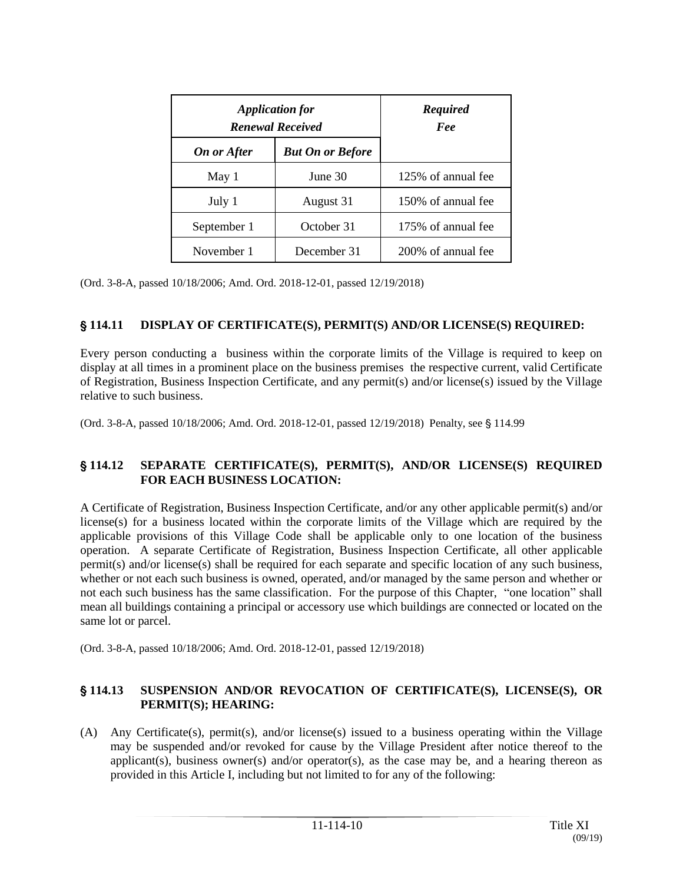| *Application for Renewal Received* | | *Required Fee* |
|---|---|---|
| *On or After* | *But On or Before* | |
| May 1 | June 30 | 125% of annual fee |
| July 1 | August 31 | 150% of annual fee |
| September 1 | October 31 | 175% of annual fee |
| November 1 | December 31 | 200% of annual fee |

(Ord. 3-8-A, passed 10/18/2006; Amd. Ord. 2018-12-01, passed 12/19/2018)

### § 114.11 DISPLAY OF CERTIFICATE(S), PERMIT(S) AND/OR LICENSE(S) REQUIRED:

Every person conducting a business within the corporate limits of the Village is required to keep on display at all times in a prominent place on the business premises the respective current, valid Certificate of Registration, Business Inspection Certificate, and any permit(s) and/or license(s) issued by the Village relative to such business.

(Ord. 3-8-A, passed 10/18/2006; Amd. Ord. 2018-12-01, passed 12/19/2018) Penalty, see § 114.99

### § 114.12 SEPARATE CERTIFICATE(S), PERMIT(S), AND/OR LICENSE(S) REQUIRED FOR EACH BUSINESS LOCATION:

A Certificate of Registration, Business Inspection Certificate, and/or any other applicable permit(s) and/or license(s) for a business located within the corporate limits of the Village which are required by the applicable provisions of this Village Code shall be applicable only to one location of the business operation. A separate Certificate of Registration, Business Inspection Certificate, all other applicable permit(s) and/or license(s) shall be required for each separate and specific location of any such business, whether or not each such business is owned, operated, and/or managed by the same person and whether or not each such business has the same classification. For the purpose of this Chapter, "one location" shall mean all buildings containing a principal or accessory use which buildings are connected or located on the same lot or parcel.

(Ord. 3-8-A, passed 10/18/2006; Amd. Ord. 2018-12-01, passed 12/19/2018)

### § 114.13 SUSPENSION AND/OR REVOCATION OF CERTIFICATE(S), LICENSE(S), OR PERMIT(S); HEARING:

(A) Any Certificate(s), permit(s), and/or license(s) issued to a business operating within the Village may be suspended and/or revoked for cause by the Village President after notice thereof to the applicant(s), business owner(s) and/or operator(s), as the case may be, and a hearing thereon as provided in this Article I, including but not limited to for any of the following: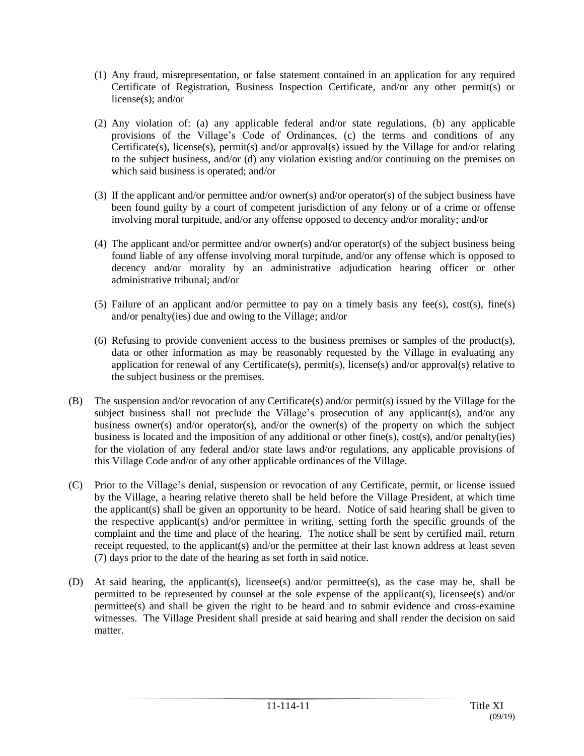(1) Any fraud, misrepresentation, or false statement contained in an application for any required Certificate of Registration, Business Inspection Certificate, and/or any other permit(s) or license(s); and/or

(2) Any violation of: (a) any applicable federal and/or state regulations, (b) any applicable provisions of the Village's Code of Ordinances, (c) the terms and conditions of any Certificate(s), license(s), permit(s) and/or approval(s) issued by the Village for and/or relating to the subject business, and/or (d) any violation existing and/or continuing on the premises on which said business is operated; and/or

(3) If the applicant and/or permittee and/or owner(s) and/or operator(s) of the subject business have been found guilty by a court of competent jurisdiction of any felony or of a crime or offense involving moral turpitude, and/or any offense opposed to decency and/or morality; and/or

(4) The applicant and/or permittee and/or owner(s) and/or operator(s) of the subject business being found liable of any offense involving moral turpitude, and/or any offense which is opposed to decency and/or morality by an administrative adjudication hearing officer or other administrative tribunal; and/or

(5) Failure of an applicant and/or permittee to pay on a timely basis any fee(s), cost(s), fine(s) and/or penalty(ies) due and owing to the Village; and/or

(6) Refusing to provide convenient access to the business premises or samples of the product(s), data or other information as may be reasonably requested by the Village in evaluating any application for renewal of any Certificate(s), permit(s), license(s) and/or approval(s) relative to the subject business or the premises.

(B) The suspension and/or revocation of any Certificate(s) and/or permit(s) issued by the Village for the subject business shall not preclude the Village's prosecution of any applicant(s), and/or any business owner(s) and/or operator(s), and/or the owner(s) of the property on which the subject business is located and the imposition of any additional or other fine(s), cost(s), and/or penalty(ies) for the violation of any federal and/or state laws and/or regulations, any applicable provisions of this Village Code and/or of any other applicable ordinances of the Village.

(C) Prior to the Village's denial, suspension or revocation of any Certificate, permit, or license issued by the Village, a hearing relative thereto shall be held before the Village President, at which time the applicant(s) shall be given an opportunity to be heard. Notice of said hearing shall be given to the respective applicant(s) and/or permittee in writing, setting forth the specific grounds of the complaint and the time and place of the hearing. The notice shall be sent by certified mail, return receipt requested, to the applicant(s) and/or the permittee at their last known address at least seven (7) days prior to the date of the hearing as set forth in said notice.

(D) At said hearing, the applicant(s), licensee(s) and/or permittee(s), as the case may be, shall be permitted to be represented by counsel at the sole expense of the applicant(s), licensee(s) and/or permittee(s) and shall be given the right to be heard and to submit evidence and cross-examine witnesses. The Village President shall preside at said hearing and shall render the decision on said matter.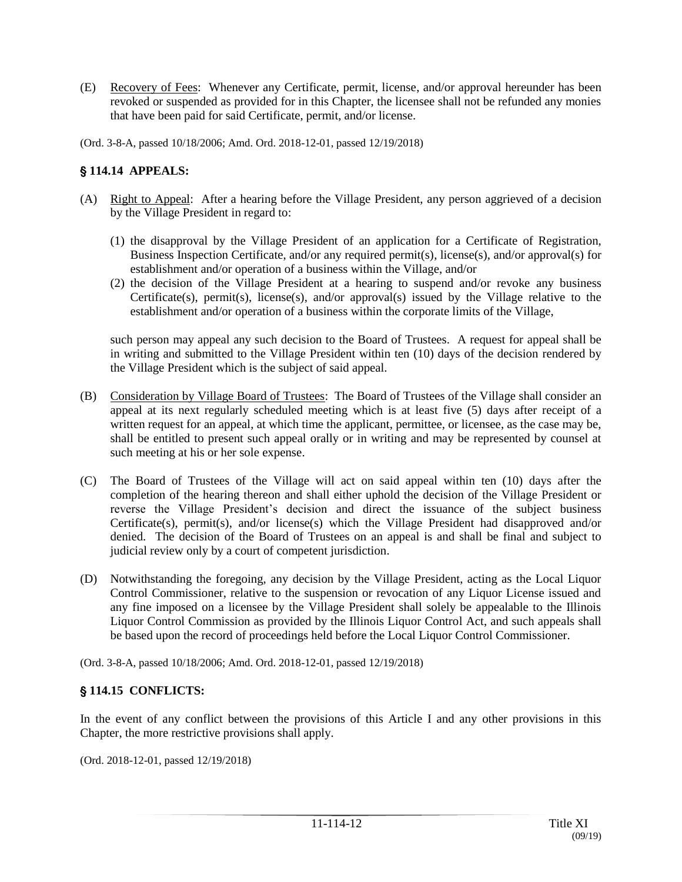(E) Recovery of Fees: Whenever any Certificate, permit, license, and/or approval hereunder has been revoked or suspended as provided for in this Chapter, the licensee shall not be refunded any monies that have been paid for said Certificate, permit, and/or license.

(Ord. 3-8-A, passed 10/18/2006; Amd. Ord. 2018-12-01, passed 12/19/2018)

## § 114.14 APPEALS:

(A) Right to Appeal: After a hearing before the Village President, any person aggrieved of a decision by the Village President in regard to:

(1) the disapproval by the Village President of an application for a Certificate of Registration, Business Inspection Certificate, and/or any required permit(s), license(s), and/or approval(s) for establishment and/or operation of a business within the Village, and/or

(2) the decision of the Village President at a hearing to suspend and/or revoke any business Certificate(s), permit(s), license(s), and/or approval(s) issued by the Village relative to the establishment and/or operation of a business within the corporate limits of the Village,

such person may appeal any such decision to the Board of Trustees. A request for appeal shall be in writing and submitted to the Village President within ten (10) days of the decision rendered by the Village President which is the subject of said appeal.

(B) Consideration by Village Board of Trustees: The Board of Trustees of the Village shall consider an appeal at its next regularly scheduled meeting which is at least five (5) days after receipt of a written request for an appeal, at which time the applicant, permittee, or licensee, as the case may be, shall be entitled to present such appeal orally or in writing and may be represented by counsel at such meeting at his or her sole expense.

(C) The Board of Trustees of the Village will act on said appeal within ten (10) days after the completion of the hearing thereon and shall either uphold the decision of the Village President or reverse the Village President's decision and direct the issuance of the subject business Certificate(s), permit(s), and/or license(s) which the Village President had disapproved and/or denied. The decision of the Board of Trustees on an appeal is and shall be final and subject to judicial review only by a court of competent jurisdiction.

(D) Notwithstanding the foregoing, any decision by the Village President, acting as the Local Liquor Control Commissioner, relative to the suspension or revocation of any Liquor License issued and any fine imposed on a licensee by the Village President shall solely be appealable to the Illinois Liquor Control Commission as provided by the Illinois Liquor Control Act, and such appeals shall be based upon the record of proceedings held before the Local Liquor Control Commissioner.

(Ord. 3-8-A, passed 10/18/2006; Amd. Ord. 2018-12-01, passed 12/19/2018)

## § 114.15 CONFLICTS:

In the event of any conflict between the provisions of this Article I and any other provisions in this Chapter, the more restrictive provisions shall apply.

(Ord. 2018-12-01, passed 12/19/2018)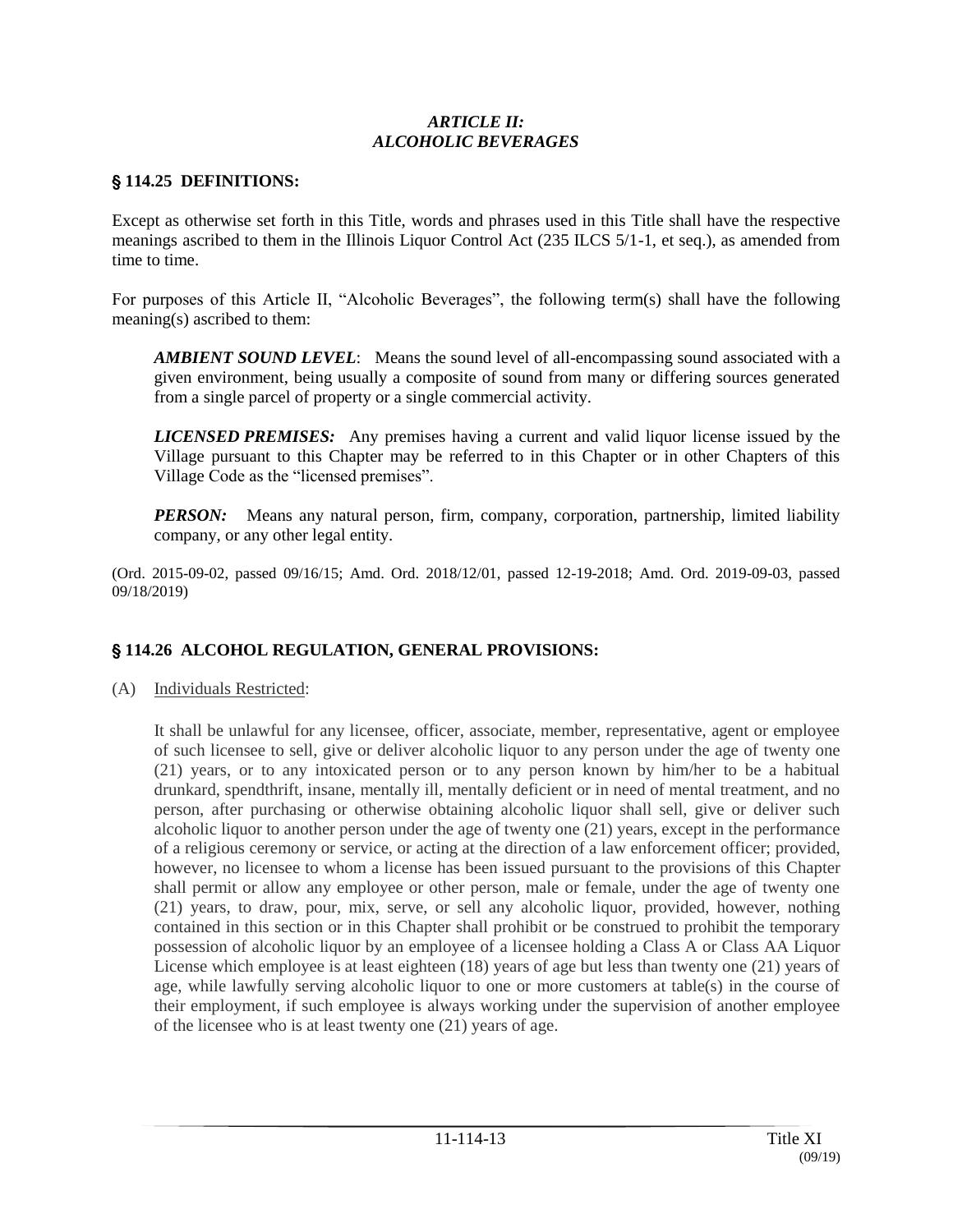## *ARTICLE II:*
## *ALCOHOLIC BEVERAGES*

### § 114.25 DEFINITIONS:

Except as otherwise set forth in this Title, words and phrases used in this Title shall have the respective meanings ascribed to them in the Illinois Liquor Control Act (235 ILCS 5/1-1, et seq.), as amended from time to time.

For purposes of this Article II, "Alcoholic Beverages", the following term(s) shall have the following meaning(s) ascribed to them:

***AMBIENT SOUND LEVEL***: Means the sound level of all-encompassing sound associated with a given environment, being usually a composite of sound from many or differing sources generated from a single parcel of property or a single commercial activity.

***LICENSED PREMISES:*** Any premises having a current and valid liquor license issued by the Village pursuant to this Chapter may be referred to in this Chapter or in other Chapters of this Village Code as the "licensed premises".

***PERSON:*** Means any natural person, firm, company, corporation, partnership, limited liability company, or any other legal entity.

(Ord. 2015-09-02, passed 09/16/15; Amd. Ord. 2018/12/01, passed 12-19-2018; Amd. Ord. 2019-09-03, passed 09/18/2019)

### § 114.26 ALCOHOL REGULATION, GENERAL PROVISIONS:

(A) Individuals Restricted:

It shall be unlawful for any licensee, officer, associate, member, representative, agent or employee of such licensee to sell, give or deliver alcoholic liquor to any person under the age of twenty one (21) years, or to any intoxicated person or to any person known by him/her to be a habitual drunkard, spendthrift, insane, mentally ill, mentally deficient or in need of mental treatment, and no person, after purchasing or otherwise obtaining alcoholic liquor shall sell, give or deliver such alcoholic liquor to another person under the age of twenty one (21) years, except in the performance of a religious ceremony or service, or acting at the direction of a law enforcement officer; provided, however, no licensee to whom a license has been issued pursuant to the provisions of this Chapter shall permit or allow any employee or other person, male or female, under the age of twenty one (21) years, to draw, pour, mix, serve, or sell any alcoholic liquor, provided, however, nothing contained in this section or in this Chapter shall prohibit or be construed to prohibit the temporary possession of alcoholic liquor by an employee of a licensee holding a Class A or Class AA Liquor License which employee is at least eighteen (18) years of age but less than twenty one (21) years of age, while lawfully serving alcoholic liquor to one or more customers at table(s) in the course of their employment, if such employee is always working under the supervision of another employee of the licensee who is at least twenty one (21) years of age.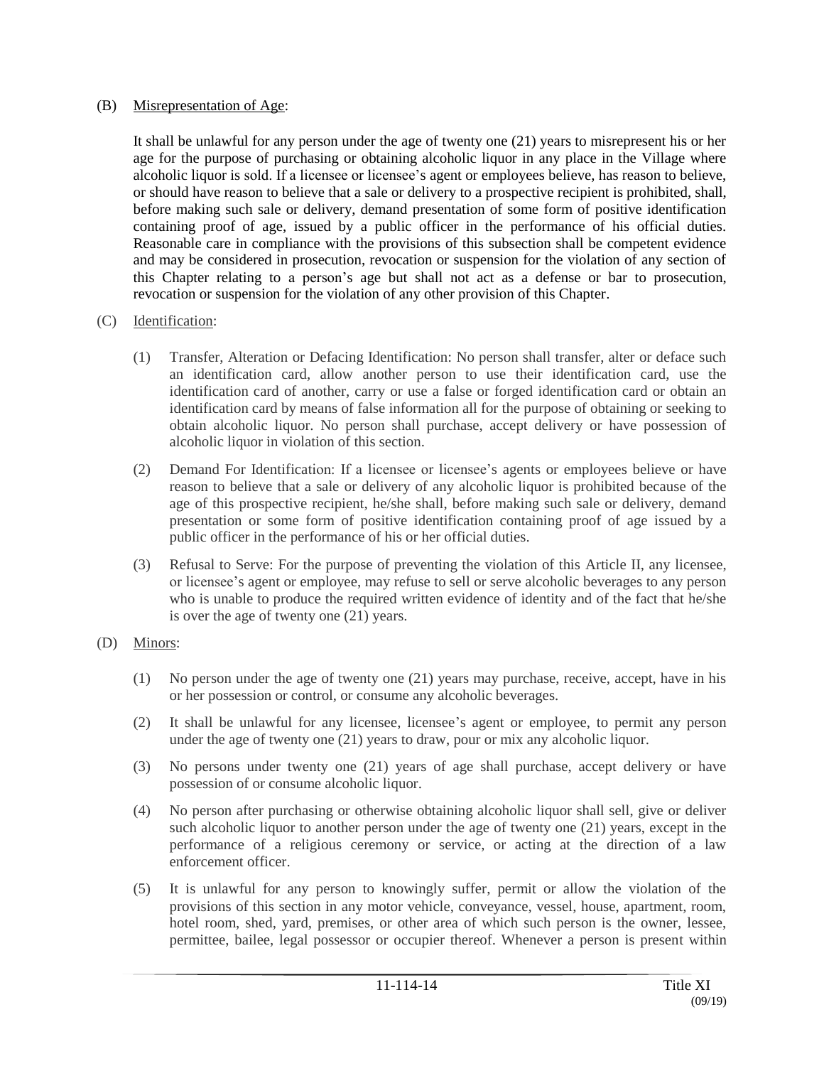(B) <u>Misrepresentation of Age</u>:

It shall be unlawful for any person under the age of twenty one (21) years to misrepresent his or her age for the purpose of purchasing or obtaining alcoholic liquor in any place in the Village where alcoholic liquor is sold. If a licensee or licensee's agent or employees believe, has reason to believe, or should have reason to believe that a sale or delivery to a prospective recipient is prohibited, shall, before making such sale or delivery, demand presentation of some form of positive identification containing proof of age, issued by a public officer in the performance of his official duties. Reasonable care in compliance with the provisions of this subsection shall be competent evidence and may be considered in prosecution, revocation or suspension for the violation of any section of this Chapter relating to a person's age but shall not act as a defense or bar to prosecution, revocation or suspension for the violation of any other provision of this Chapter.

(C) <u>Identification</u>:

(1) Transfer, Alteration or Defacing Identification: No person shall transfer, alter or deface such an identification card, allow another person to use their identification card, use the identification card of another, carry or use a false or forged identification card or obtain an identification card by means of false information all for the purpose of obtaining or seeking to obtain alcoholic liquor. No person shall purchase, accept delivery or have possession of alcoholic liquor in violation of this section.

(2) Demand For Identification: If a licensee or licensee's agents or employees believe or have reason to believe that a sale or delivery of any alcoholic liquor is prohibited because of the age of this prospective recipient, he/she shall, before making such sale or delivery, demand presentation or some form of positive identification containing proof of age issued by a public officer in the performance of his or her official duties.

(3) Refusal to Serve: For the purpose of preventing the violation of this Article II, any licensee, or licensee's agent or employee, may refuse to sell or serve alcoholic beverages to any person who is unable to produce the required written evidence of identity and of the fact that he/she is over the age of twenty one (21) years.

(D) <u>Minors</u>:

(1) No person under the age of twenty one (21) years may purchase, receive, accept, have in his or her possession or control, or consume any alcoholic beverages.

(2) It shall be unlawful for any licensee, licensee's agent or employee, to permit any person under the age of twenty one (21) years to draw, pour or mix any alcoholic liquor.

(3) No persons under twenty one (21) years of age shall purchase, accept delivery or have possession of or consume alcoholic liquor.

(4) No person after purchasing or otherwise obtaining alcoholic liquor shall sell, give or deliver such alcoholic liquor to another person under the age of twenty one (21) years, except in the performance of a religious ceremony or service, or acting at the direction of a law enforcement officer.

(5) It is unlawful for any person to knowingly suffer, permit or allow the violation of the provisions of this section in any motor vehicle, conveyance, vessel, house, apartment, room, hotel room, shed, yard, premises, or other area of which such person is the owner, lessee, permittee, bailee, legal possessor or occupier thereof. Whenever a person is present within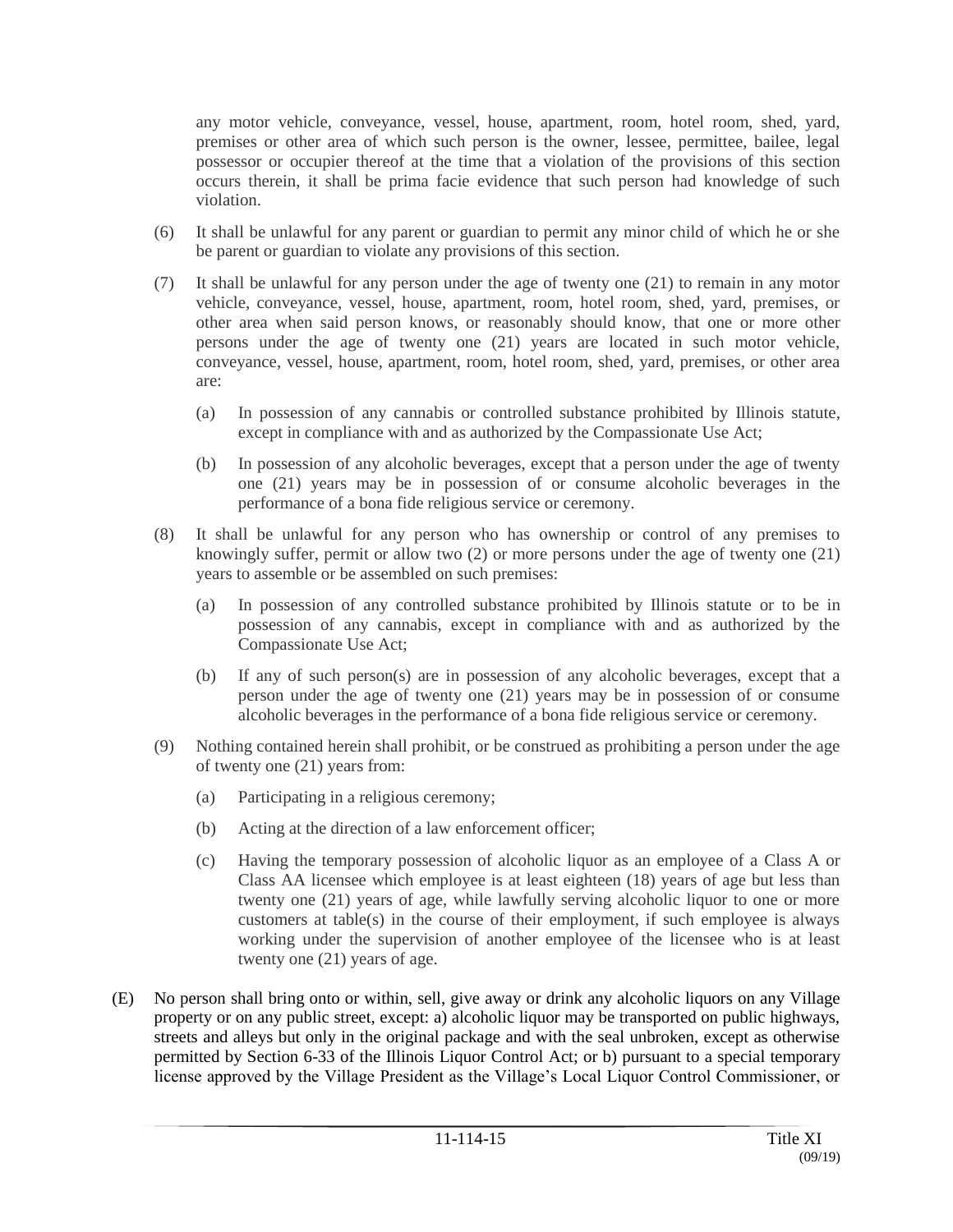any motor vehicle, conveyance, vessel, house, apartment, room, hotel room, shed, yard, premises or other area of which such person is the owner, lessee, permittee, bailee, legal possessor or occupier thereof at the time that a violation of the provisions of this section occurs therein, it shall be prima facie evidence that such person had knowledge of such violation.

(6) It shall be unlawful for any parent or guardian to permit any minor child of which he or she be parent or guardian to violate any provisions of this section.

(7) It shall be unlawful for any person under the age of twenty one (21) to remain in any motor vehicle, conveyance, vessel, house, apartment, room, hotel room, shed, yard, premises, or other area when said person knows, or reasonably should know, that one or more other persons under the age of twenty one (21) years are located in such motor vehicle, conveyance, vessel, house, apartment, room, hotel room, shed, yard, premises, or other area are:

(a) In possession of any cannabis or controlled substance prohibited by Illinois statute, except in compliance with and as authorized by the Compassionate Use Act;

(b) In possession of any alcoholic beverages, except that a person under the age of twenty one (21) years may be in possession of or consume alcoholic beverages in the performance of a bona fide religious service or ceremony.

(8) It shall be unlawful for any person who has ownership or control of any premises to knowingly suffer, permit or allow two (2) or more persons under the age of twenty one (21) years to assemble or be assembled on such premises:

(a) In possession of any controlled substance prohibited by Illinois statute or to be in possession of any cannabis, except in compliance with and as authorized by the Compassionate Use Act;

(b) If any of such person(s) are in possession of any alcoholic beverages, except that a person under the age of twenty one (21) years may be in possession of or consume alcoholic beverages in the performance of a bona fide religious service or ceremony.

(9) Nothing contained herein shall prohibit, or be construed as prohibiting a person under the age of twenty one (21) years from:

(a) Participating in a religious ceremony;

(b) Acting at the direction of a law enforcement officer;

(c) Having the temporary possession of alcoholic liquor as an employee of a Class A or Class AA licensee which employee is at least eighteen (18) years of age but less than twenty one (21) years of age, while lawfully serving alcoholic liquor to one or more customers at table(s) in the course of their employment, if such employee is always working under the supervision of another employee of the licensee who is at least twenty one (21) years of age.

(E) No person shall bring onto or within, sell, give away or drink any alcoholic liquors on any Village property or on any public street, except: a) alcoholic liquor may be transported on public highways, streets and alleys but only in the original package and with the seal unbroken, except as otherwise permitted by Section 6-33 of the Illinois Liquor Control Act; or b) pursuant to a special temporary license approved by the Village President as the Village's Local Liquor Control Commissioner, or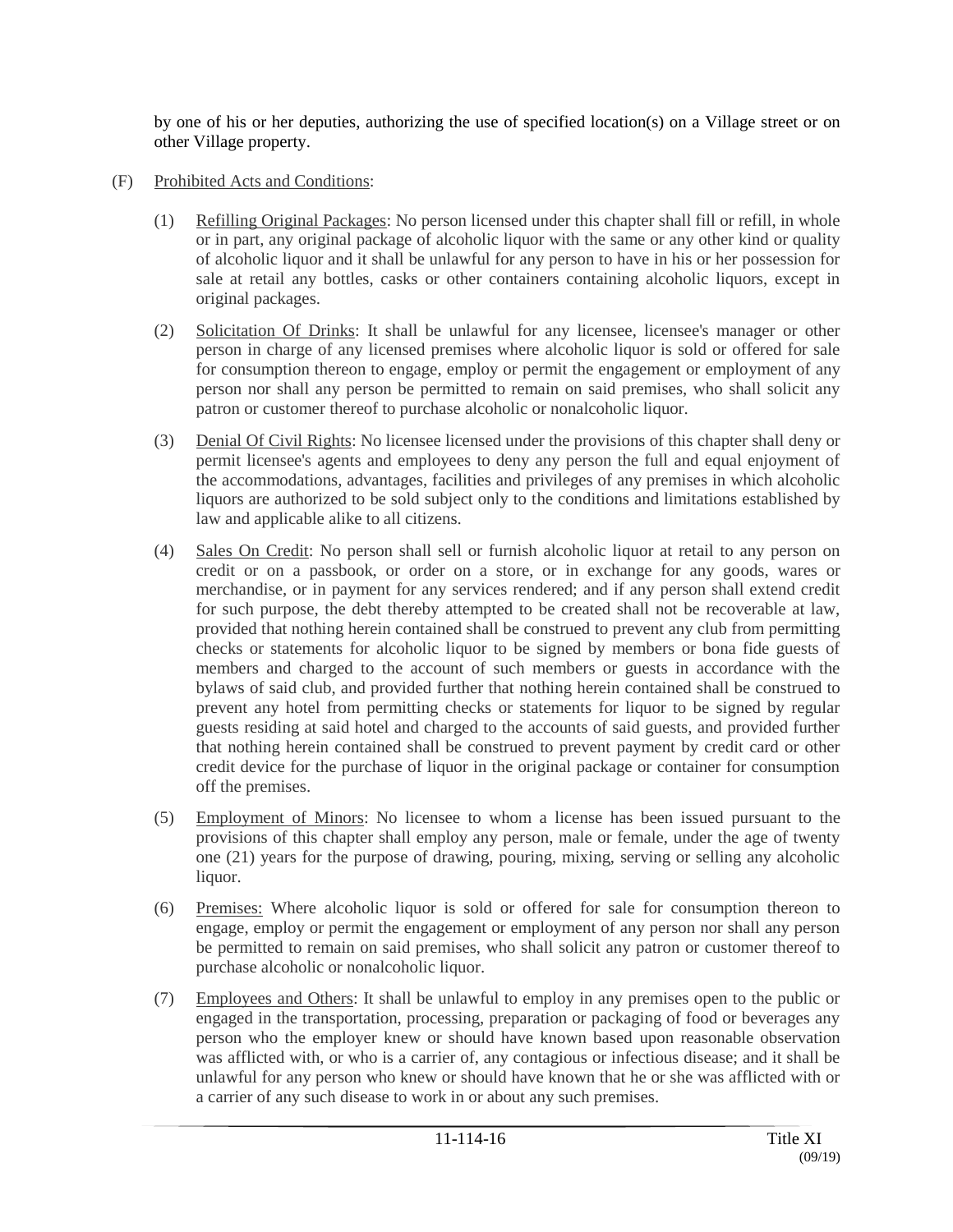by one of his or her deputies, authorizing the use of specified location(s) on a Village street or on other Village property.

(F) Prohibited Acts and Conditions:

(1) Refilling Original Packages: No person licensed under this chapter shall fill or refill, in whole or in part, any original package of alcoholic liquor with the same or any other kind or quality of alcoholic liquor and it shall be unlawful for any person to have in his or her possession for sale at retail any bottles, casks or other containers containing alcoholic liquors, except in original packages.

(2) Solicitation Of Drinks: It shall be unlawful for any licensee, licensee's manager or other person in charge of any licensed premises where alcoholic liquor is sold or offered for sale for consumption thereon to engage, employ or permit the engagement or employment of any person nor shall any person be permitted to remain on said premises, who shall solicit any patron or customer thereof to purchase alcoholic or nonalcoholic liquor.

(3) Denial Of Civil Rights: No licensee licensed under the provisions of this chapter shall deny or permit licensee's agents and employees to deny any person the full and equal enjoyment of the accommodations, advantages, facilities and privileges of any premises in which alcoholic liquors are authorized to be sold subject only to the conditions and limitations established by law and applicable alike to all citizens.

(4) Sales On Credit: No person shall sell or furnish alcoholic liquor at retail to any person on credit or on a passbook, or order on a store, or in exchange for any goods, wares or merchandise, or in payment for any services rendered; and if any person shall extend credit for such purpose, the debt thereby attempted to be created shall not be recoverable at law, provided that nothing herein contained shall be construed to prevent any club from permitting checks or statements for alcoholic liquor to be signed by members or bona fide guests of members and charged to the account of such members or guests in accordance with the bylaws of said club, and provided further that nothing herein contained shall be construed to prevent any hotel from permitting checks or statements for liquor to be signed by regular guests residing at said hotel and charged to the accounts of said guests, and provided further that nothing herein contained shall be construed to prevent payment by credit card or other credit device for the purchase of liquor in the original package or container for consumption off the premises.

(5) Employment of Minors: No licensee to whom a license has been issued pursuant to the provisions of this chapter shall employ any person, male or female, under the age of twenty one (21) years for the purpose of drawing, pouring, mixing, serving or selling any alcoholic liquor.

(6) Premises: Where alcoholic liquor is sold or offered for sale for consumption thereon to engage, employ or permit the engagement or employment of any person nor shall any person be permitted to remain on said premises, who shall solicit any patron or customer thereof to purchase alcoholic or nonalcoholic liquor.

(7) Employees and Others: It shall be unlawful to employ in any premises open to the public or engaged in the transportation, processing, preparation or packaging of food or beverages any person who the employer knew or should have known based upon reasonable observation was afflicted with, or who is a carrier of, any contagious or infectious disease; and it shall be unlawful for any person who knew or should have known that he or she was afflicted with or a carrier of any such disease to work in or about any such premises.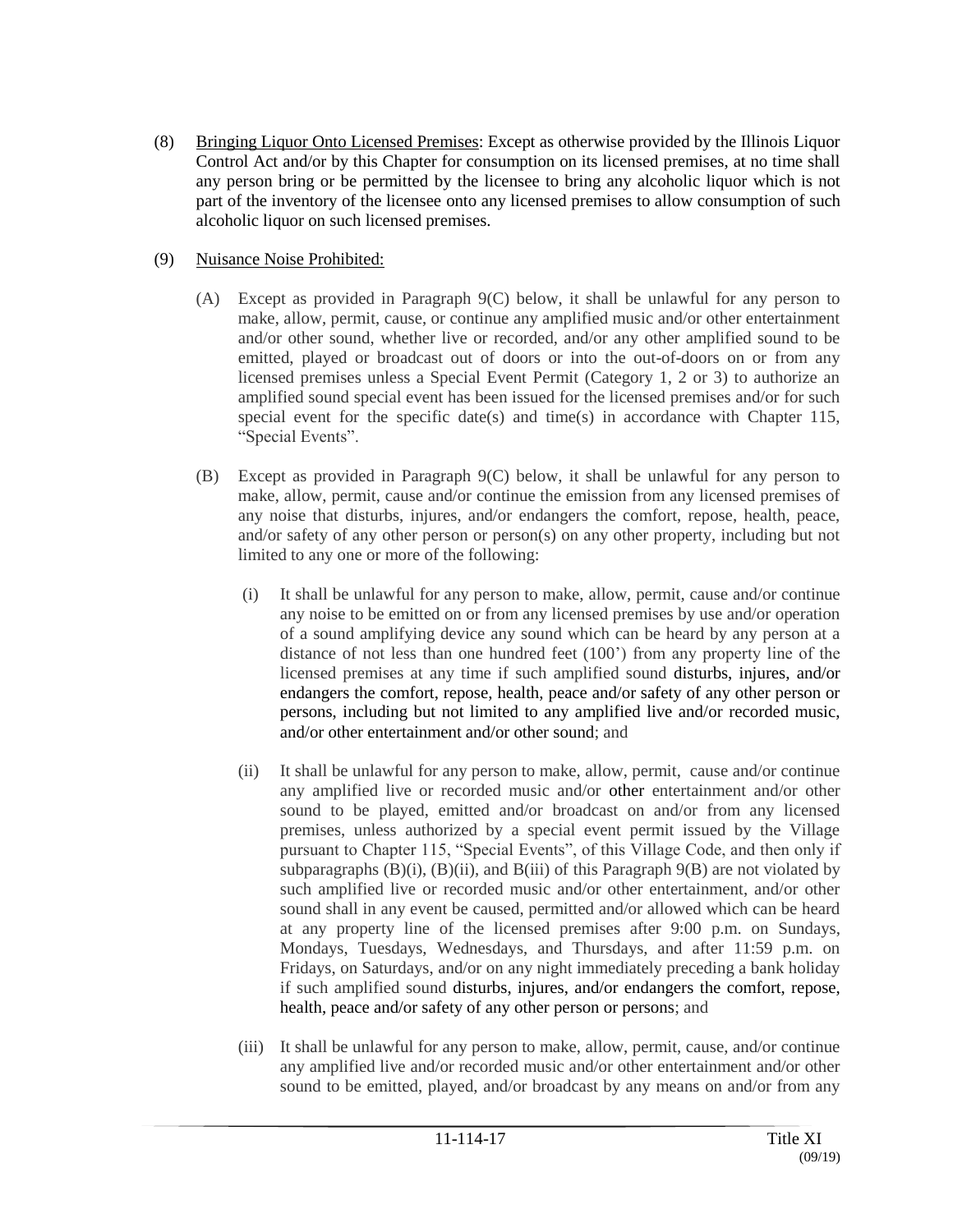(8) Bringing Liquor Onto Licensed Premises: Except as otherwise provided by the Illinois Liquor Control Act and/or by this Chapter for consumption on its licensed premises, at no time shall any person bring or be permitted by the licensee to bring any alcoholic liquor which is not part of the inventory of the licensee onto any licensed premises to allow consumption of such alcoholic liquor on such licensed premises.

(9) Nuisance Noise Prohibited:

(A) Except as provided in Paragraph 9(C) below, it shall be unlawful for any person to make, allow, permit, cause, or continue any amplified music and/or other entertainment and/or other sound, whether live or recorded, and/or any other amplified sound to be emitted, played or broadcast out of doors or into the out-of-doors on or from any licensed premises unless a Special Event Permit (Category 1, 2 or 3) to authorize an amplified sound special event has been issued for the licensed premises and/or for such special event for the specific date(s) and time(s) in accordance with Chapter 115, "Special Events".

(B) Except as provided in Paragraph 9(C) below, it shall be unlawful for any person to make, allow, permit, cause and/or continue the emission from any licensed premises of any noise that disturbs, injures, and/or endangers the comfort, repose, health, peace, and/or safety of any other person or person(s) on any other property, including but not limited to any one or more of the following:

(i) It shall be unlawful for any person to make, allow, permit, cause and/or continue any noise to be emitted on or from any licensed premises by use and/or operation of a sound amplifying device any sound which can be heard by any person at a distance of not less than one hundred feet (100') from any property line of the licensed premises at any time if such amplified sound disturbs, injures, and/or endangers the comfort, repose, health, peace and/or safety of any other person or persons, including but not limited to any amplified live and/or recorded music, and/or other entertainment and/or other sound; and

(ii) It shall be unlawful for any person to make, allow, permit, cause and/or continue any amplified live or recorded music and/or other entertainment and/or other sound to be played, emitted and/or broadcast on and/or from any licensed premises, unless authorized by a special event permit issued by the Village pursuant to Chapter 115, "Special Events", of this Village Code, and then only if subparagraphs (B)(i), (B)(ii), and B(iii) of this Paragraph 9(B) are not violated by such amplified live or recorded music and/or other entertainment, and/or other sound shall in any event be caused, permitted and/or allowed which can be heard at any property line of the licensed premises after 9:00 p.m. on Sundays, Mondays, Tuesdays, Wednesdays, and Thursdays, and after 11:59 p.m. on Fridays, on Saturdays, and/or on any night immediately preceding a bank holiday if such amplified sound disturbs, injures, and/or endangers the comfort, repose, health, peace and/or safety of any other person or persons; and

(iii) It shall be unlawful for any person to make, allow, permit, cause, and/or continue any amplified live and/or recorded music and/or other entertainment and/or other sound to be emitted, played, and/or broadcast by any means on and/or from any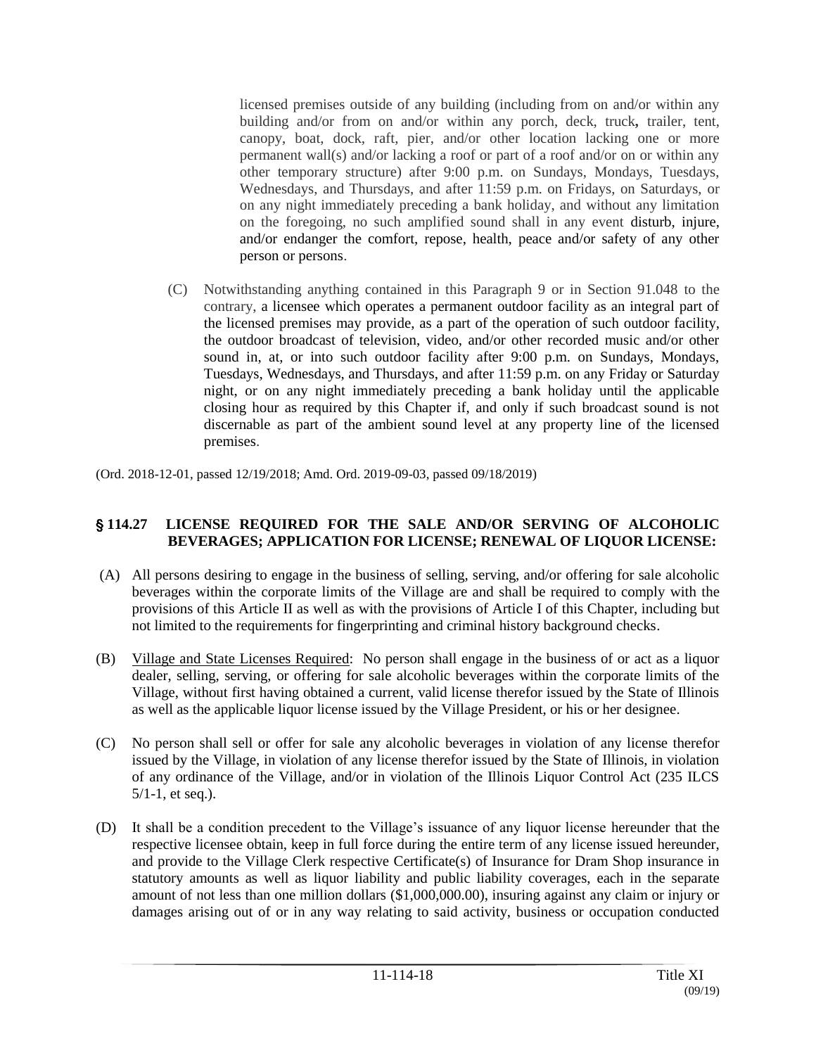licensed premises outside of any building (including from on and/or within any building and/or from on and/or within any porch, deck, truck, trailer, tent, canopy, boat, dock, raft, pier, and/or other location lacking one or more permanent wall(s) and/or lacking a roof or part of a roof and/or on or within any other temporary structure) after 9:00 p.m. on Sundays, Mondays, Tuesdays, Wednesdays, and Thursdays, and after 11:59 p.m. on Fridays, on Saturdays, or on any night immediately preceding a bank holiday, and without any limitation on the foregoing, no such amplified sound shall in any event disturb, injure, and/or endanger the comfort, repose, health, peace and/or safety of any other person or persons.

(C) Notwithstanding anything contained in this Paragraph 9 or in Section 91.048 to the contrary, a licensee which operates a permanent outdoor facility as an integral part of the licensed premises may provide, as a part of the operation of such outdoor facility, the outdoor broadcast of television, video, and/or other recorded music and/or other sound in, at, or into such outdoor facility after 9:00 p.m. on Sundays, Mondays, Tuesdays, Wednesdays, and Thursdays, and after 11:59 p.m. on any Friday or Saturday night, or on any night immediately preceding a bank holiday until the applicable closing hour as required by this Chapter if, and only if such broadcast sound is not discernable as part of the ambient sound level at any property line of the licensed premises.

(Ord. 2018-12-01, passed 12/19/2018; Amd. Ord. 2019-09-03, passed 09/18/2019)

## § 114.27 LICENSE REQUIRED FOR THE SALE AND/OR SERVING OF ALCOHOLIC BEVERAGES; APPLICATION FOR LICENSE; RENEWAL OF LIQUOR LICENSE:

(A) All persons desiring to engage in the business of selling, serving, and/or offering for sale alcoholic beverages within the corporate limits of the Village are and shall be required to comply with the provisions of this Article II as well as with the provisions of Article I of this Chapter, including but not limited to the requirements for fingerprinting and criminal history background checks.

(B) Village and State Licenses Required: No person shall engage in the business of or act as a liquor dealer, selling, serving, or offering for sale alcoholic beverages within the corporate limits of the Village, without first having obtained a current, valid license therefor issued by the State of Illinois as well as the applicable liquor license issued by the Village President, or his or her designee.

(C) No person shall sell or offer for sale any alcoholic beverages in violation of any license therefor issued by the Village, in violation of any license therefor issued by the State of Illinois, in violation of any ordinance of the Village, and/or in violation of the Illinois Liquor Control Act (235 ILCS 5/1-1, et seq.).

(D) It shall be a condition precedent to the Village's issuance of any liquor license hereunder that the respective licensee obtain, keep in full force during the entire term of any license issued hereunder, and provide to the Village Clerk respective Certificate(s) of Insurance for Dram Shop insurance in statutory amounts as well as liquor liability and public liability coverages, each in the separate amount of not less than one million dollars ($1,000,000.00), insuring against any claim or injury or damages arising out of or in any way relating to said activity, business or occupation conducted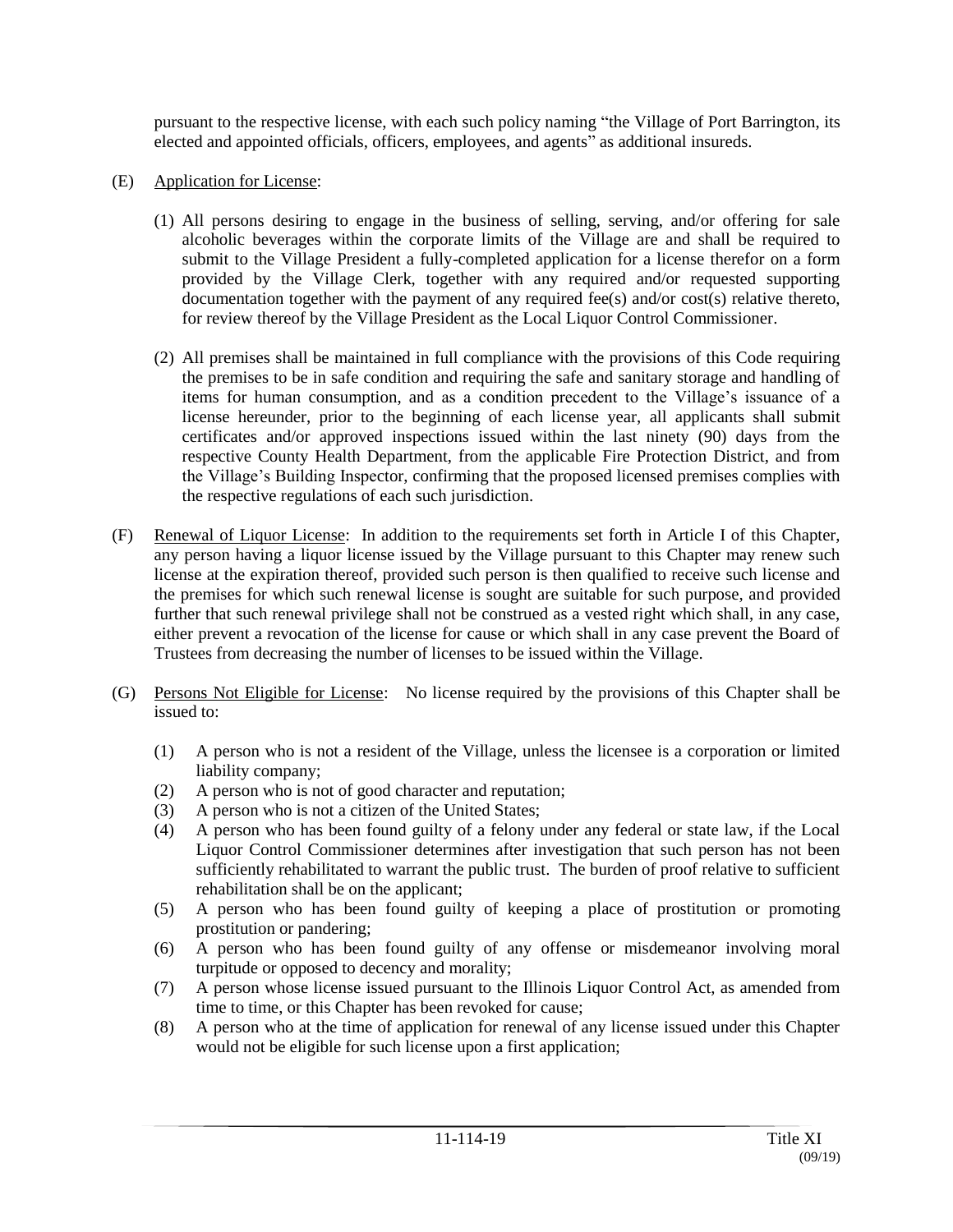pursuant to the respective license, with each such policy naming "the Village of Port Barrington, its elected and appointed officials, officers, employees, and agents" as additional insureds.

(E) Application for License:

(1) All persons desiring to engage in the business of selling, serving, and/or offering for sale alcoholic beverages within the corporate limits of the Village are and shall be required to submit to the Village President a fully-completed application for a license therefor on a form provided by the Village Clerk, together with any required and/or requested supporting documentation together with the payment of any required fee(s) and/or cost(s) relative thereto, for review thereof by the Village President as the Local Liquor Control Commissioner.

(2) All premises shall be maintained in full compliance with the provisions of this Code requiring the premises to be in safe condition and requiring the safe and sanitary storage and handling of items for human consumption, and as a condition precedent to the Village's issuance of a license hereunder, prior to the beginning of each license year, all applicants shall submit certificates and/or approved inspections issued within the last ninety (90) days from the respective County Health Department, from the applicable Fire Protection District, and from the Village's Building Inspector, confirming that the proposed licensed premises complies with the respective regulations of each such jurisdiction.

(F) Renewal of Liquor License: In addition to the requirements set forth in Article I of this Chapter, any person having a liquor license issued by the Village pursuant to this Chapter may renew such license at the expiration thereof, provided such person is then qualified to receive such license and the premises for which such renewal license is sought are suitable for such purpose, and provided further that such renewal privilege shall not be construed as a vested right which shall, in any case, either prevent a revocation of the license for cause or which shall in any case prevent the Board of Trustees from decreasing the number of licenses to be issued within the Village.

(G) Persons Not Eligible for License: No license required by the provisions of this Chapter shall be issued to:

(1) A person who is not a resident of the Village, unless the licensee is a corporation or limited liability company;
(2) A person who is not of good character and reputation;
(3) A person who is not a citizen of the United States;
(4) A person who has been found guilty of a felony under any federal or state law, if the Local Liquor Control Commissioner determines after investigation that such person has not been sufficiently rehabilitated to warrant the public trust. The burden of proof relative to sufficient rehabilitation shall be on the applicant;
(5) A person who has been found guilty of keeping a place of prostitution or promoting prostitution or pandering;
(6) A person who has been found guilty of any offense or misdemeanor involving moral turpitude or opposed to decency and morality;
(7) A person whose license issued pursuant to the Illinois Liquor Control Act, as amended from time to time, or this Chapter has been revoked for cause;
(8) A person who at the time of application for renewal of any license issued under this Chapter would not be eligible for such license upon a first application;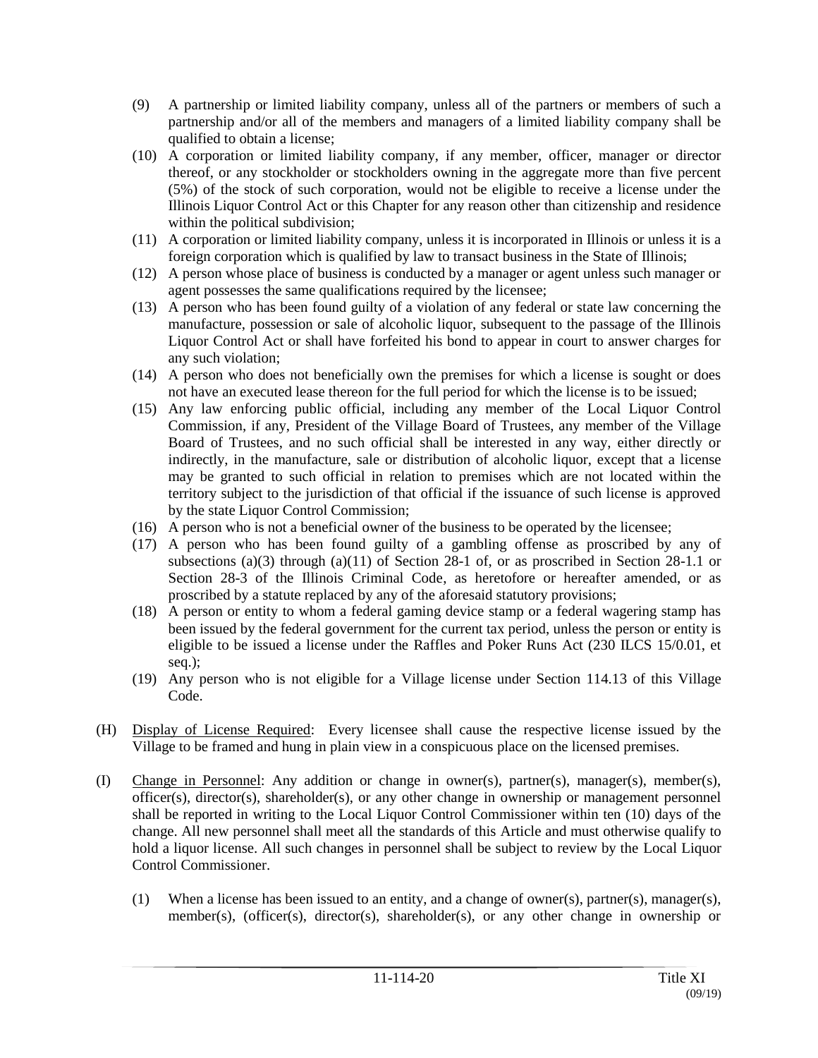(9) A partnership or limited liability company, unless all of the partners or members of such a partnership and/or all of the members and managers of a limited liability company shall be qualified to obtain a license;

(10) A corporation or limited liability company, if any member, officer, manager or director thereof, or any stockholder or stockholders owning in the aggregate more than five percent (5%) of the stock of such corporation, would not be eligible to receive a license under the Illinois Liquor Control Act or this Chapter for any reason other than citizenship and residence within the political subdivision;

(11) A corporation or limited liability company, unless it is incorporated in Illinois or unless it is a foreign corporation which is qualified by law to transact business in the State of Illinois;

(12) A person whose place of business is conducted by a manager or agent unless such manager or agent possesses the same qualifications required by the licensee;

(13) A person who has been found guilty of a violation of any federal or state law concerning the manufacture, possession or sale of alcoholic liquor, subsequent to the passage of the Illinois Liquor Control Act or shall have forfeited his bond to appear in court to answer charges for any such violation;

(14) A person who does not beneficially own the premises for which a license is sought or does not have an executed lease thereon for the full period for which the license is to be issued;

(15) Any law enforcing public official, including any member of the Local Liquor Control Commission, if any, President of the Village Board of Trustees, any member of the Village Board of Trustees, and no such official shall be interested in any way, either directly or indirectly, in the manufacture, sale or distribution of alcoholic liquor, except that a license may be granted to such official in relation to premises which are not located within the territory subject to the jurisdiction of that official if the issuance of such license is approved by the state Liquor Control Commission;

(16) A person who is not a beneficial owner of the business to be operated by the licensee;

(17) A person who has been found guilty of a gambling offense as proscribed by any of subsections (a)(3) through (a)(11) of Section 28-1 of, or as proscribed in Section 28-1.1 or Section 28-3 of the Illinois Criminal Code, as heretofore or hereafter amended, or as proscribed by a statute replaced by any of the aforesaid statutory provisions;

(18) A person or entity to whom a federal gaming device stamp or a federal wagering stamp has been issued by the federal government for the current tax period, unless the person or entity is eligible to be issued a license under the Raffles and Poker Runs Act (230 ILCS 15/0.01, et seq.);

(19) Any person who is not eligible for a Village license under Section 114.13 of this Village Code.

(H) Display of License Required: Every licensee shall cause the respective license issued by the Village to be framed and hung in plain view in a conspicuous place on the licensed premises.

(I) Change in Personnel: Any addition or change in owner(s), partner(s), manager(s), member(s), officer(s), director(s), shareholder(s), or any other change in ownership or management personnel shall be reported in writing to the Local Liquor Control Commissioner within ten (10) days of the change. All new personnel shall meet all the standards of this Article and must otherwise qualify to hold a liquor license. All such changes in personnel shall be subject to review by the Local Liquor Control Commissioner.

(1) When a license has been issued to an entity, and a change of owner(s), partner(s), manager(s), member(s), (officer(s), director(s), shareholder(s), or any other change in ownership or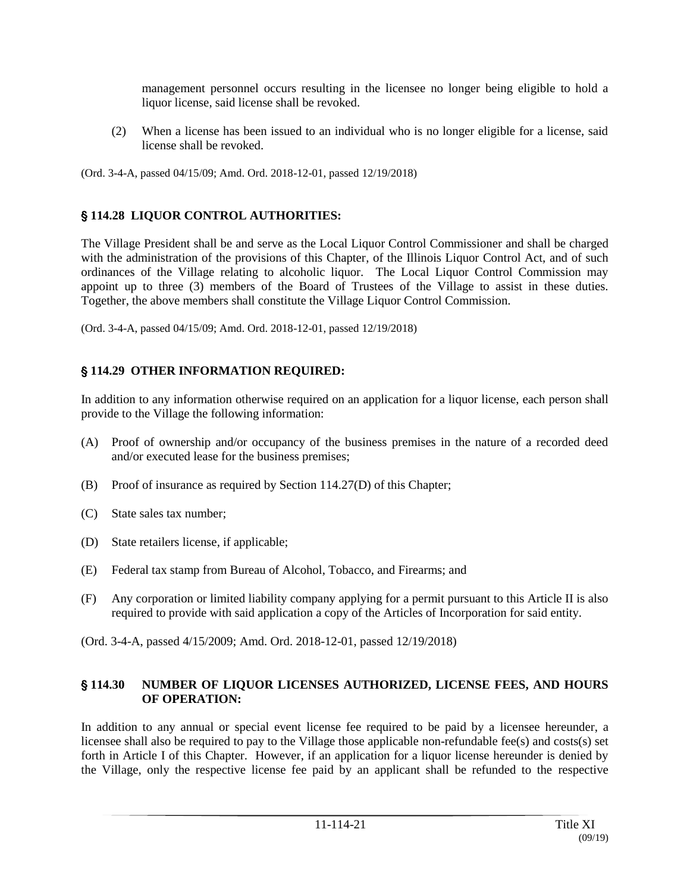management personnel occurs resulting in the licensee no longer being eligible to hold a liquor license, said license shall be revoked.

(2) When a license has been issued to an individual who is no longer eligible for a license, said license shall be revoked.

(Ord. 3-4-A, passed 04/15/09; Amd. Ord. 2018-12-01, passed 12/19/2018)

### § 114.28 LIQUOR CONTROL AUTHORITIES:

The Village President shall be and serve as the Local Liquor Control Commissioner and shall be charged with the administration of the provisions of this Chapter, of the Illinois Liquor Control Act, and of such ordinances of the Village relating to alcoholic liquor. The Local Liquor Control Commission may appoint up to three (3) members of the Board of Trustees of the Village to assist in these duties. Together, the above members shall constitute the Village Liquor Control Commission.

(Ord. 3-4-A, passed 04/15/09; Amd. Ord. 2018-12-01, passed 12/19/2018)

### § 114.29 OTHER INFORMATION REQUIRED:

In addition to any information otherwise required on an application for a liquor license, each person shall provide to the Village the following information:

(A) Proof of ownership and/or occupancy of the business premises in the nature of a recorded deed and/or executed lease for the business premises;

(B) Proof of insurance as required by Section 114.27(D) of this Chapter;

(C) State sales tax number;

(D) State retailers license, if applicable;

(E) Federal tax stamp from Bureau of Alcohol, Tobacco, and Firearms; and

(F) Any corporation or limited liability company applying for a permit pursuant to this Article II is also required to provide with said application a copy of the Articles of Incorporation for said entity.

(Ord. 3-4-A, passed 4/15/2009; Amd. Ord. 2018-12-01, passed 12/19/2018)

### § 114.30 NUMBER OF LIQUOR LICENSES AUTHORIZED, LICENSE FEES, AND HOURS OF OPERATION:

In addition to any annual or special event license fee required to be paid by a licensee hereunder, a licensee shall also be required to pay to the Village those applicable non-refundable fee(s) and costs(s) set forth in Article I of this Chapter. However, if an application for a liquor license hereunder is denied by the Village, only the respective license fee paid by an applicant shall be refunded to the respective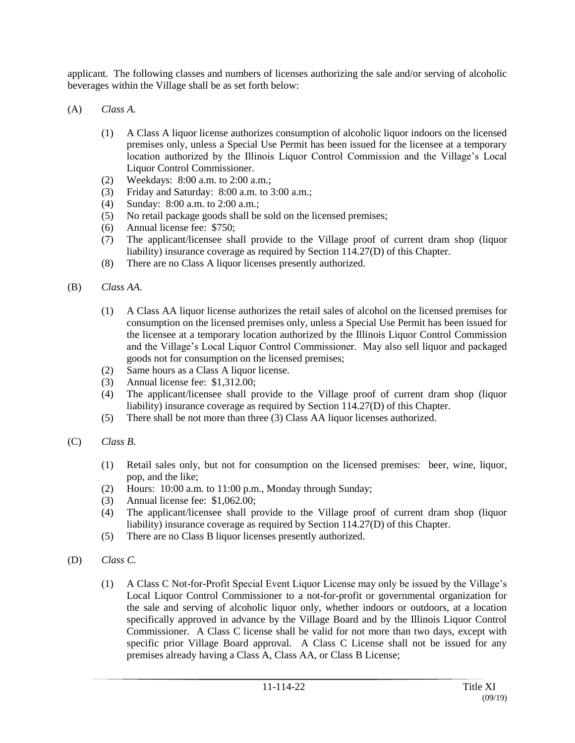applicant. The following classes and numbers of licenses authorizing the sale and/or serving of alcoholic beverages within the Village shall be as set forth below:

(A) *Class A.*

- (1) A Class A liquor license authorizes consumption of alcoholic liquor indoors on the licensed premises only, unless a Special Use Permit has been issued for the licensee at a temporary location authorized by the Illinois Liquor Control Commission and the Village's Local Liquor Control Commissioner.
- (2) Weekdays: 8:00 a.m. to 2:00 a.m.;
- (3) Friday and Saturday: 8:00 a.m. to 3:00 a.m.;
- (4) Sunday: 8:00 a.m. to 2:00 a.m.;
- (5) No retail package goods shall be sold on the licensed premises;
- (6) Annual license fee: $750;
- (7) The applicant/licensee shall provide to the Village proof of current dram shop (liquor liability) insurance coverage as required by Section 114.27(D) of this Chapter.
- (8) There are no Class A liquor licenses presently authorized.

(B) *Class AA.*

- (1) A Class AA liquor license authorizes the retail sales of alcohol on the licensed premises for consumption on the licensed premises only, unless a Special Use Permit has been issued for the licensee at a temporary location authorized by the Illinois Liquor Control Commission and the Village's Local Liquor Control Commissioner. May also sell liquor and packaged goods not for consumption on the licensed premises;
- (2) Same hours as a Class A liquor license.
- (3) Annual license fee: $1,312.00;
- (4) The applicant/licensee shall provide to the Village proof of current dram shop (liquor liability) insurance coverage as required by Section 114.27(D) of this Chapter.
- (5) There shall be not more than three (3) Class AA liquor licenses authorized.

(C) *Class B.*

- (1) Retail sales only, but not for consumption on the licensed premises: beer, wine, liquor, pop, and the like;
- (2) Hours: 10:00 a.m. to 11:00 p.m., Monday through Sunday;
- (3) Annual license fee: $1,062.00;
- (4) The applicant/licensee shall provide to the Village proof of current dram shop (liquor liability) insurance coverage as required by Section 114.27(D) of this Chapter.
- (5) There are no Class B liquor licenses presently authorized.

(D) *Class C.*

- (1) A Class C Not-for-Profit Special Event Liquor License may only be issued by the Village's Local Liquor Control Commissioner to a not-for-profit or governmental organization for the sale and serving of alcoholic liquor only, whether indoors or outdoors, at a location specifically approved in advance by the Village Board and by the Illinois Liquor Control Commissioner. A Class C license shall be valid for not more than two days, except with specific prior Village Board approval. A Class C License shall not be issued for any premises already having a Class A, Class AA, or Class B License;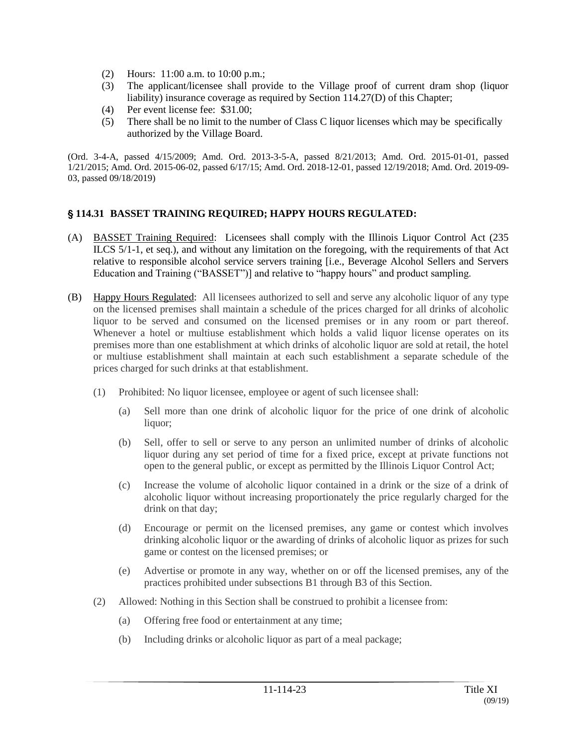(2) Hours: 11:00 a.m. to 10:00 p.m.;

(3) The applicant/licensee shall provide to the Village proof of current dram shop (liquor liability) insurance coverage as required by Section 114.27(D) of this Chapter;

(4) Per event license fee: $31.00;

(5) There shall be no limit to the number of Class C liquor licenses which may be specifically authorized by the Village Board.

(Ord. 3-4-A, passed 4/15/2009; Amd. Ord. 2013-3-5-A, passed 8/21/2013; Amd. Ord. 2015-01-01, passed 1/21/2015; Amd. Ord. 2015-06-02, passed 6/17/15; Amd. Ord. 2018-12-01, passed 12/19/2018; Amd. Ord. 2019-09-03, passed 09/18/2019)

## § 114.31 BASSET TRAINING REQUIRED; HAPPY HOURS REGULATED:

(A) BASSET Training Required: Licensees shall comply with the Illinois Liquor Control Act (235 ILCS 5/1-1, et seq.), and without any limitation on the foregoing, with the requirements of that Act relative to responsible alcohol service servers training [i.e., Beverage Alcohol Sellers and Servers Education and Training ("BASSET")] and relative to "happy hours" and product sampling.

(B) Happy Hours Regulated: All licensees authorized to sell and serve any alcoholic liquor of any type on the licensed premises shall maintain a schedule of the prices charged for all drinks of alcoholic liquor to be served and consumed on the licensed premises or in any room or part thereof. Whenever a hotel or multiuse establishment which holds a valid liquor license operates on its premises more than one establishment at which drinks of alcoholic liquor are sold at retail, the hotel or multiuse establishment shall maintain at each such establishment a separate schedule of the prices charged for such drinks at that establishment.

(1) Prohibited: No liquor licensee, employee or agent of such licensee shall:

(a) Sell more than one drink of alcoholic liquor for the price of one drink of alcoholic liquor;

(b) Sell, offer to sell or serve to any person an unlimited number of drinks of alcoholic liquor during any set period of time for a fixed price, except at private functions not open to the general public, or except as permitted by the Illinois Liquor Control Act;

(c) Increase the volume of alcoholic liquor contained in a drink or the size of a drink of alcoholic liquor without increasing proportionately the price regularly charged for the drink on that day;

(d) Encourage or permit on the licensed premises, any game or contest which involves drinking alcoholic liquor or the awarding of drinks of alcoholic liquor as prizes for such game or contest on the licensed premises; or

(e) Advertise or promote in any way, whether on or off the licensed premises, any of the practices prohibited under subsections B1 through B3 of this Section.

(2) Allowed: Nothing in this Section shall be construed to prohibit a licensee from:

(a) Offering free food or entertainment at any time;

(b) Including drinks or alcoholic liquor as part of a meal package;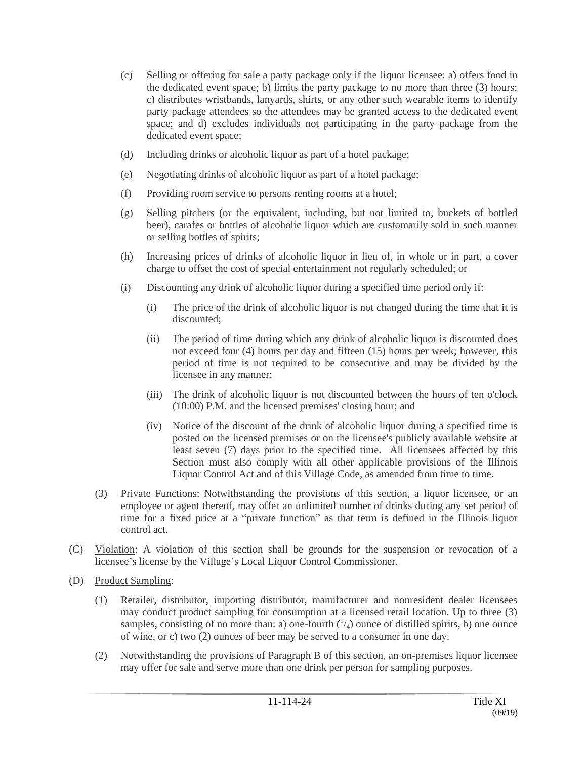(c) Selling or offering for sale a party package only if the liquor licensee: a) offers food in the dedicated event space; b) limits the party package to no more than three (3) hours; c) distributes wristbands, lanyards, shirts, or any other such wearable items to identify party package attendees so the attendees may be granted access to the dedicated event space; and d) excludes individuals not participating in the party package from the dedicated event space;

(d) Including drinks or alcoholic liquor as part of a hotel package;

(e) Negotiating drinks of alcoholic liquor as part of a hotel package;

(f) Providing room service to persons renting rooms at a hotel;

(g) Selling pitchers (or the equivalent, including, but not limited to, buckets of bottled beer), carafes or bottles of alcoholic liquor which are customarily sold in such manner or selling bottles of spirits;

(h) Increasing prices of drinks of alcoholic liquor in lieu of, in whole or in part, a cover charge to offset the cost of special entertainment not regularly scheduled; or

(i) Discounting any drink of alcoholic liquor during a specified time period only if:

(i) The price of the drink of alcoholic liquor is not changed during the time that it is discounted;

(ii) The period of time during which any drink of alcoholic liquor is discounted does not exceed four (4) hours per day and fifteen (15) hours per week; however, this period of time is not required to be consecutive and may be divided by the licensee in any manner;

(iii) The drink of alcoholic liquor is not discounted between the hours of ten o'clock (10:00) P.M. and the licensed premises' closing hour; and

(iv) Notice of the discount of the drink of alcoholic liquor during a specified time is posted on the licensed premises or on the licensee's publicly available website at least seven (7) days prior to the specified time. All licensees affected by this Section must also comply with all other applicable provisions of the Illinois Liquor Control Act and of this Village Code, as amended from time to time.

(3) Private Functions: Notwithstanding the provisions of this section, a liquor licensee, or an employee or agent thereof, may offer an unlimited number of drinks during any set period of time for a fixed price at a "private function" as that term is defined in the Illinois liquor control act.

(C) Violation: A violation of this section shall be grounds for the suspension or revocation of a licensee's license by the Village's Local Liquor Control Commissioner.

(D) Product Sampling:

(1) Retailer, distributor, importing distributor, manufacturer and nonresident dealer licensees may conduct product sampling for consumption at a licensed retail location. Up to three (3) samples, consisting of no more than: a) one-fourth ($^1/_4$) ounce of distilled spirits, b) one ounce of wine, or c) two (2) ounces of beer may be served to a consumer in one day.

(2) Notwithstanding the provisions of Paragraph B of this section, an on-premises liquor licensee may offer for sale and serve more than one drink per person for sampling purposes.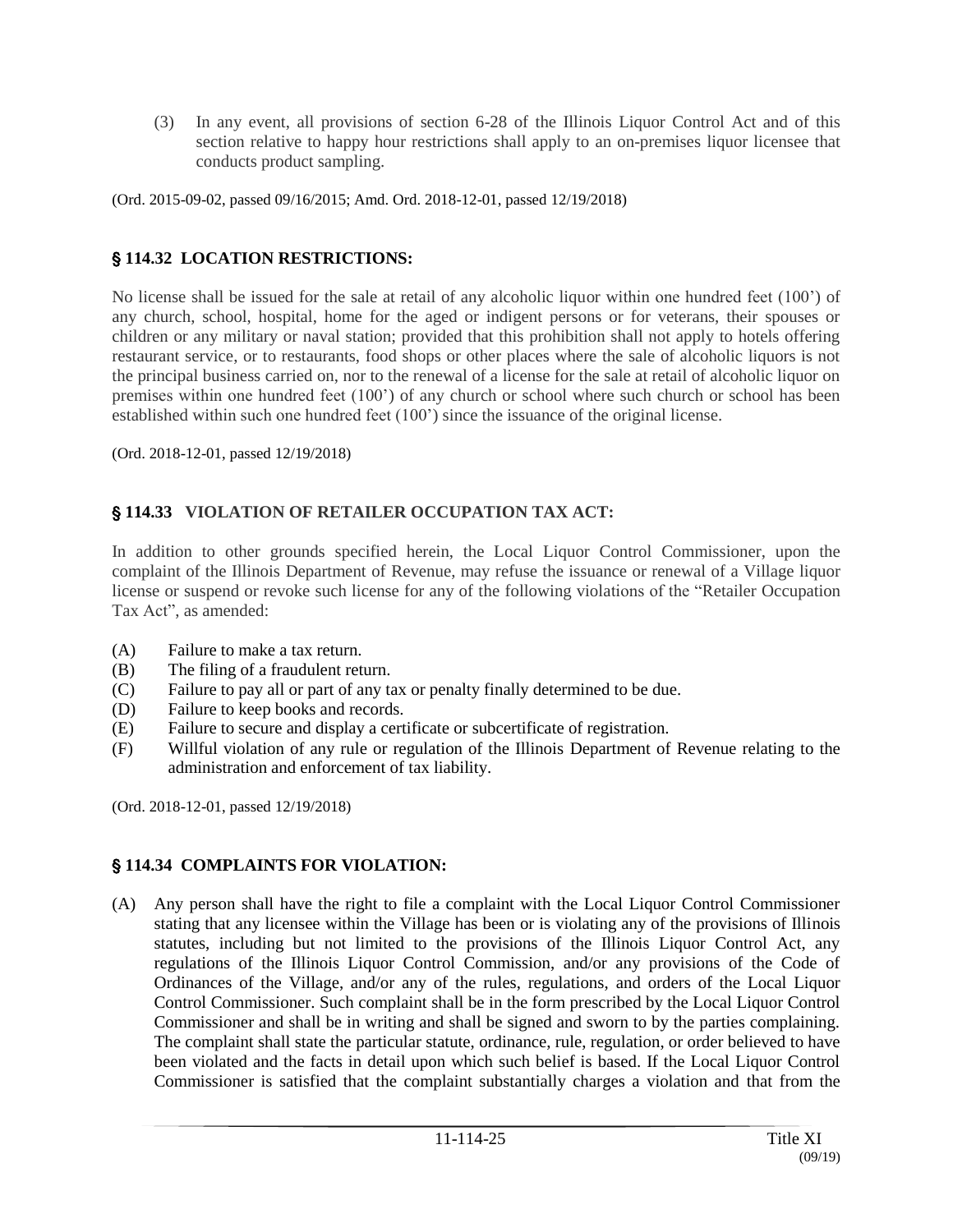(3) In any event, all provisions of section 6-28 of the Illinois Liquor Control Act and of this section relative to happy hour restrictions shall apply to an on-premises liquor licensee that conducts product sampling.

(Ord. 2015-09-02, passed 09/16/2015; Amd. Ord. 2018-12-01, passed 12/19/2018)

## § 114.32 LOCATION RESTRICTIONS:

No license shall be issued for the sale at retail of any alcoholic liquor within one hundred feet (100') of any church, school, hospital, home for the aged or indigent persons or for veterans, their spouses or children or any military or naval station; provided that this prohibition shall not apply to hotels offering restaurant service, or to restaurants, food shops or other places where the sale of alcoholic liquors is not the principal business carried on, nor to the renewal of a license for the sale at retail of alcoholic liquor on premises within one hundred feet (100') of any church or school where such church or school has been established within such one hundred feet (100') since the issuance of the original license.

(Ord. 2018-12-01, passed 12/19/2018)

## § 114.33 VIOLATION OF RETAILER OCCUPATION TAX ACT:

In addition to other grounds specified herein, the Local Liquor Control Commissioner, upon the complaint of the Illinois Department of Revenue, may refuse the issuance or renewal of a Village liquor license or suspend or revoke such license for any of the following violations of the "Retailer Occupation Tax Act", as amended:

(A) Failure to make a tax return.
(B) The filing of a fraudulent return.
(C) Failure to pay all or part of any tax or penalty finally determined to be due.
(D) Failure to keep books and records.
(E) Failure to secure and display a certificate or subcertificate of registration.
(F) Willful violation of any rule or regulation of the Illinois Department of Revenue relating to the administration and enforcement of tax liability.

(Ord. 2018-12-01, passed 12/19/2018)

## § 114.34 COMPLAINTS FOR VIOLATION:

(A) Any person shall have the right to file a complaint with the Local Liquor Control Commissioner stating that any licensee within the Village has been or is violating any of the provisions of Illinois statutes, including but not limited to the provisions of the Illinois Liquor Control Act, any regulations of the Illinois Liquor Control Commission, and/or any provisions of the Code of Ordinances of the Village, and/or any of the rules, regulations, and orders of the Local Liquor Control Commissioner. Such complaint shall be in the form prescribed by the Local Liquor Control Commissioner and shall be in writing and shall be signed and sworn to by the parties complaining. The complaint shall state the particular statute, ordinance, rule, regulation, or order believed to have been violated and the facts in detail upon which such belief is based. If the Local Liquor Control Commissioner is satisfied that the complaint substantially charges a violation and that from the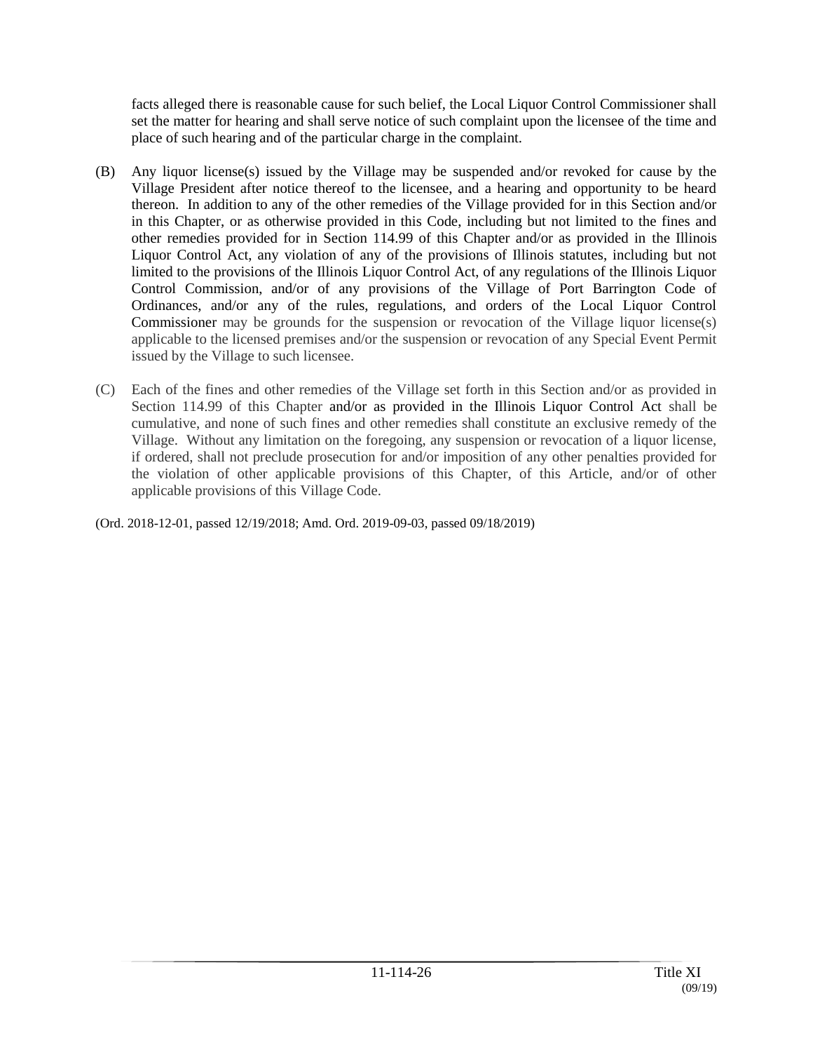facts alleged there is reasonable cause for such belief, the Local Liquor Control Commissioner shall set the matter for hearing and shall serve notice of such complaint upon the licensee of the time and place of such hearing and of the particular charge in the complaint.

(B) Any liquor license(s) issued by the Village may be suspended and/or revoked for cause by the Village President after notice thereof to the licensee, and a hearing and opportunity to be heard thereon. In addition to any of the other remedies of the Village provided for in this Section and/or in this Chapter, or as otherwise provided in this Code, including but not limited to the fines and other remedies provided for in Section 114.99 of this Chapter and/or as provided in the Illinois Liquor Control Act, any violation of any of the provisions of Illinois statutes, including but not limited to the provisions of the Illinois Liquor Control Act, of any regulations of the Illinois Liquor Control Commission, and/or of any provisions of the Village of Port Barrington Code of Ordinances, and/or any of the rules, regulations, and orders of the Local Liquor Control Commissioner may be grounds for the suspension or revocation of the Village liquor license(s) applicable to the licensed premises and/or the suspension or revocation of any Special Event Permit issued by the Village to such licensee.

(C) Each of the fines and other remedies of the Village set forth in this Section and/or as provided in Section 114.99 of this Chapter and/or as provided in the Illinois Liquor Control Act shall be cumulative, and none of such fines and other remedies shall constitute an exclusive remedy of the Village. Without any limitation on the foregoing, any suspension or revocation of a liquor license, if ordered, shall not preclude prosecution for and/or imposition of any other penalties provided for the violation of other applicable provisions of this Chapter, of this Article, and/or of other applicable provisions of this Village Code.

(Ord. 2018-12-01, passed 12/19/2018; Amd. Ord. 2019-09-03, passed 09/18/2019)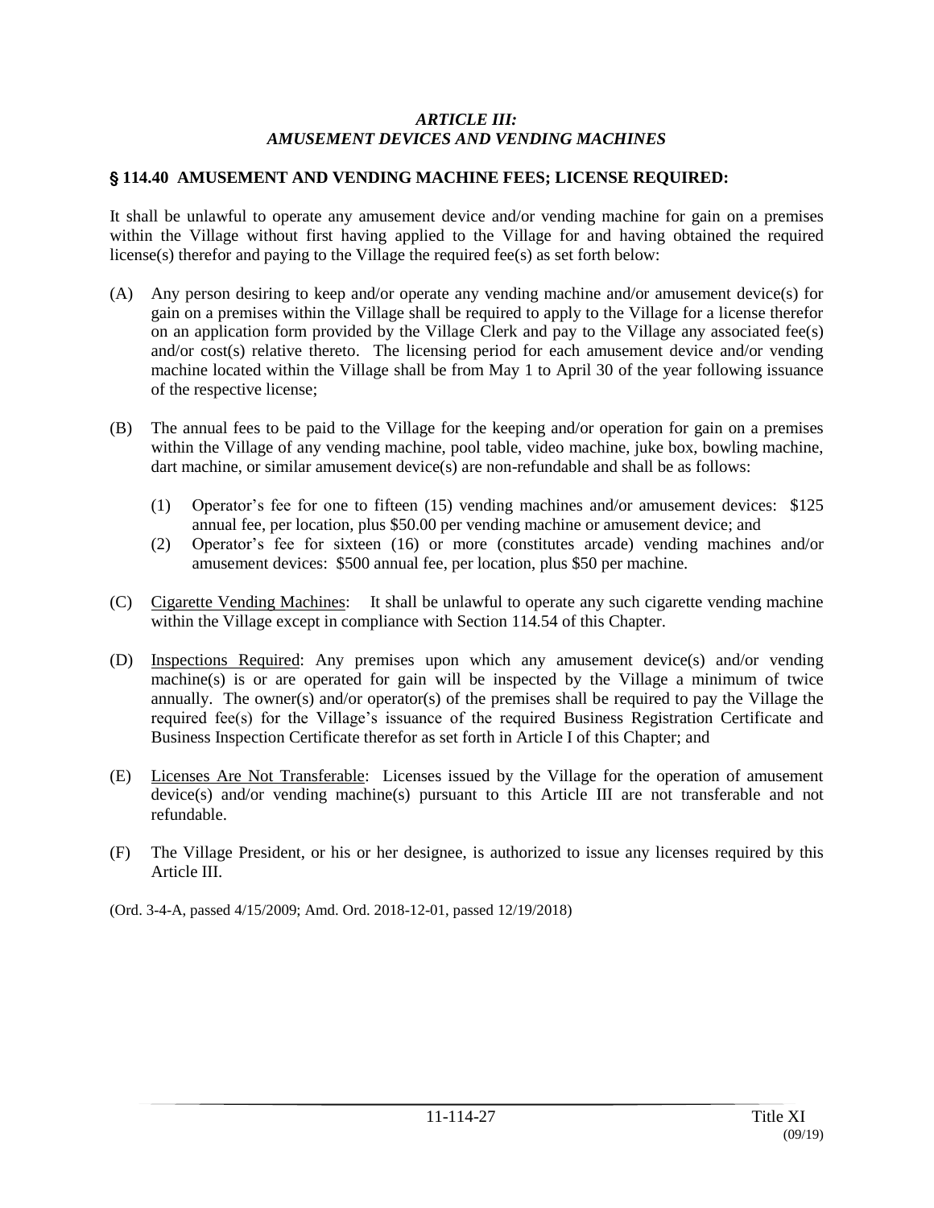## *ARTICLE III: AMUSEMENT DEVICES AND VENDING MACHINES*

### § 114.40 AMUSEMENT AND VENDING MACHINE FEES; LICENSE REQUIRED:

It shall be unlawful to operate any amusement device and/or vending machine for gain on a premises within the Village without first having applied to the Village for and having obtained the required license(s) therefor and paying to the Village the required fee(s) as set forth below:

(A) Any person desiring to keep and/or operate any vending machine and/or amusement device(s) for gain on a premises within the Village shall be required to apply to the Village for a license therefor on an application form provided by the Village Clerk and pay to the Village any associated fee(s) and/or cost(s) relative thereto. The licensing period for each amusement device and/or vending machine located within the Village shall be from May 1 to April 30 of the year following issuance of the respective license;

(B) The annual fees to be paid to the Village for the keeping and/or operation for gain on a premises within the Village of any vending machine, pool table, video machine, juke box, bowling machine, dart machine, or similar amusement device(s) are non-refundable and shall be as follows:

  (1) Operator's fee for one to fifteen (15) vending machines and/or amusement devices: $125 annual fee, per location, plus $50.00 per vending machine or amusement device; and
  (2) Operator's fee for sixteen (16) or more (constitutes arcade) vending machines and/or amusement devices: $500 annual fee, per location, plus $50 per machine.

(C) <u>Cigarette Vending Machines</u>: It shall be unlawful to operate any such cigarette vending machine within the Village except in compliance with Section 114.54 of this Chapter.

(D) <u>Inspections Required</u>: Any premises upon which any amusement device(s) and/or vending machine(s) is or are operated for gain will be inspected by the Village a minimum of twice annually. The owner(s) and/or operator(s) of the premises shall be required to pay the Village the required fee(s) for the Village's issuance of the required Business Registration Certificate and Business Inspection Certificate therefor as set forth in Article I of this Chapter; and

(E) <u>Licenses Are Not Transferable</u>: Licenses issued by the Village for the operation of amusement device(s) and/or vending machine(s) pursuant to this Article III are not transferable and not refundable.

(F) The Village President, or his or her designee, is authorized to issue any licenses required by this Article III.

(Ord. 3-4-A, passed 4/15/2009; Amd. Ord. 2018-12-01, passed 12/19/2018)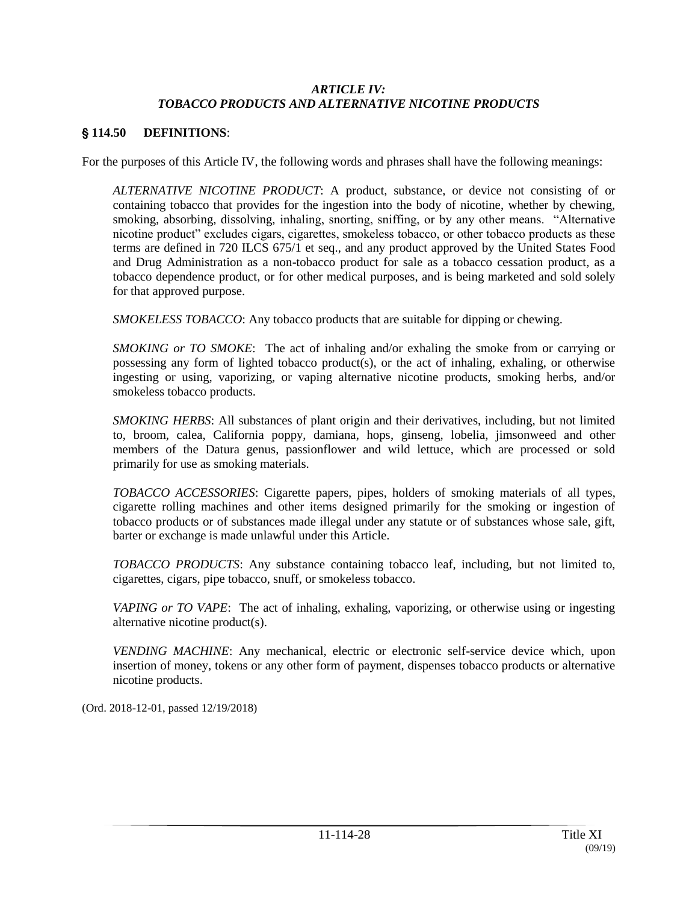### *ARTICLE IV:*
### *TOBACCO PRODUCTS AND ALTERNATIVE NICOTINE PRODUCTS*

**§ 114.50 DEFINITIONS**:

For the purposes of this Article IV, the following words and phrases shall have the following meanings:

*ALTERNATIVE NICOTINE PRODUCT*: A product, substance, or device not consisting of or containing tobacco that provides for the ingestion into the body of nicotine, whether by chewing, smoking, absorbing, dissolving, inhaling, snorting, sniffing, or by any other means. "Alternative nicotine product" excludes cigars, cigarettes, smokeless tobacco, or other tobacco products as these terms are defined in 720 ILCS 675/1 et seq., and any product approved by the United States Food and Drug Administration as a non-tobacco product for sale as a tobacco cessation product, as a tobacco dependence product, or for other medical purposes, and is being marketed and sold solely for that approved purpose.

*SMOKELESS TOBACCO*: Any tobacco products that are suitable for dipping or chewing.

*SMOKING or TO SMOKE*: The act of inhaling and/or exhaling the smoke from or carrying or possessing any form of lighted tobacco product(s), or the act of inhaling, exhaling, or otherwise ingesting or using, vaporizing, or vaping alternative nicotine products, smoking herbs, and/or smokeless tobacco products.

*SMOKING HERBS*: All substances of plant origin and their derivatives, including, but not limited to, broom, calea, California poppy, damiana, hops, ginseng, lobelia, jimsonweed and other members of the Datura genus, passionflower and wild lettuce, which are processed or sold primarily for use as smoking materials.

*TOBACCO ACCESSORIES*: Cigarette papers, pipes, holders of smoking materials of all types, cigarette rolling machines and other items designed primarily for the smoking or ingestion of tobacco products or of substances made illegal under any statute or of substances whose sale, gift, barter or exchange is made unlawful under this Article.

*TOBACCO PRODUCTS*: Any substance containing tobacco leaf, including, but not limited to, cigarettes, cigars, pipe tobacco, snuff, or smokeless tobacco.

*VAPING or TO VAPE*: The act of inhaling, exhaling, vaporizing, or otherwise using or ingesting alternative nicotine product(s).

*VENDING MACHINE*: Any mechanical, electric or electronic self-service device which, upon insertion of money, tokens or any other form of payment, dispenses tobacco products or alternative nicotine products.

(Ord. 2018-12-01, passed 12/19/2018)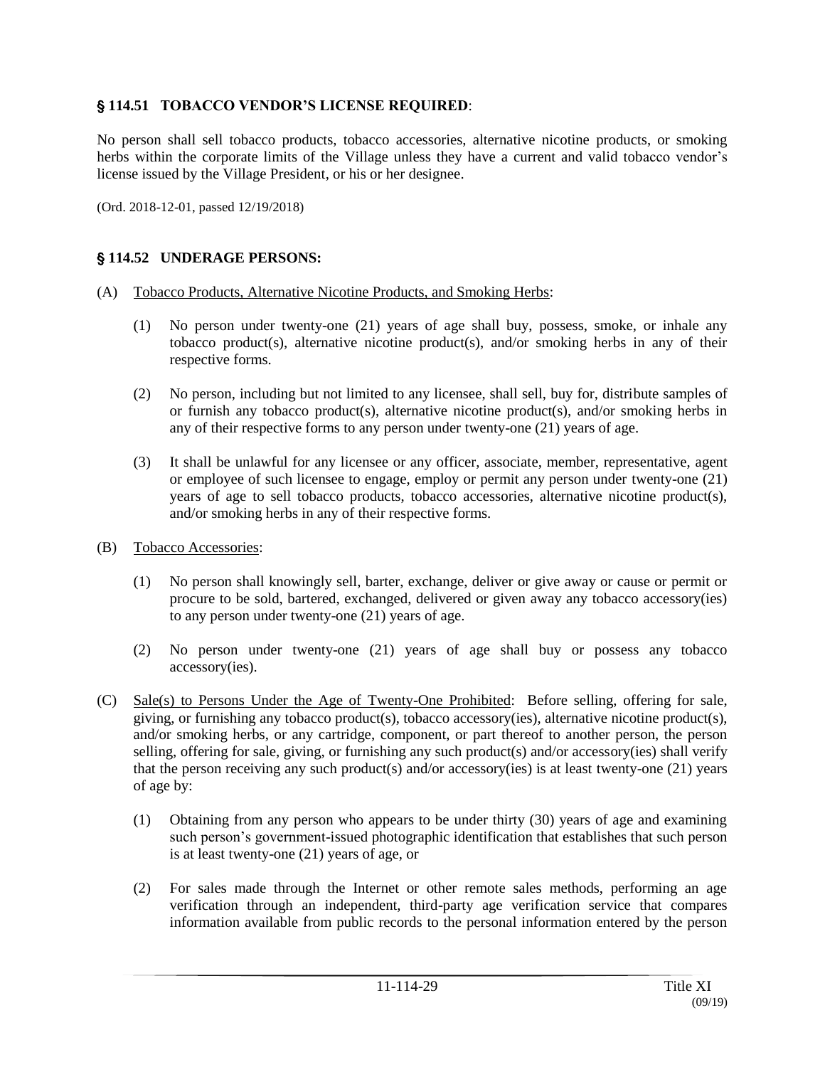## § 114.51 TOBACCO VENDOR'S LICENSE REQUIRED:

No person shall sell tobacco products, tobacco accessories, alternative nicotine products, or smoking herbs within the corporate limits of the Village unless they have a current and valid tobacco vendor's license issued by the Village President, or his or her designee.

(Ord. 2018-12-01, passed 12/19/2018)

## § 114.52 UNDERAGE PERSONS:

(A) Tobacco Products, Alternative Nicotine Products, and Smoking Herbs:

(1) No person under twenty-one (21) years of age shall buy, possess, smoke, or inhale any tobacco product(s), alternative nicotine product(s), and/or smoking herbs in any of their respective forms.

(2) No person, including but not limited to any licensee, shall sell, buy for, distribute samples of or furnish any tobacco product(s), alternative nicotine product(s), and/or smoking herbs in any of their respective forms to any person under twenty-one (21) years of age.

(3) It shall be unlawful for any licensee or any officer, associate, member, representative, agent or employee of such licensee to engage, employ or permit any person under twenty-one (21) years of age to sell tobacco products, tobacco accessories, alternative nicotine product(s), and/or smoking herbs in any of their respective forms.

(B) Tobacco Accessories:

(1) No person shall knowingly sell, barter, exchange, deliver or give away or cause or permit or procure to be sold, bartered, exchanged, delivered or given away any tobacco accessory(ies) to any person under twenty-one (21) years of age.

(2) No person under twenty-one (21) years of age shall buy or possess any tobacco accessory(ies).

(C) Sale(s) to Persons Under the Age of Twenty-One Prohibited: Before selling, offering for sale, giving, or furnishing any tobacco product(s), tobacco accessory(ies), alternative nicotine product(s), and/or smoking herbs, or any cartridge, component, or part thereof to another person, the person selling, offering for sale, giving, or furnishing any such product(s) and/or accessory(ies) shall verify that the person receiving any such product(s) and/or accessory(ies) is at least twenty-one (21) years of age by:

(1) Obtaining from any person who appears to be under thirty (30) years of age and examining such person's government-issued photographic identification that establishes that such person is at least twenty-one (21) years of age, or

(2) For sales made through the Internet or other remote sales methods, performing an age verification through an independent, third-party age verification service that compares information available from public records to the personal information entered by the person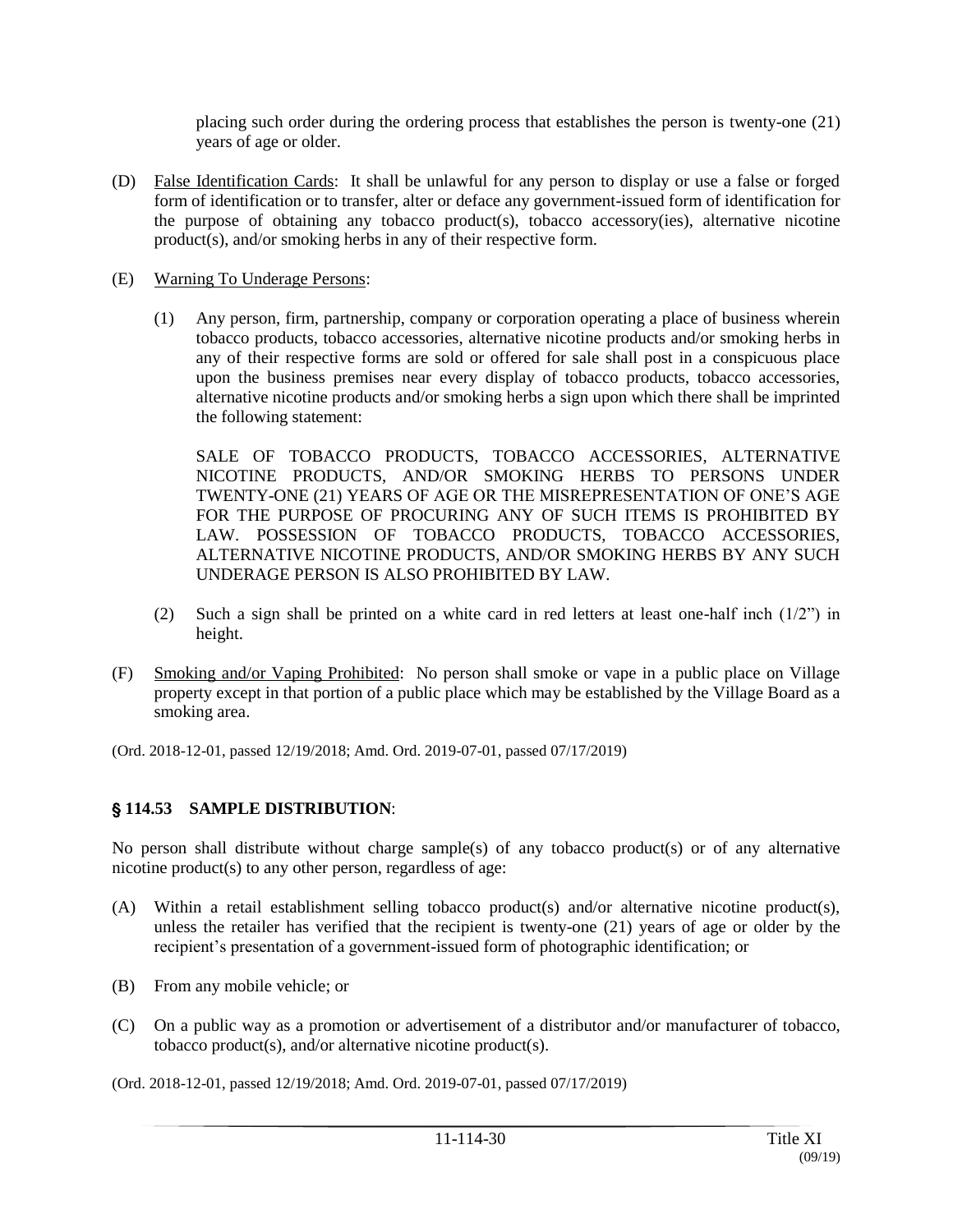placing such order during the ordering process that establishes the person is twenty-one (21) years of age or older.

(D) False Identification Cards: It shall be unlawful for any person to display or use a false or forged form of identification or to transfer, alter or deface any government-issued form of identification for the purpose of obtaining any tobacco product(s), tobacco accessory(ies), alternative nicotine product(s), and/or smoking herbs in any of their respective form.

(E) Warning To Underage Persons:

(1) Any person, firm, partnership, company or corporation operating a place of business wherein tobacco products, tobacco accessories, alternative nicotine products and/or smoking herbs in any of their respective forms are sold or offered for sale shall post in a conspicuous place upon the business premises near every display of tobacco products, tobacco accessories, alternative nicotine products and/or smoking herbs a sign upon which there shall be imprinted the following statement:

SALE OF TOBACCO PRODUCTS, TOBACCO ACCESSORIES, ALTERNATIVE NICOTINE PRODUCTS, AND/OR SMOKING HERBS TO PERSONS UNDER TWENTY-ONE (21) YEARS OF AGE OR THE MISREPRESENTATION OF ONE'S AGE FOR THE PURPOSE OF PROCURING ANY OF SUCH ITEMS IS PROHIBITED BY LAW. POSSESSION OF TOBACCO PRODUCTS, TOBACCO ACCESSORIES, ALTERNATIVE NICOTINE PRODUCTS, AND/OR SMOKING HERBS BY ANY SUCH UNDERAGE PERSON IS ALSO PROHIBITED BY LAW.

(2) Such a sign shall be printed on a white card in red letters at least one-half inch (1/2") in height.

(F) Smoking and/or Vaping Prohibited: No person shall smoke or vape in a public place on Village property except in that portion of a public place which may be established by the Village Board as a smoking area.

(Ord. 2018-12-01, passed 12/19/2018; Amd. Ord. 2019-07-01, passed 07/17/2019)

### § 114.53 SAMPLE DISTRIBUTION:

No person shall distribute without charge sample(s) of any tobacco product(s) or of any alternative nicotine product(s) to any other person, regardless of age:

(A) Within a retail establishment selling tobacco product(s) and/or alternative nicotine product(s), unless the retailer has verified that the recipient is twenty-one (21) years of age or older by the recipient's presentation of a government-issued form of photographic identification; or

(B) From any mobile vehicle; or

(C) On a public way as a promotion or advertisement of a distributor and/or manufacturer of tobacco, tobacco product(s), and/or alternative nicotine product(s).

(Ord. 2018-12-01, passed 12/19/2018; Amd. Ord. 2019-07-01, passed 07/17/2019)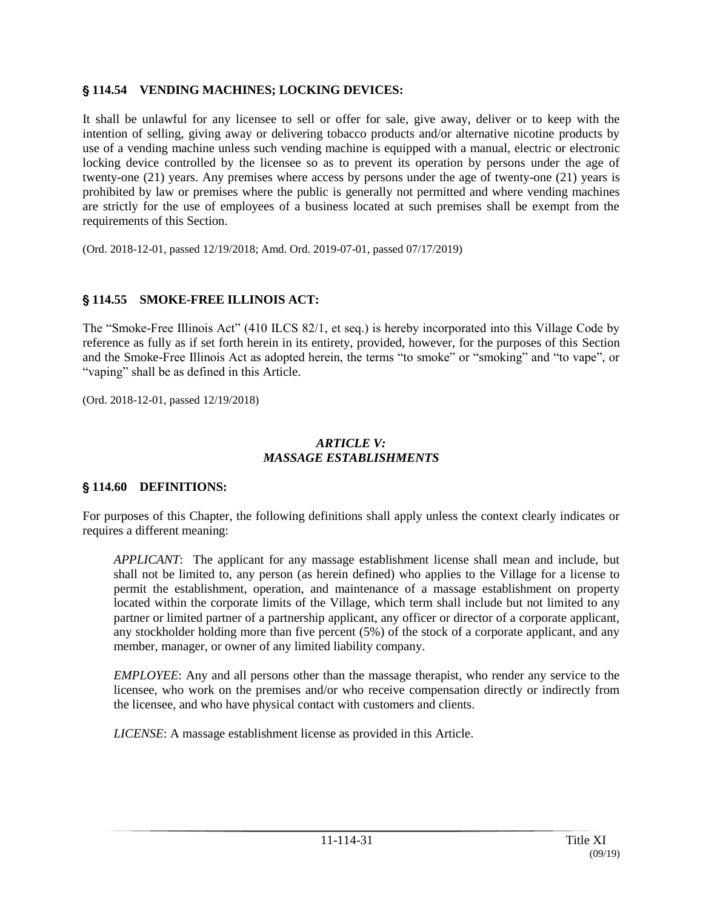## § 114.54 VENDING MACHINES; LOCKING DEVICES:

It shall be unlawful for any licensee to sell or offer for sale, give away, deliver or to keep with the intention of selling, giving away or delivering tobacco products and/or alternative nicotine products by use of a vending machine unless such vending machine is equipped with a manual, electric or electronic locking device controlled by the licensee so as to prevent its operation by persons under the age of twenty-one (21) years. Any premises where access by persons under the age of twenty-one (21) years is prohibited by law or premises where the public is generally not permitted and where vending machines are strictly for the use of employees of a business located at such premises shall be exempt from the requirements of this Section.

(Ord. 2018-12-01, passed 12/19/2018; Amd. Ord. 2019-07-01, passed 07/17/2019)

## § 114.55 SMOKE-FREE ILLINOIS ACT:

The "Smoke-Free Illinois Act" (410 ILCS 82/1, et seq.) is hereby incorporated into this Village Code by reference as fully as if set forth herein in its entirety, provided, however, for the purposes of this Section and the Smoke-Free Illinois Act as adopted herein, the terms "to smoke" or "smoking" and "to vape", or "vaping" shall be as defined in this Article.

(Ord. 2018-12-01, passed 12/19/2018)

### *ARTICLE V:*
### *MASSAGE ESTABLISHMENTS*

## § 114.60 DEFINITIONS:

For purposes of this Chapter, the following definitions shall apply unless the context clearly indicates or requires a different meaning:

*APPLICANT*: The applicant for any massage establishment license shall mean and include, but shall not be limited to, any person (as herein defined) who applies to the Village for a license to permit the establishment, operation, and maintenance of a massage establishment on property located within the corporate limits of the Village, which term shall include but not limited to any partner or limited partner of a partnership applicant, any officer or director of a corporate applicant, any stockholder holding more than five percent (5%) of the stock of a corporate applicant, and any member, manager, or owner of any limited liability company.

*EMPLOYEE*: Any and all persons other than the massage therapist, who render any service to the licensee, who work on the premises and/or who receive compensation directly or indirectly from the licensee, and who have physical contact with customers and clients.

*LICENSE*: A massage establishment license as provided in this Article.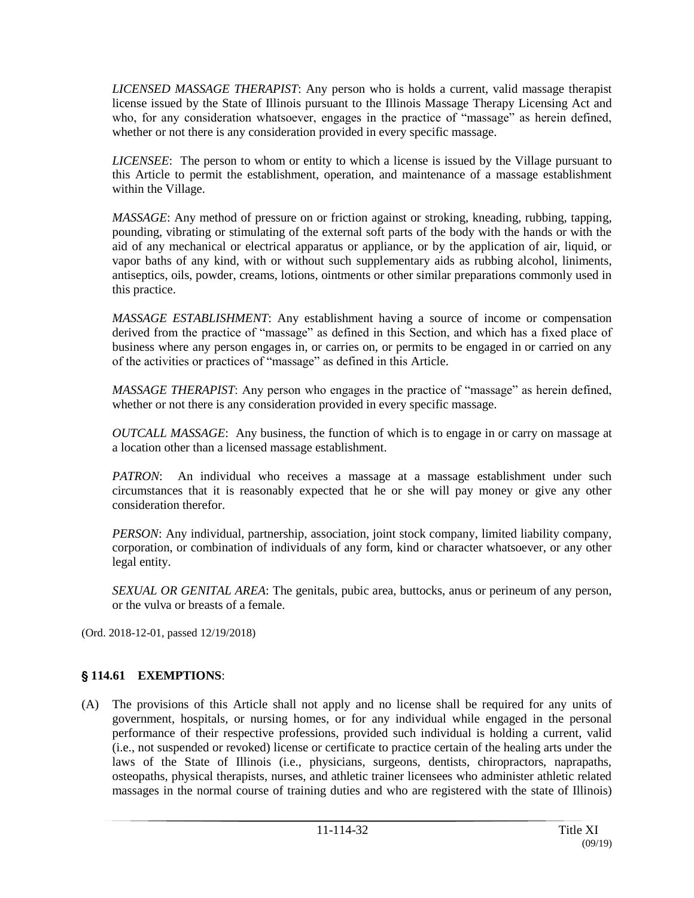*LICENSED MASSAGE THERAPIST*: Any person who is holds a current, valid massage therapist license issued by the State of Illinois pursuant to the Illinois Massage Therapy Licensing Act and who, for any consideration whatsoever, engages in the practice of "massage" as herein defined, whether or not there is any consideration provided in every specific massage.

*LICENSEE*: The person to whom or entity to which a license is issued by the Village pursuant to this Article to permit the establishment, operation, and maintenance of a massage establishment within the Village.

*MASSAGE*: Any method of pressure on or friction against or stroking, kneading, rubbing, tapping, pounding, vibrating or stimulating of the external soft parts of the body with the hands or with the aid of any mechanical or electrical apparatus or appliance, or by the application of air, liquid, or vapor baths of any kind, with or without such supplementary aids as rubbing alcohol, liniments, antiseptics, oils, powder, creams, lotions, ointments or other similar preparations commonly used in this practice.

*MASSAGE ESTABLISHMENT*: Any establishment having a source of income or compensation derived from the practice of "massage" as defined in this Section, and which has a fixed place of business where any person engages in, or carries on, or permits to be engaged in or carried on any of the activities or practices of "massage" as defined in this Article.

*MASSAGE THERAPIST*: Any person who engages in the practice of "massage" as herein defined, whether or not there is any consideration provided in every specific massage.

*OUTCALL MASSAGE*: Any business, the function of which is to engage in or carry on massage at a location other than a licensed massage establishment.

*PATRON*: An individual who receives a massage at a massage establishment under such circumstances that it is reasonably expected that he or she will pay money or give any other consideration therefor.

*PERSON*: Any individual, partnership, association, joint stock company, limited liability company, corporation, or combination of individuals of any form, kind or character whatsoever, or any other legal entity.

*SEXUAL OR GENITAL AREA*: The genitals, pubic area, buttocks, anus or perineum of any person, or the vulva or breasts of a female.

(Ord. 2018-12-01, passed 12/19/2018)

## § 114.61 EXEMPTIONS:

(A) The provisions of this Article shall not apply and no license shall be required for any units of government, hospitals, or nursing homes, or for any individual while engaged in the personal performance of their respective professions, provided such individual is holding a current, valid (i.e., not suspended or revoked) license or certificate to practice certain of the healing arts under the laws of the State of Illinois (i.e., physicians, surgeons, dentists, chiropractors, naprapaths, osteopaths, physical therapists, nurses, and athletic trainer licensees who administer athletic related massages in the normal course of training duties and who are registered with the state of Illinois)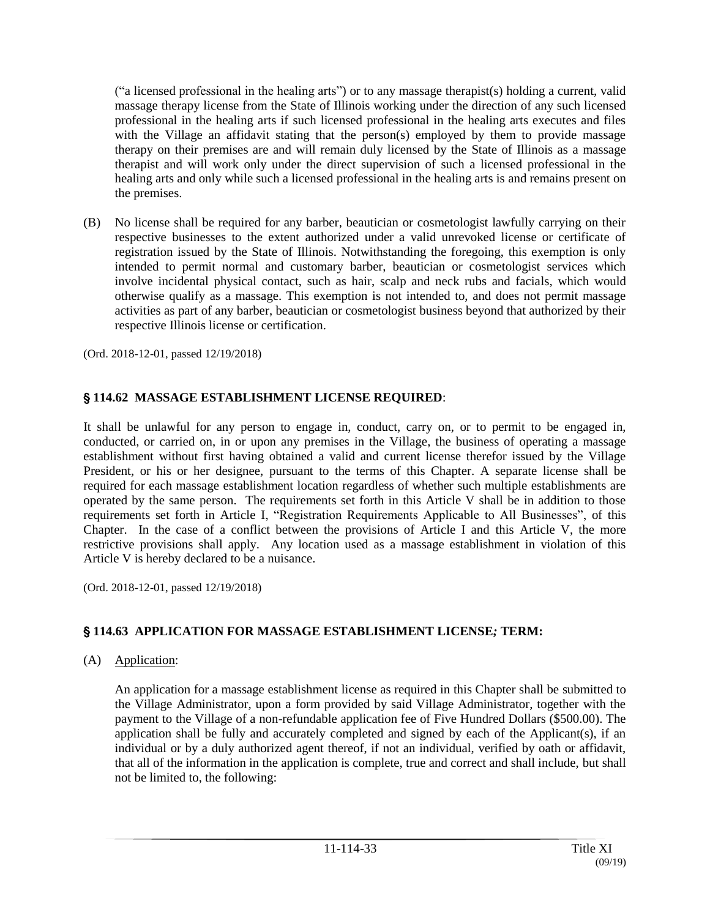("a licensed professional in the healing arts") or to any massage therapist(s) holding a current, valid massage therapy license from the State of Illinois working under the direction of any such licensed professional in the healing arts if such licensed professional in the healing arts executes and files with the Village an affidavit stating that the person(s) employed by them to provide massage therapy on their premises are and will remain duly licensed by the State of Illinois as a massage therapist and will work only under the direct supervision of such a licensed professional in the healing arts and only while such a licensed professional in the healing arts is and remains present on the premises.

(B) No license shall be required for any barber, beautician or cosmetologist lawfully carrying on their respective businesses to the extent authorized under a valid unrevoked license or certificate of registration issued by the State of Illinois. Notwithstanding the foregoing, this exemption is only intended to permit normal and customary barber, beautician or cosmetologist services which involve incidental physical contact, such as hair, scalp and neck rubs and facials, which would otherwise qualify as a massage. This exemption is not intended to, and does not permit massage activities as part of any barber, beautician or cosmetologist business beyond that authorized by their respective Illinois license or certification.

(Ord. 2018-12-01, passed 12/19/2018)

### § 114.62 MASSAGE ESTABLISHMENT LICENSE REQUIRED:

It shall be unlawful for any person to engage in, conduct, carry on, or to permit to be engaged in, conducted, or carried on, in or upon any premises in the Village, the business of operating a massage establishment without first having obtained a valid and current license therefor issued by the Village President, or his or her designee, pursuant to the terms of this Chapter. A separate license shall be required for each massage establishment location regardless of whether such multiple establishments are operated by the same person. The requirements set forth in this Article V shall be in addition to those requirements set forth in Article I, "Registration Requirements Applicable to All Businesses", of this Chapter. In the case of a conflict between the provisions of Article I and this Article V, the more restrictive provisions shall apply. Any location used as a massage establishment in violation of this Article V is hereby declared to be a nuisance.

(Ord. 2018-12-01, passed 12/19/2018)

### § 114.63 APPLICATION FOR MASSAGE ESTABLISHMENT LICENSE*;* TERM:

(A) Application:

An application for a massage establishment license as required in this Chapter shall be submitted to the Village Administrator, upon a form provided by said Village Administrator, together with the payment to the Village of a non-refundable application fee of Five Hundred Dollars ($500.00). The application shall be fully and accurately completed and signed by each of the Applicant(s), if an individual or by a duly authorized agent thereof, if not an individual, verified by oath or affidavit, that all of the information in the application is complete, true and correct and shall include, but shall not be limited to, the following: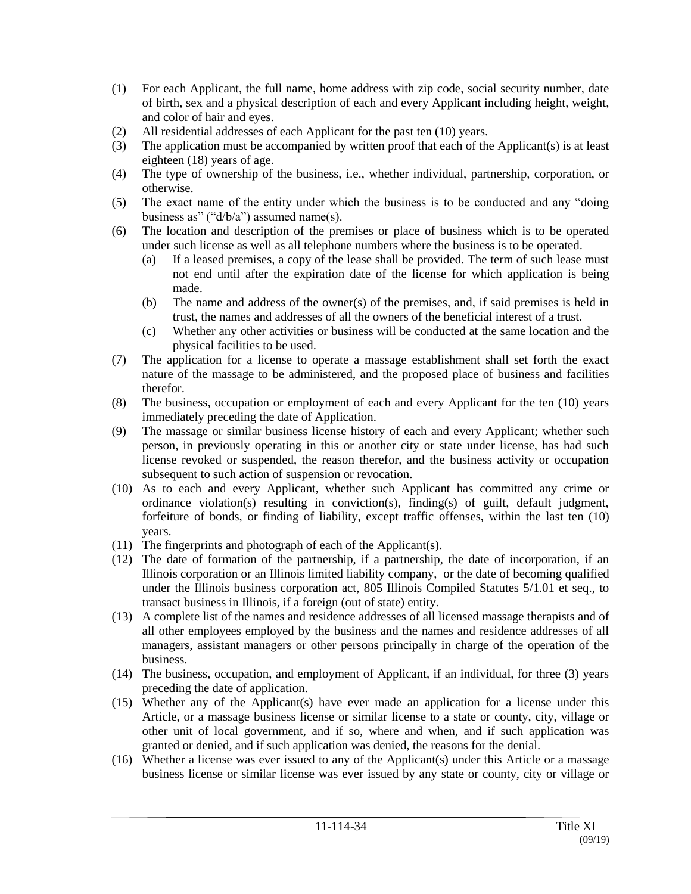(1) For each Applicant, the full name, home address with zip code, social security number, date of birth, sex and a physical description of each and every Applicant including height, weight, and color of hair and eyes.

(2) All residential addresses of each Applicant for the past ten (10) years.

(3) The application must be accompanied by written proof that each of the Applicant(s) is at least eighteen (18) years of age.

(4) The type of ownership of the business, i.e., whether individual, partnership, corporation, or otherwise.

(5) The exact name of the entity under which the business is to be conducted and any "doing business as" ("d/b/a") assumed name(s).

(6) The location and description of the premises or place of business which is to be operated under such license as well as all telephone numbers where the business is to be operated.

   (a) If a leased premises, a copy of the lease shall be provided. The term of such lease must not end until after the expiration date of the license for which application is being made.

   (b) The name and address of the owner(s) of the premises, and, if said premises is held in trust, the names and addresses of all the owners of the beneficial interest of a trust.

   (c) Whether any other activities or business will be conducted at the same location and the physical facilities to be used.

(7) The application for a license to operate a massage establishment shall set forth the exact nature of the massage to be administered, and the proposed place of business and facilities therefor.

(8) The business, occupation or employment of each and every Applicant for the ten (10) years immediately preceding the date of Application.

(9) The massage or similar business license history of each and every Applicant; whether such person, in previously operating in this or another city or state under license, has had such license revoked or suspended, the reason therefor, and the business activity or occupation subsequent to such action of suspension or revocation.

(10) As to each and every Applicant, whether such Applicant has committed any crime or ordinance violation(s) resulting in conviction(s), finding(s) of guilt, default judgment, forfeiture of bonds, or finding of liability, except traffic offenses, within the last ten (10) years.

(11) The fingerprints and photograph of each of the Applicant(s).

(12) The date of formation of the partnership, if a partnership, the date of incorporation, if an Illinois corporation or an Illinois limited liability company, or the date of becoming qualified under the Illinois business corporation act, 805 Illinois Compiled Statutes 5/1.01 et seq., to transact business in Illinois, if a foreign (out of state) entity.

(13) A complete list of the names and residence addresses of all licensed massage therapists and of all other employees employed by the business and the names and residence addresses of all managers, assistant managers or other persons principally in charge of the operation of the business.

(14) The business, occupation, and employment of Applicant, if an individual, for three (3) years preceding the date of application.

(15) Whether any of the Applicant(s) have ever made an application for a license under this Article, or a massage business license or similar license to a state or county, city, village or other unit of local government, and if so, where and when, and if such application was granted or denied, and if such application was denied, the reasons for the denial.

(16) Whether a license was ever issued to any of the Applicant(s) under this Article or a massage business license or similar license was ever issued by any state or county, city or village or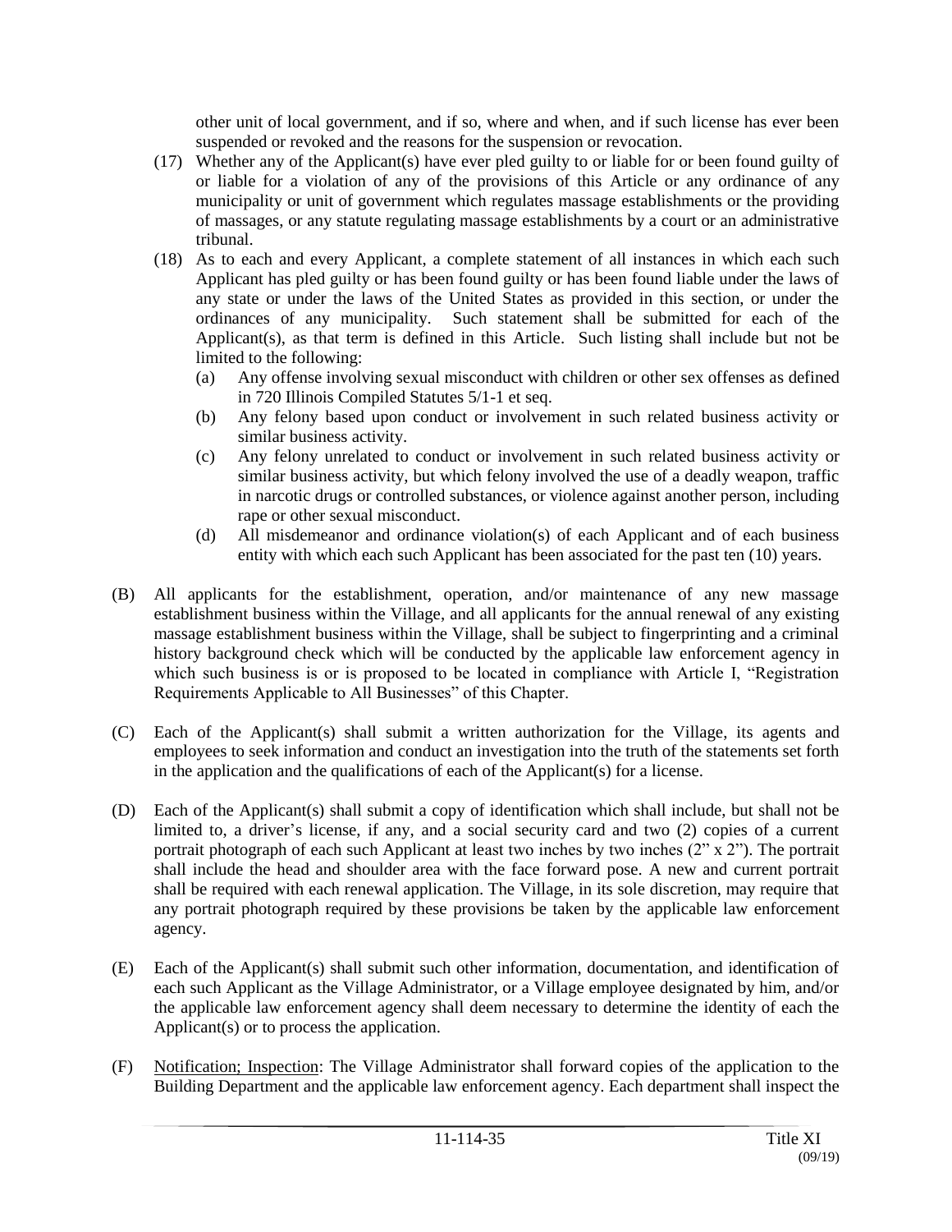other unit of local government, and if so, where and when, and if such license has ever been suspended or revoked and the reasons for the suspension or revocation.

(17) Whether any of the Applicant(s) have ever pled guilty to or liable for or been found guilty of or liable for a violation of any of the provisions of this Article or any ordinance of any municipality or unit of government which regulates massage establishments or the providing of massages, or any statute regulating massage establishments by a court or an administrative tribunal.

(18) As to each and every Applicant, a complete statement of all instances in which each such Applicant has pled guilty or has been found guilty or has been found liable under the laws of any state or under the laws of the United States as provided in this section, or under the ordinances of any municipality. Such statement shall be submitted for each of the Applicant(s), as that term is defined in this Article. Such listing shall include but not be limited to the following:

(a) Any offense involving sexual misconduct with children or other sex offenses as defined in 720 Illinois Compiled Statutes 5/1-1 et seq.

(b) Any felony based upon conduct or involvement in such related business activity or similar business activity.

(c) Any felony unrelated to conduct or involvement in such related business activity or similar business activity, but which felony involved the use of a deadly weapon, traffic in narcotic drugs or controlled substances, or violence against another person, including rape or other sexual misconduct.

(d) All misdemeanor and ordinance violation(s) of each Applicant and of each business entity with which each such Applicant has been associated for the past ten (10) years.

(B) All applicants for the establishment, operation, and/or maintenance of any new massage establishment business within the Village, and all applicants for the annual renewal of any existing massage establishment business within the Village, shall be subject to fingerprinting and a criminal history background check which will be conducted by the applicable law enforcement agency in which such business is or is proposed to be located in compliance with Article I, "Registration Requirements Applicable to All Businesses" of this Chapter.

(C) Each of the Applicant(s) shall submit a written authorization for the Village, its agents and employees to seek information and conduct an investigation into the truth of the statements set forth in the application and the qualifications of each of the Applicant(s) for a license.

(D) Each of the Applicant(s) shall submit a copy of identification which shall include, but shall not be limited to, a driver's license, if any, and a social security card and two (2) copies of a current portrait photograph of each such Applicant at least two inches by two inches (2" x 2"). The portrait shall include the head and shoulder area with the face forward pose. A new and current portrait shall be required with each renewal application. The Village, in its sole discretion, may require that any portrait photograph required by these provisions be taken by the applicable law enforcement agency.

(E) Each of the Applicant(s) shall submit such other information, documentation, and identification of each such Applicant as the Village Administrator, or a Village employee designated by him, and/or the applicable law enforcement agency shall deem necessary to determine the identity of each the Applicant(s) or to process the application.

(F) Notification; Inspection: The Village Administrator shall forward copies of the application to the Building Department and the applicable law enforcement agency. Each department shall inspect the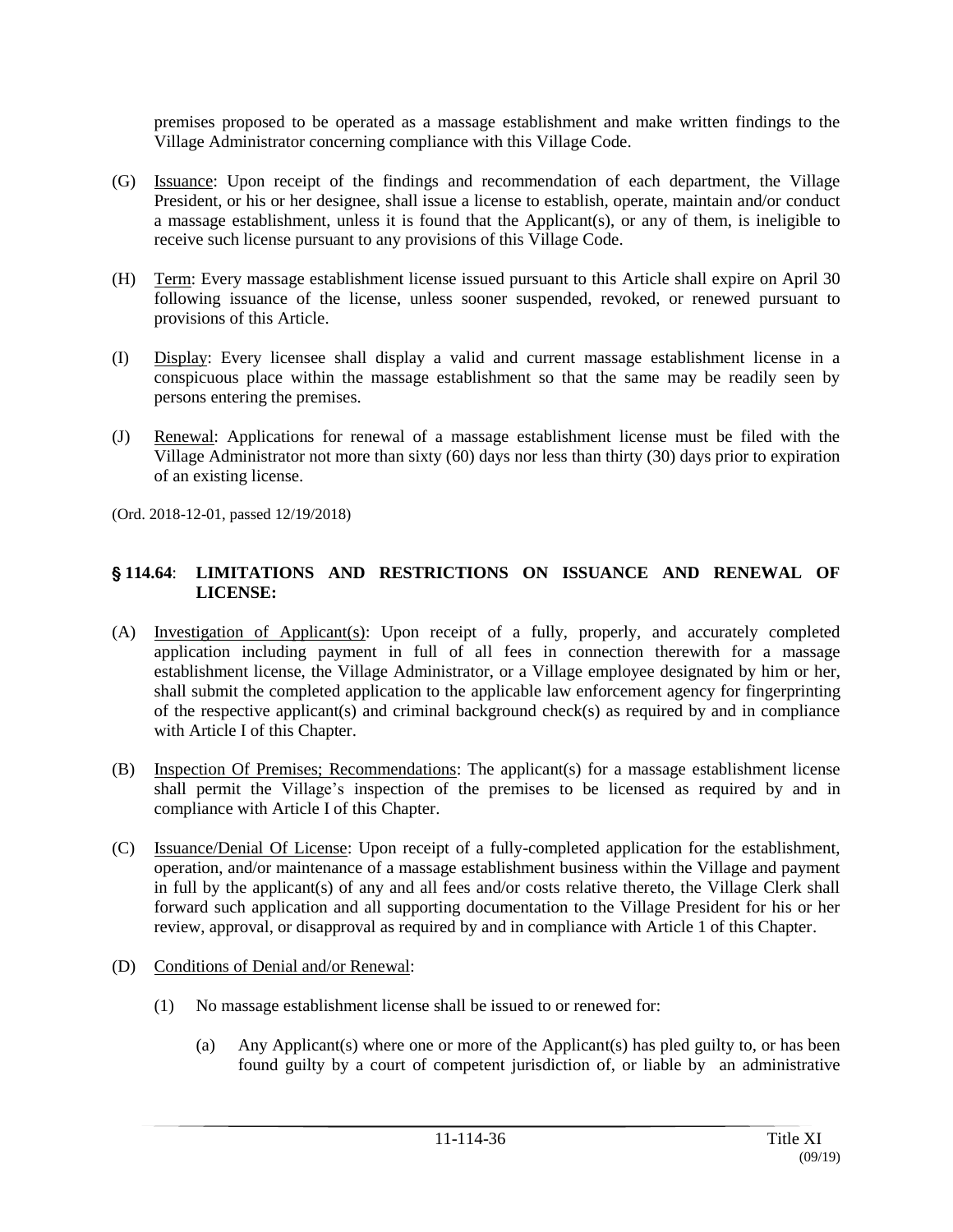premises proposed to be operated as a massage establishment and make written findings to the Village Administrator concerning compliance with this Village Code.

(G) Issuance: Upon receipt of the findings and recommendation of each department, the Village President, or his or her designee, shall issue a license to establish, operate, maintain and/or conduct a massage establishment, unless it is found that the Applicant(s), or any of them, is ineligible to receive such license pursuant to any provisions of this Village Code.

(H) Term: Every massage establishment license issued pursuant to this Article shall expire on April 30 following issuance of the license, unless sooner suspended, revoked, or renewed pursuant to provisions of this Article.

(I) Display: Every licensee shall display a valid and current massage establishment license in a conspicuous place within the massage establishment so that the same may be readily seen by persons entering the premises.

(J) Renewal: Applications for renewal of a massage establishment license must be filed with the Village Administrator not more than sixty (60) days nor less than thirty (30) days prior to expiration of an existing license.

(Ord. 2018-12-01, passed 12/19/2018)

## § 114.64: LIMITATIONS AND RESTRICTIONS ON ISSUANCE AND RENEWAL OF LICENSE:

(A) Investigation of Applicant(s): Upon receipt of a fully, properly, and accurately completed application including payment in full of all fees in connection therewith for a massage establishment license, the Village Administrator, or a Village employee designated by him or her, shall submit the completed application to the applicable law enforcement agency for fingerprinting of the respective applicant(s) and criminal background check(s) as required by and in compliance with Article I of this Chapter.

(B) Inspection Of Premises; Recommendations: The applicant(s) for a massage establishment license shall permit the Village's inspection of the premises to be licensed as required by and in compliance with Article I of this Chapter.

(C) Issuance/Denial Of License: Upon receipt of a fully-completed application for the establishment, operation, and/or maintenance of a massage establishment business within the Village and payment in full by the applicant(s) of any and all fees and/or costs relative thereto, the Village Clerk shall forward such application and all supporting documentation to the Village President for his or her review, approval, or disapproval as required by and in compliance with Article 1 of this Chapter.

(D) Conditions of Denial and/or Renewal:

(1) No massage establishment license shall be issued to or renewed for:

(a) Any Applicant(s) where one or more of the Applicant(s) has pled guilty to, or has been found guilty by a court of competent jurisdiction of, or liable by an administrative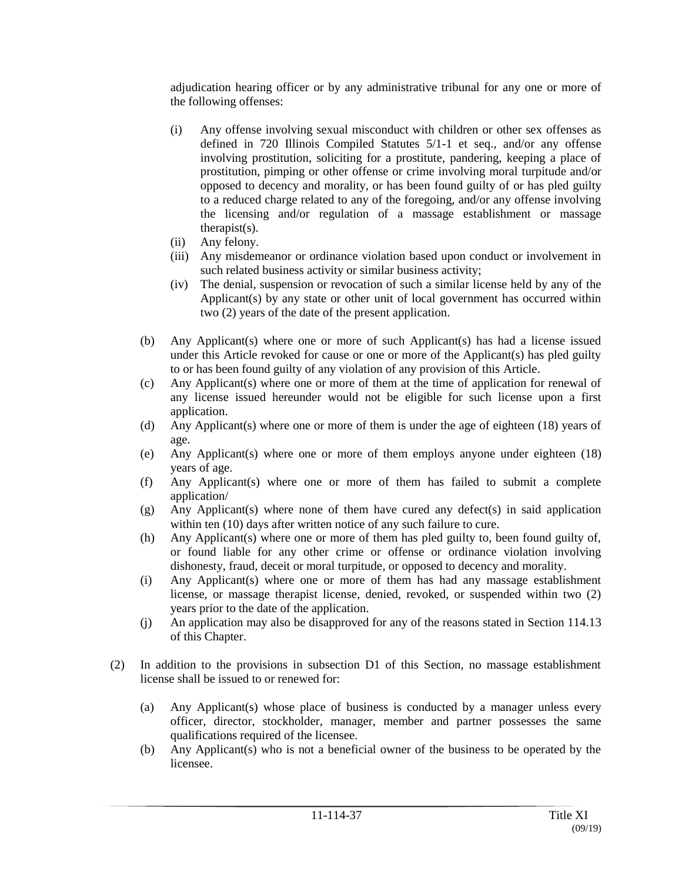adjudication hearing officer or by any administrative tribunal for any one or more of the following offenses:

(i) Any offense involving sexual misconduct with children or other sex offenses as defined in 720 Illinois Compiled Statutes 5/1-1 et seq., and/or any offense involving prostitution, soliciting for a prostitute, pandering, keeping a place of prostitution, pimping or other offense or crime involving moral turpitude and/or opposed to decency and morality, or has been found guilty of or has pled guilty to a reduced charge related to any of the foregoing, and/or any offense involving the licensing and/or regulation of a massage establishment or massage therapist(s).

(ii) Any felony.

(iii) Any misdemeanor or ordinance violation based upon conduct or involvement in such related business activity or similar business activity;

(iv) The denial, suspension or revocation of such a similar license held by any of the Applicant(s) by any state or other unit of local government has occurred within two (2) years of the date of the present application.

(b) Any Applicant(s) where one or more of such Applicant(s) has had a license issued under this Article revoked for cause or one or more of the Applicant(s) has pled guilty to or has been found guilty of any violation of any provision of this Article.

(c) Any Applicant(s) where one or more of them at the time of application for renewal of any license issued hereunder would not be eligible for such license upon a first application.

(d) Any Applicant(s) where one or more of them is under the age of eighteen (18) years of age.

(e) Any Applicant(s) where one or more of them employs anyone under eighteen (18) years of age.

(f) Any Applicant(s) where one or more of them has failed to submit a complete application/

(g) Any Applicant(s) where none of them have cured any defect(s) in said application within ten (10) days after written notice of any such failure to cure.

(h) Any Applicant(s) where one or more of them has pled guilty to, been found guilty of, or found liable for any other crime or offense or ordinance violation involving dishonesty, fraud, deceit or moral turpitude, or opposed to decency and morality.

(i) Any Applicant(s) where one or more of them has had any massage establishment license, or massage therapist license, denied, revoked, or suspended within two (2) years prior to the date of the application.

(j) An application may also be disapproved for any of the reasons stated in Section 114.13 of this Chapter.

(2) In addition to the provisions in subsection D1 of this Section, no massage establishment license shall be issued to or renewed for:

(a) Any Applicant(s) whose place of business is conducted by a manager unless every officer, director, stockholder, manager, member and partner possesses the same qualifications required of the licensee.

(b) Any Applicant(s) who is not a beneficial owner of the business to be operated by the licensee.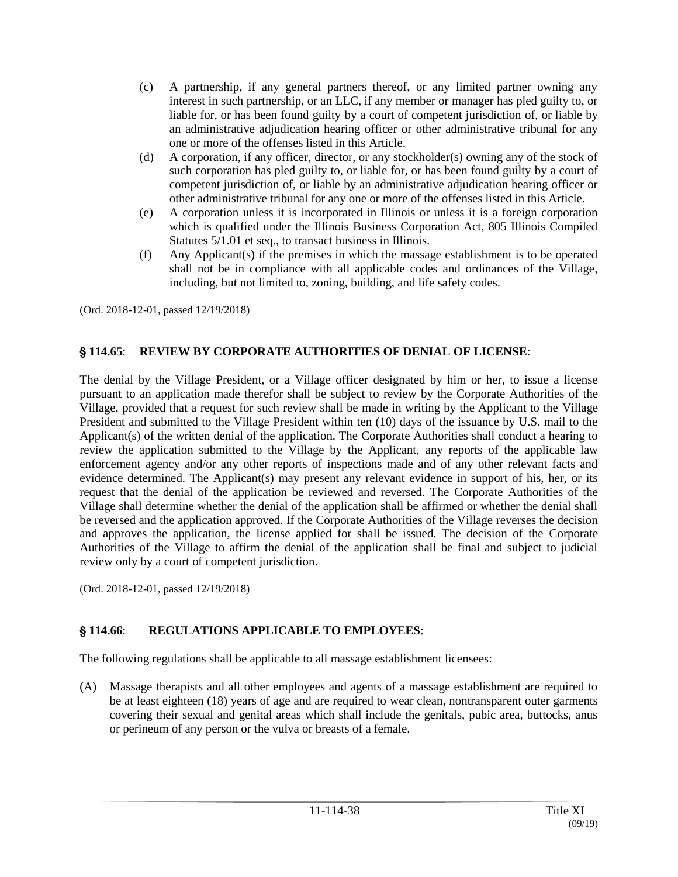(c) A partnership, if any general partners thereof, or any limited partner owning any interest in such partnership, or an LLC, if any member or manager has pled guilty to, or liable for, or has been found guilty by a court of competent jurisdiction of, or liable by an administrative adjudication hearing officer or other administrative tribunal for any one or more of the offenses listed in this Article.

(d) A corporation, if any officer, director, or any stockholder(s) owning any of the stock of such corporation has pled guilty to, or liable for, or has been found guilty by a court of competent jurisdiction of, or liable by an administrative adjudication hearing officer or other administrative tribunal for any one or more of the offenses listed in this Article.

(e) A corporation unless it is incorporated in Illinois or unless it is a foreign corporation which is qualified under the Illinois Business Corporation Act, 805 Illinois Compiled Statutes 5/1.01 et seq., to transact business in Illinois.

(f) Any Applicant(s) if the premises in which the massage establishment is to be operated shall not be in compliance with all applicable codes and ordinances of the Village, including, but not limited to, zoning, building, and life safety codes.

(Ord. 2018-12-01, passed 12/19/2018)

### § 114.65: REVIEW BY CORPORATE AUTHORITIES OF DENIAL OF LICENSE:

The denial by the Village President, or a Village officer designated by him or her, to issue a license pursuant to an application made therefor shall be subject to review by the Corporate Authorities of the Village, provided that a request for such review shall be made in writing by the Applicant to the Village President and submitted to the Village President within ten (10) days of the issuance by U.S. mail to the Applicant(s) of the written denial of the application. The Corporate Authorities shall conduct a hearing to review the application submitted to the Village by the Applicant, any reports of the applicable law enforcement agency and/or any other reports of inspections made and of any other relevant facts and evidence determined. The Applicant(s) may present any relevant evidence in support of his, her, or its request that the denial of the application be reviewed and reversed. The Corporate Authorities of the Village shall determine whether the denial of the application shall be affirmed or whether the denial shall be reversed and the application approved. If the Corporate Authorities of the Village reverses the decision and approves the application, the license applied for shall be issued. The decision of the Corporate Authorities of the Village to affirm the denial of the application shall be final and subject to judicial review only by a court of competent jurisdiction.

(Ord. 2018-12-01, passed 12/19/2018)

### § 114.66: REGULATIONS APPLICABLE TO EMPLOYEES:

The following regulations shall be applicable to all massage establishment licensees:

(A) Massage therapists and all other employees and agents of a massage establishment are required to be at least eighteen (18) years of age and are required to wear clean, nontransparent outer garments covering their sexual and genital areas which shall include the genitals, pubic area, buttocks, anus or perineum of any person or the vulva or breasts of a female.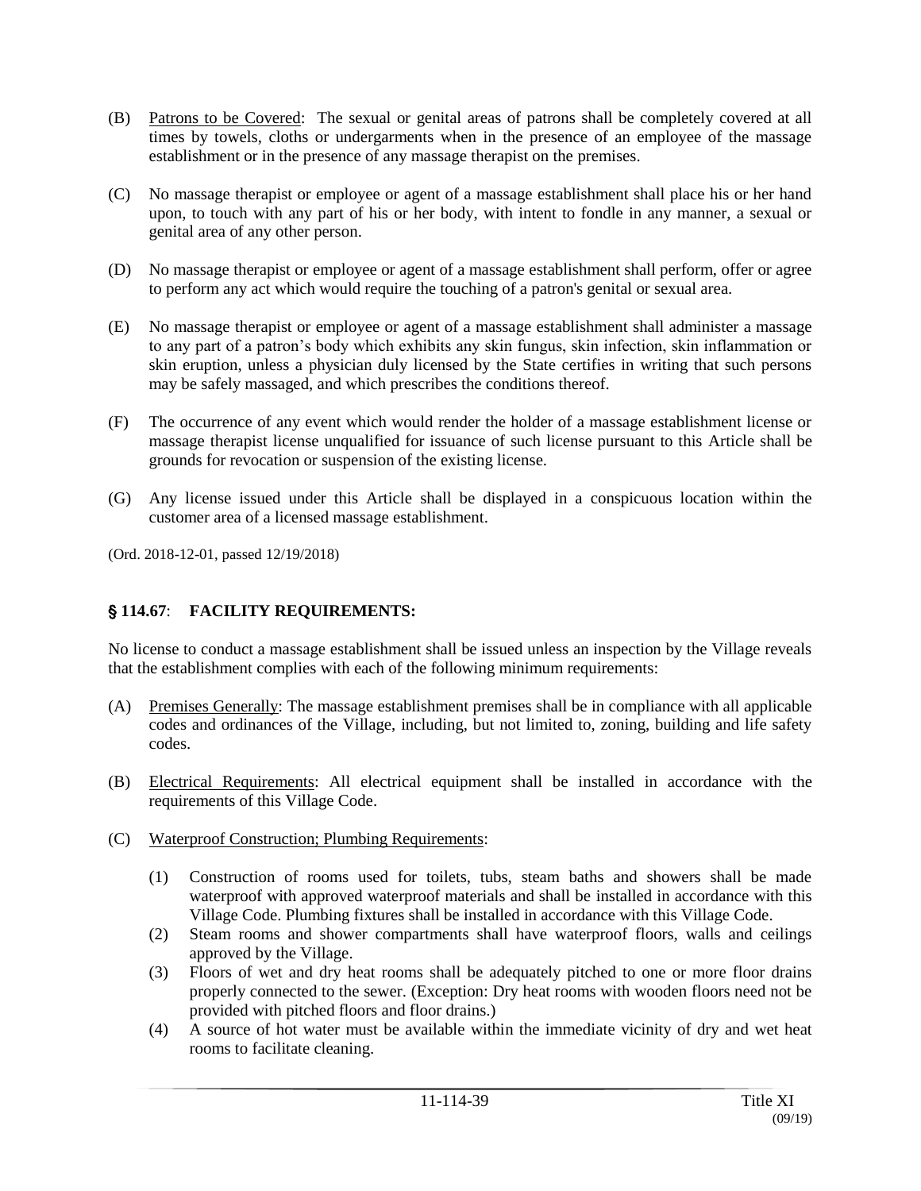(B) Patrons to be Covered: The sexual or genital areas of patrons shall be completely covered at all times by towels, cloths or undergarments when in the presence of an employee of the massage establishment or in the presence of any massage therapist on the premises.

(C) No massage therapist or employee or agent of a massage establishment shall place his or her hand upon, to touch with any part of his or her body, with intent to fondle in any manner, a sexual or genital area of any other person.

(D) No massage therapist or employee or agent of a massage establishment shall perform, offer or agree to perform any act which would require the touching of a patron's genital or sexual area.

(E) No massage therapist or employee or agent of a massage establishment shall administer a massage to any part of a patron's body which exhibits any skin fungus, skin infection, skin inflammation or skin eruption, unless a physician duly licensed by the State certifies in writing that such persons may be safely massaged, and which prescribes the conditions thereof.

(F) The occurrence of any event which would render the holder of a massage establishment license or massage therapist license unqualified for issuance of such license pursuant to this Article shall be grounds for revocation or suspension of the existing license.

(G) Any license issued under this Article shall be displayed in a conspicuous location within the customer area of a licensed massage establishment.

(Ord. 2018-12-01, passed 12/19/2018)

### § 114.67: FACILITY REQUIREMENTS:

No license to conduct a massage establishment shall be issued unless an inspection by the Village reveals that the establishment complies with each of the following minimum requirements:

(A) Premises Generally: The massage establishment premises shall be in compliance with all applicable codes and ordinances of the Village, including, but not limited to, zoning, building and life safety codes.

(B) Electrical Requirements: All electrical equipment shall be installed in accordance with the requirements of this Village Code.

(C) Waterproof Construction; Plumbing Requirements:

(1) Construction of rooms used for toilets, tubs, steam baths and showers shall be made waterproof with approved waterproof materials and shall be installed in accordance with this Village Code. Plumbing fixtures shall be installed in accordance with this Village Code.

(2) Steam rooms and shower compartments shall have waterproof floors, walls and ceilings approved by the Village.

(3) Floors of wet and dry heat rooms shall be adequately pitched to one or more floor drains properly connected to the sewer. (Exception: Dry heat rooms with wooden floors need not be provided with pitched floors and floor drains.)

(4) A source of hot water must be available within the immediate vicinity of dry and wet heat rooms to facilitate cleaning.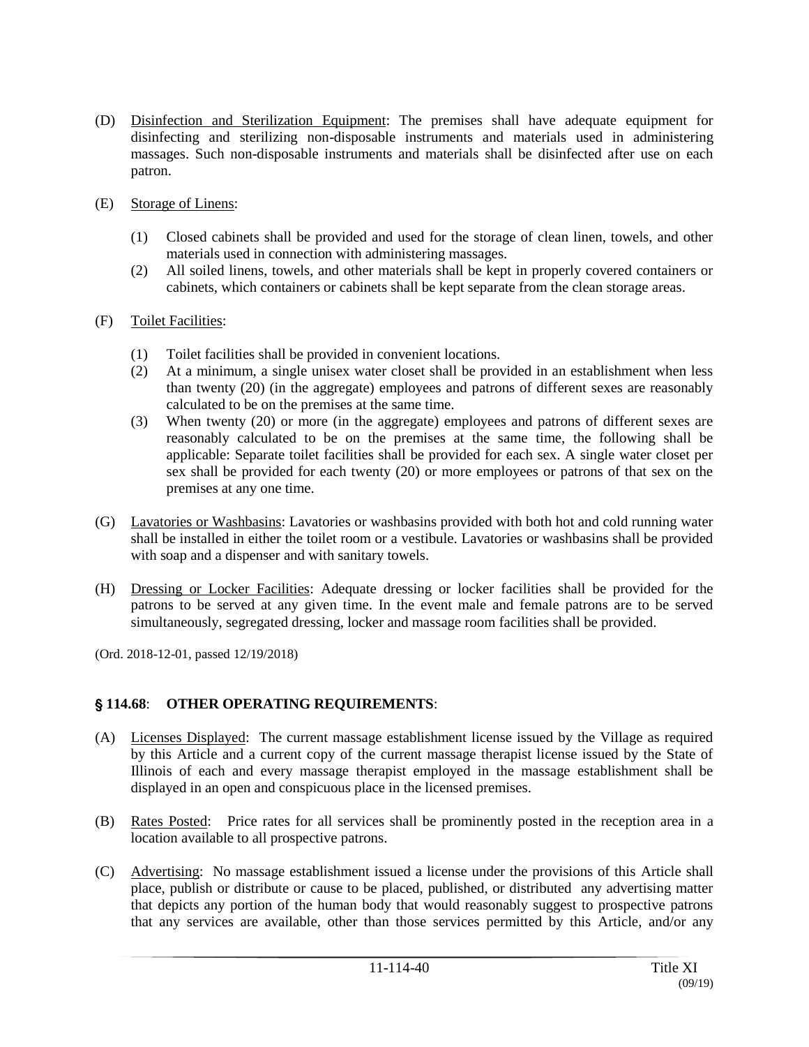(D) Disinfection and Sterilization Equipment: The premises shall have adequate equipment for disinfecting and sterilizing non-disposable instruments and materials used in administering massages. Such non-disposable instruments and materials shall be disinfected after use on each patron.

(E) Storage of Linens:

(1) Closed cabinets shall be provided and used for the storage of clean linen, towels, and other materials used in connection with administering massages.
(2) All soiled linens, towels, and other materials shall be kept in properly covered containers or cabinets, which containers or cabinets shall be kept separate from the clean storage areas.

(F) Toilet Facilities:

(1) Toilet facilities shall be provided in convenient locations.
(2) At a minimum, a single unisex water closet shall be provided in an establishment when less than twenty (20) (in the aggregate) employees and patrons of different sexes are reasonably calculated to be on the premises at the same time.
(3) When twenty (20) or more (in the aggregate) employees and patrons of different sexes are reasonably calculated to be on the premises at the same time, the following shall be applicable: Separate toilet facilities shall be provided for each sex. A single water closet per sex shall be provided for each twenty (20) or more employees or patrons of that sex on the premises at any one time.

(G) Lavatories or Washbasins: Lavatories or washbasins provided with both hot and cold running water shall be installed in either the toilet room or a vestibule. Lavatories or washbasins shall be provided with soap and a dispenser and with sanitary towels.

(H) Dressing or Locker Facilities: Adequate dressing or locker facilities shall be provided for the patrons to be served at any given time. In the event male and female patrons are to be served simultaneously, segregated dressing, locker and massage room facilities shall be provided.

(Ord. 2018-12-01, passed 12/19/2018)

## § 114.68: OTHER OPERATING REQUIREMENTS:

(A) Licenses Displayed: The current massage establishment license issued by the Village as required by this Article and a current copy of the current massage therapist license issued by the State of Illinois of each and every massage therapist employed in the massage establishment shall be displayed in an open and conspicuous place in the licensed premises.

(B) Rates Posted: Price rates for all services shall be prominently posted in the reception area in a location available to all prospective patrons.

(C) Advertising: No massage establishment issued a license under the provisions of this Article shall place, publish or distribute or cause to be placed, published, or distributed any advertising matter that depicts any portion of the human body that would reasonably suggest to prospective patrons that any services are available, other than those services permitted by this Article, and/or any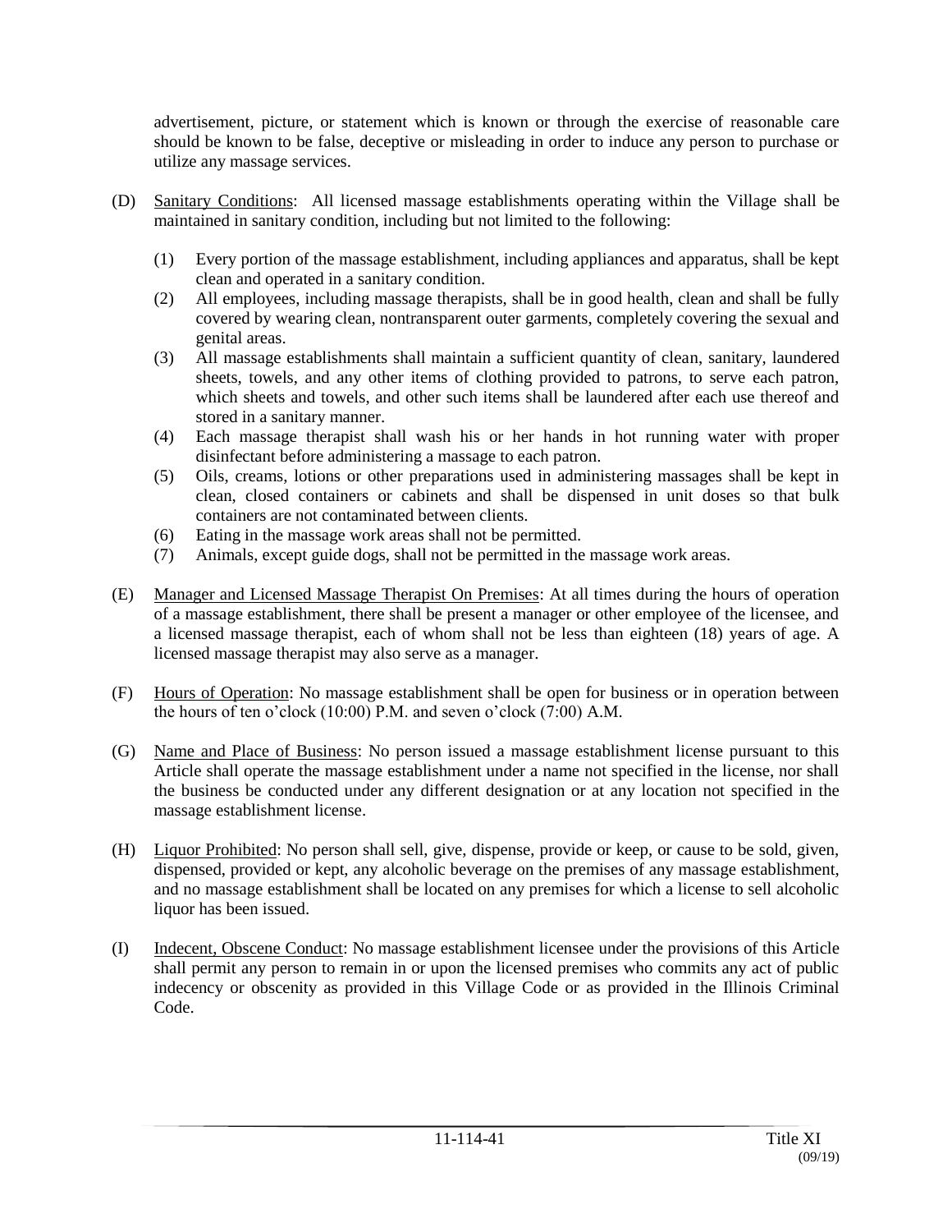advertisement, picture, or statement which is known or through the exercise of reasonable care should be known to be false, deceptive or misleading in order to induce any person to purchase or utilize any massage services.

(D) Sanitary Conditions: All licensed massage establishments operating within the Village shall be maintained in sanitary condition, including but not limited to the following:

(1) Every portion of the massage establishment, including appliances and apparatus, shall be kept clean and operated in a sanitary condition.
(2) All employees, including massage therapists, shall be in good health, clean and shall be fully covered by wearing clean, nontransparent outer garments, completely covering the sexual and genital areas.
(3) All massage establishments shall maintain a sufficient quantity of clean, sanitary, laundered sheets, towels, and any other items of clothing provided to patrons, to serve each patron, which sheets and towels, and other such items shall be laundered after each use thereof and stored in a sanitary manner.
(4) Each massage therapist shall wash his or her hands in hot running water with proper disinfectant before administering a massage to each patron.
(5) Oils, creams, lotions or other preparations used in administering massages shall be kept in clean, closed containers or cabinets and shall be dispensed in unit doses so that bulk containers are not contaminated between clients.
(6) Eating in the massage work areas shall not be permitted.
(7) Animals, except guide dogs, shall not be permitted in the massage work areas.

(E) Manager and Licensed Massage Therapist On Premises: At all times during the hours of operation of a massage establishment, there shall be present a manager or other employee of the licensee, and a licensed massage therapist, each of whom shall not be less than eighteen (18) years of age. A licensed massage therapist may also serve as a manager.

(F) Hours of Operation: No massage establishment shall be open for business or in operation between the hours of ten o'clock (10:00) P.M. and seven o'clock (7:00) A.M.

(G) Name and Place of Business: No person issued a massage establishment license pursuant to this Article shall operate the massage establishment under a name not specified in the license, nor shall the business be conducted under any different designation or at any location not specified in the massage establishment license.

(H) Liquor Prohibited: No person shall sell, give, dispense, provide or keep, or cause to be sold, given, dispensed, provided or kept, any alcoholic beverage on the premises of any massage establishment, and no massage establishment shall be located on any premises for which a license to sell alcoholic liquor has been issued.

(I) Indecent, Obscene Conduct: No massage establishment licensee under the provisions of this Article shall permit any person to remain in or upon the licensed premises who commits any act of public indecency or obscenity as provided in this Village Code or as provided in the Illinois Criminal Code.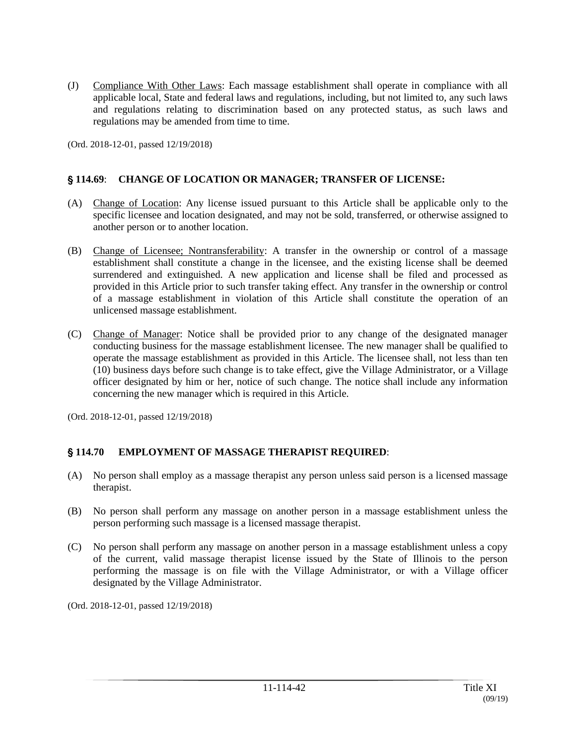(J) Compliance With Other Laws: Each massage establishment shall operate in compliance with all applicable local, State and federal laws and regulations, including, but not limited to, any such laws and regulations relating to discrimination based on any protected status, as such laws and regulations may be amended from time to time.

(Ord. 2018-12-01, passed 12/19/2018)

### § 114.69: CHANGE OF LOCATION OR MANAGER; TRANSFER OF LICENSE:

(A) Change of Location: Any license issued pursuant to this Article shall be applicable only to the specific licensee and location designated, and may not be sold, transferred, or otherwise assigned to another person or to another location.

(B) Change of Licensee; Nontransferability: A transfer in the ownership or control of a massage establishment shall constitute a change in the licensee, and the existing license shall be deemed surrendered and extinguished. A new application and license shall be filed and processed as provided in this Article prior to such transfer taking effect. Any transfer in the ownership or control of a massage establishment in violation of this Article shall constitute the operation of an unlicensed massage establishment.

(C) Change of Manager: Notice shall be provided prior to any change of the designated manager conducting business for the massage establishment licensee. The new manager shall be qualified to operate the massage establishment as provided in this Article. The licensee shall, not less than ten (10) business days before such change is to take effect, give the Village Administrator, or a Village officer designated by him or her, notice of such change. The notice shall include any information concerning the new manager which is required in this Article.

(Ord. 2018-12-01, passed 12/19/2018)

### § 114.70 EMPLOYMENT OF MASSAGE THERAPIST REQUIRED:

(A) No person shall employ as a massage therapist any person unless said person is a licensed massage therapist.

(B) No person shall perform any massage on another person in a massage establishment unless the person performing such massage is a licensed massage therapist.

(C) No person shall perform any massage on another person in a massage establishment unless a copy of the current, valid massage therapist license issued by the State of Illinois to the person performing the massage is on file with the Village Administrator, or with a Village officer designated by the Village Administrator.

(Ord. 2018-12-01, passed 12/19/2018)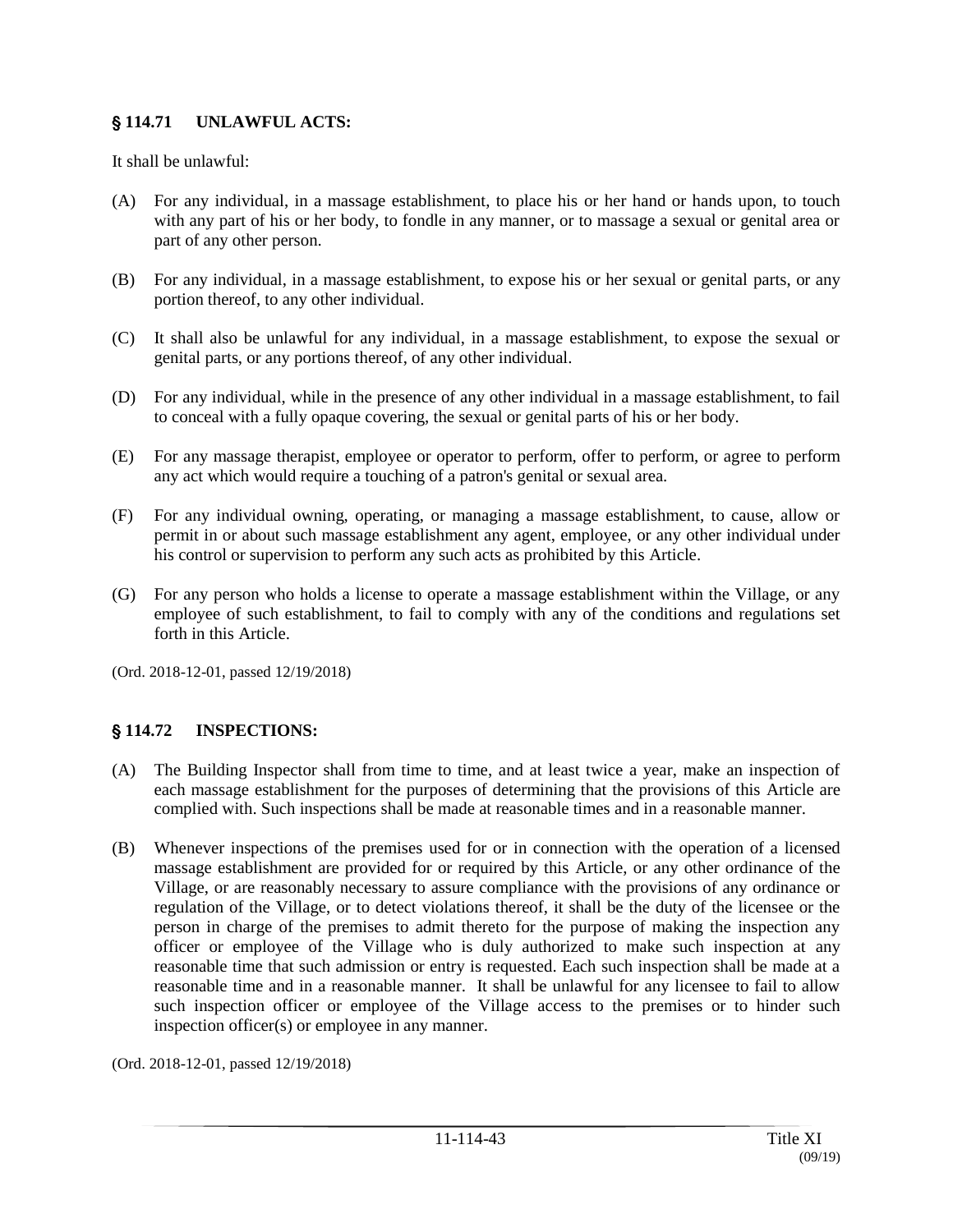## § 114.71 UNLAWFUL ACTS:

It shall be unlawful:

(A) For any individual, in a massage establishment, to place his or her hand or hands upon, to touch with any part of his or her body, to fondle in any manner, or to massage a sexual or genital area or part of any other person.

(B) For any individual, in a massage establishment, to expose his or her sexual or genital parts, or any portion thereof, to any other individual.

(C) It shall also be unlawful for any individual, in a massage establishment, to expose the sexual or genital parts, or any portions thereof, of any other individual.

(D) For any individual, while in the presence of any other individual in a massage establishment, to fail to conceal with a fully opaque covering, the sexual or genital parts of his or her body.

(E) For any massage therapist, employee or operator to perform, offer to perform, or agree to perform any act which would require a touching of a patron's genital or sexual area.

(F) For any individual owning, operating, or managing a massage establishment, to cause, allow or permit in or about such massage establishment any agent, employee, or any other individual under his control or supervision to perform any such acts as prohibited by this Article.

(G) For any person who holds a license to operate a massage establishment within the Village, or any employee of such establishment, to fail to comply with any of the conditions and regulations set forth in this Article.

(Ord. 2018-12-01, passed 12/19/2018)

## § 114.72 INSPECTIONS:

(A) The Building Inspector shall from time to time, and at least twice a year, make an inspection of each massage establishment for the purposes of determining that the provisions of this Article are complied with. Such inspections shall be made at reasonable times and in a reasonable manner.

(B) Whenever inspections of the premises used for or in connection with the operation of a licensed massage establishment are provided for or required by this Article, or any other ordinance of the Village, or are reasonably necessary to assure compliance with the provisions of any ordinance or regulation of the Village, or to detect violations thereof, it shall be the duty of the licensee or the person in charge of the premises to admit thereto for the purpose of making the inspection any officer or employee of the Village who is duly authorized to make such inspection at any reasonable time that such admission or entry is requested. Each such inspection shall be made at a reasonable time and in a reasonable manner. It shall be unlawful for any licensee to fail to allow such inspection officer or employee of the Village access to the premises or to hinder such inspection officer(s) or employee in any manner.

(Ord. 2018-12-01, passed 12/19/2018)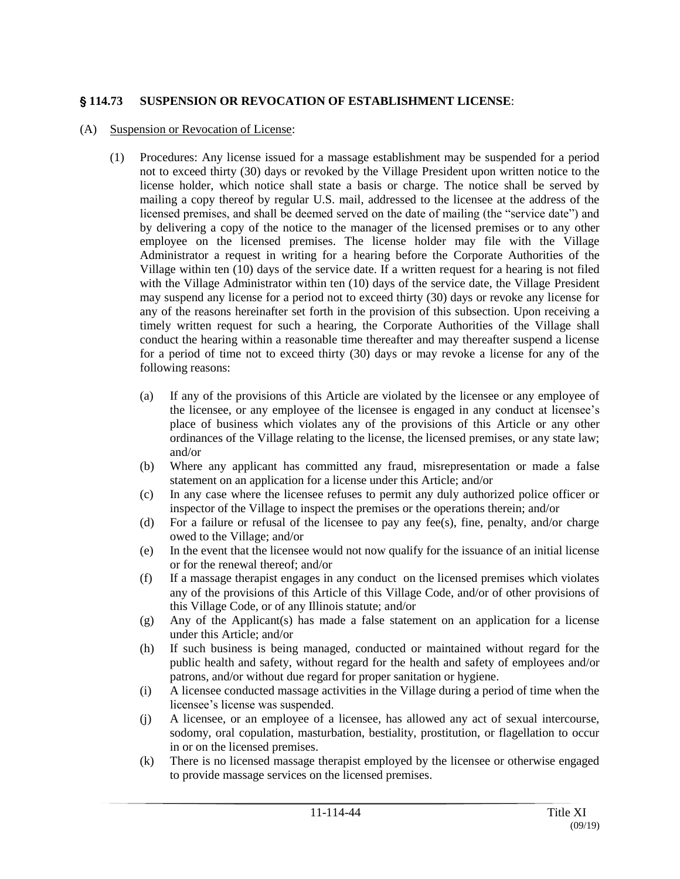## § 114.73 SUSPENSION OR REVOCATION OF ESTABLISHMENT LICENSE:

(A) Suspension or Revocation of License:

(1) Procedures: Any license issued for a massage establishment may be suspended for a period not to exceed thirty (30) days or revoked by the Village President upon written notice to the license holder, which notice shall state a basis or charge. The notice shall be served by mailing a copy thereof by regular U.S. mail, addressed to the licensee at the address of the licensed premises, and shall be deemed served on the date of mailing (the "service date") and by delivering a copy of the notice to the manager of the licensed premises or to any other employee on the licensed premises. The license holder may file with the Village Administrator a request in writing for a hearing before the Corporate Authorities of the Village within ten (10) days of the service date. If a written request for a hearing is not filed with the Village Administrator within ten (10) days of the service date, the Village President may suspend any license for a period not to exceed thirty (30) days or revoke any license for any of the reasons hereinafter set forth in the provision of this subsection. Upon receiving a timely written request for such a hearing, the Corporate Authorities of the Village shall conduct the hearing within a reasonable time thereafter and may thereafter suspend a license for a period of time not to exceed thirty (30) days or may revoke a license for any of the following reasons:

(a) If any of the provisions of this Article are violated by the licensee or any employee of the licensee, or any employee of the licensee is engaged in any conduct at licensee's place of business which violates any of the provisions of this Article or any other ordinances of the Village relating to the license, the licensed premises, or any state law; and/or

(b) Where any applicant has committed any fraud, misrepresentation or made a false statement on an application for a license under this Article; and/or

(c) In any case where the licensee refuses to permit any duly authorized police officer or inspector of the Village to inspect the premises or the operations therein; and/or

(d) For a failure or refusal of the licensee to pay any fee(s), fine, penalty, and/or charge owed to the Village; and/or

(e) In the event that the licensee would not now qualify for the issuance of an initial license or for the renewal thereof; and/or

(f) If a massage therapist engages in any conduct on the licensed premises which violates any of the provisions of this Article of this Village Code, and/or of other provisions of this Village Code, or of any Illinois statute; and/or

(g) Any of the Applicant(s) has made a false statement on an application for a license under this Article; and/or

(h) If such business is being managed, conducted or maintained without regard for the public health and safety, without regard for the health and safety of employees and/or patrons, and/or without due regard for proper sanitation or hygiene.

(i) A licensee conducted massage activities in the Village during a period of time when the licensee's license was suspended.

(j) A licensee, or an employee of a licensee, has allowed any act of sexual intercourse, sodomy, oral copulation, masturbation, bestiality, prostitution, or flagellation to occur in or on the licensed premises.

(k) There is no licensed massage therapist employed by the licensee or otherwise engaged to provide massage services on the licensed premises.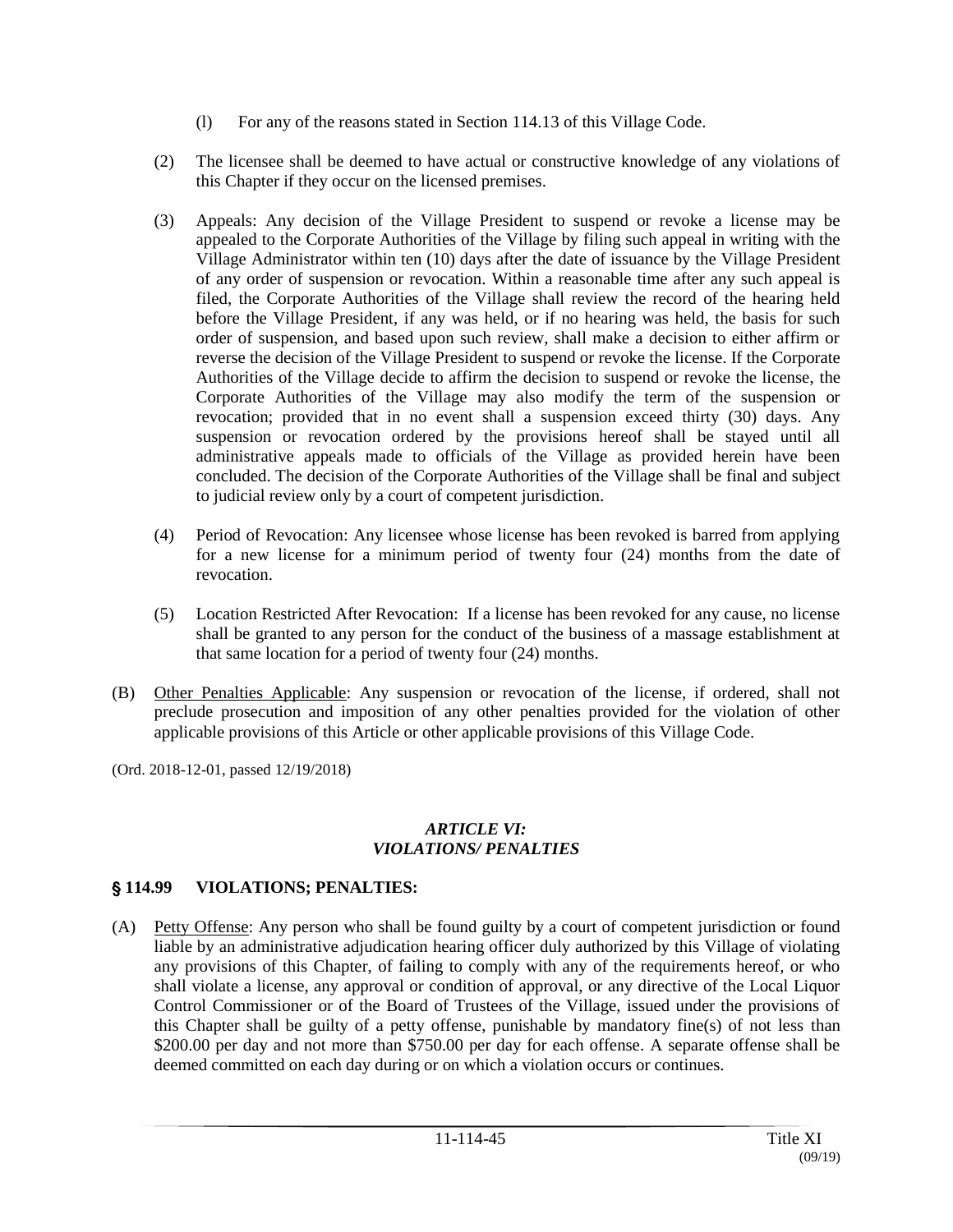(l) For any of the reasons stated in Section 114.13 of this Village Code.

(2) The licensee shall be deemed to have actual or constructive knowledge of any violations of this Chapter if they occur on the licensed premises.

(3) Appeals: Any decision of the Village President to suspend or revoke a license may be appealed to the Corporate Authorities of the Village by filing such appeal in writing with the Village Administrator within ten (10) days after the date of issuance by the Village President of any order of suspension or revocation. Within a reasonable time after any such appeal is filed, the Corporate Authorities of the Village shall review the record of the hearing held before the Village President, if any was held, or if no hearing was held, the basis for such order of suspension, and based upon such review, shall make a decision to either affirm or reverse the decision of the Village President to suspend or revoke the license. If the Corporate Authorities of the Village decide to affirm the decision to suspend or revoke the license, the Corporate Authorities of the Village may also modify the term of the suspension or revocation; provided that in no event shall a suspension exceed thirty (30) days. Any suspension or revocation ordered by the provisions hereof shall be stayed until all administrative appeals made to officials of the Village as provided herein have been concluded. The decision of the Corporate Authorities of the Village shall be final and subject to judicial review only by a court of competent jurisdiction.

(4) Period of Revocation: Any licensee whose license has been revoked is barred from applying for a new license for a minimum period of twenty four (24) months from the date of revocation.

(5) Location Restricted After Revocation: If a license has been revoked for any cause, no license shall be granted to any person for the conduct of the business of a massage establishment at that same location for a period of twenty four (24) months.

(B) Other Penalties Applicable: Any suspension or revocation of the license, if ordered, shall not preclude prosecution and imposition of any other penalties provided for the violation of other applicable provisions of this Article or other applicable provisions of this Village Code.

(Ord. 2018-12-01, passed 12/19/2018)

### *ARTICLE VI: VIOLATIONS/ PENALTIES*

### § 114.99 VIOLATIONS; PENALTIES:

(A) Petty Offense: Any person who shall be found guilty by a court of competent jurisdiction or found liable by an administrative adjudication hearing officer duly authorized by this Village of violating any provisions of this Chapter, of failing to comply with any of the requirements hereof, or who shall violate a license, any approval or condition of approval, or any directive of the Local Liquor Control Commissioner or of the Board of Trustees of the Village, issued under the provisions of this Chapter shall be guilty of a petty offense, punishable by mandatory fine(s) of not less than \$200.00 per day and not more than \$750.00 per day for each offense. A separate offense shall be deemed committed on each day during or on which a violation occurs or continues.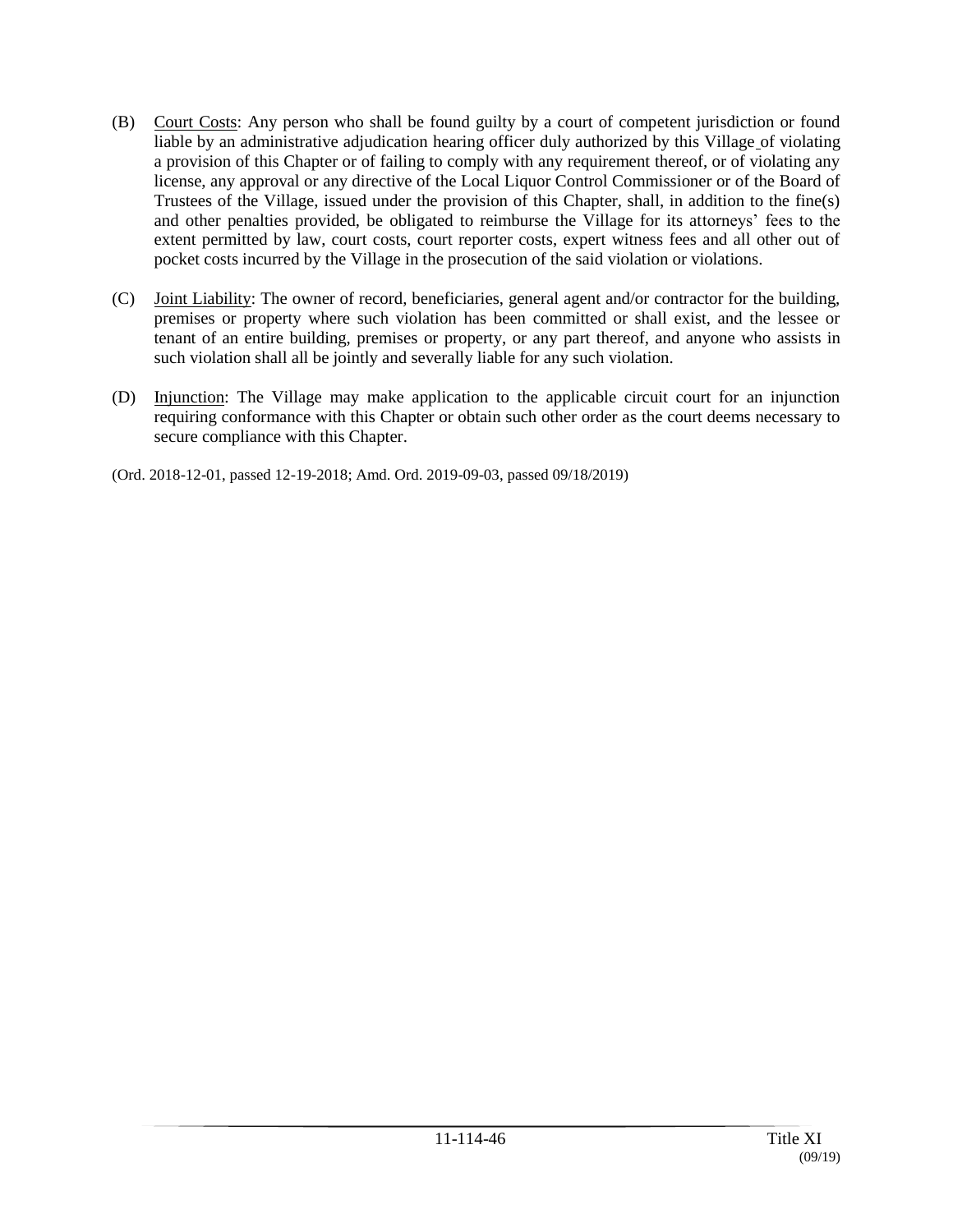(B) Court Costs: Any person who shall be found guilty by a court of competent jurisdiction or found liable by an administrative adjudication hearing officer duly authorized by this Village of violating a provision of this Chapter or of failing to comply with any requirement thereof, or of violating any license, any approval or any directive of the Local Liquor Control Commissioner or of the Board of Trustees of the Village, issued under the provision of this Chapter, shall, in addition to the fine(s) and other penalties provided, be obligated to reimburse the Village for its attorneys' fees to the extent permitted by law, court costs, court reporter costs, expert witness fees and all other out of pocket costs incurred by the Village in the prosecution of the said violation or violations.

(C) Joint Liability: The owner of record, beneficiaries, general agent and/or contractor for the building, premises or property where such violation has been committed or shall exist, and the lessee or tenant of an entire building, premises or property, or any part thereof, and anyone who assists in such violation shall all be jointly and severally liable for any such violation.

(D) Injunction: The Village may make application to the applicable circuit court for an injunction requiring conformance with this Chapter or obtain such other order as the court deems necessary to secure compliance with this Chapter.

(Ord. 2018-12-01, passed 12-19-2018; Amd. Ord. 2019-09-03, passed 09/18/2019)